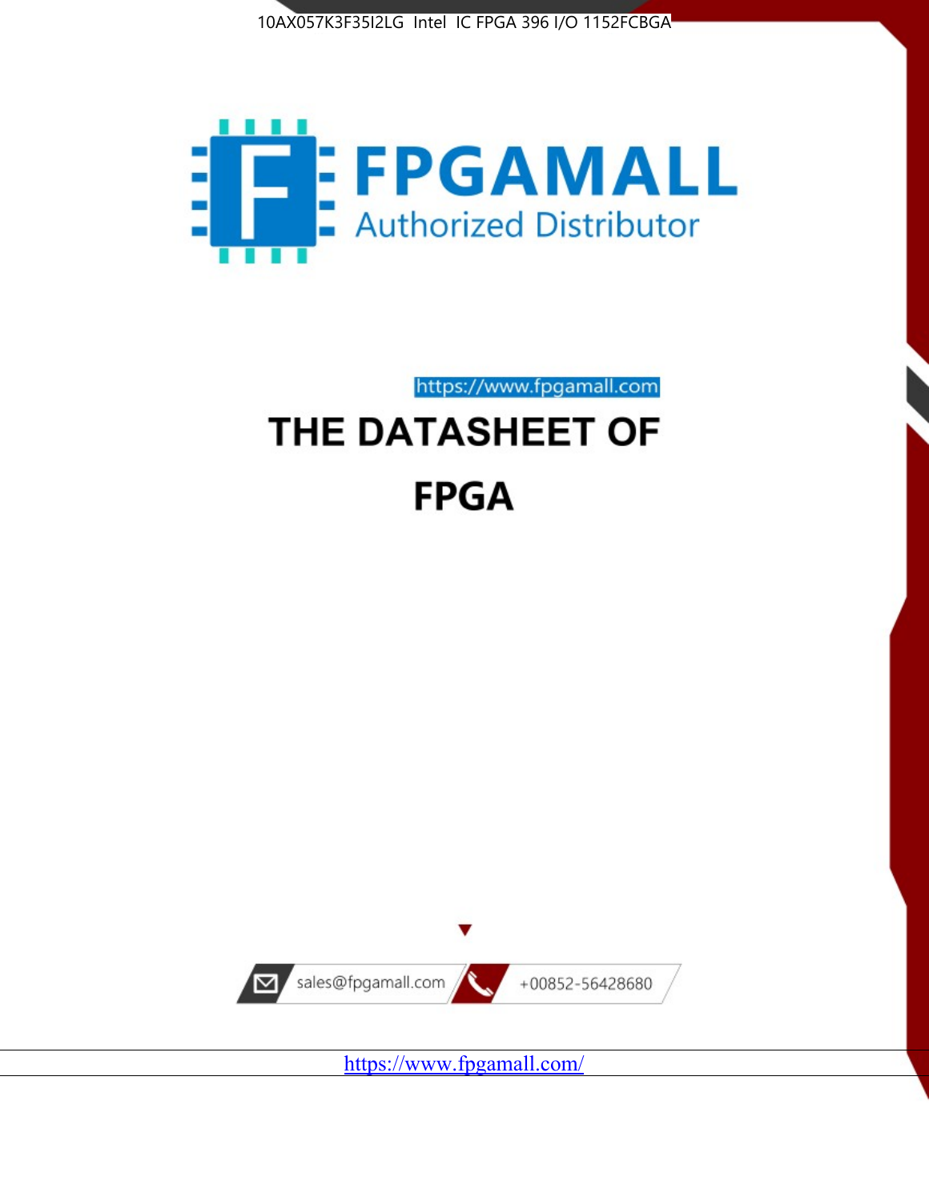10AX057K3F35I2LG Intel IC FPGA 396 I/O 1152FCBGA

FPGAMALL

Authorized Distributor

https://www.fpgamall.com

# THE DATASHEET OF

# FPGA

sales@fpgamall.com

+00852-56428680

https://www.fpgamall.com/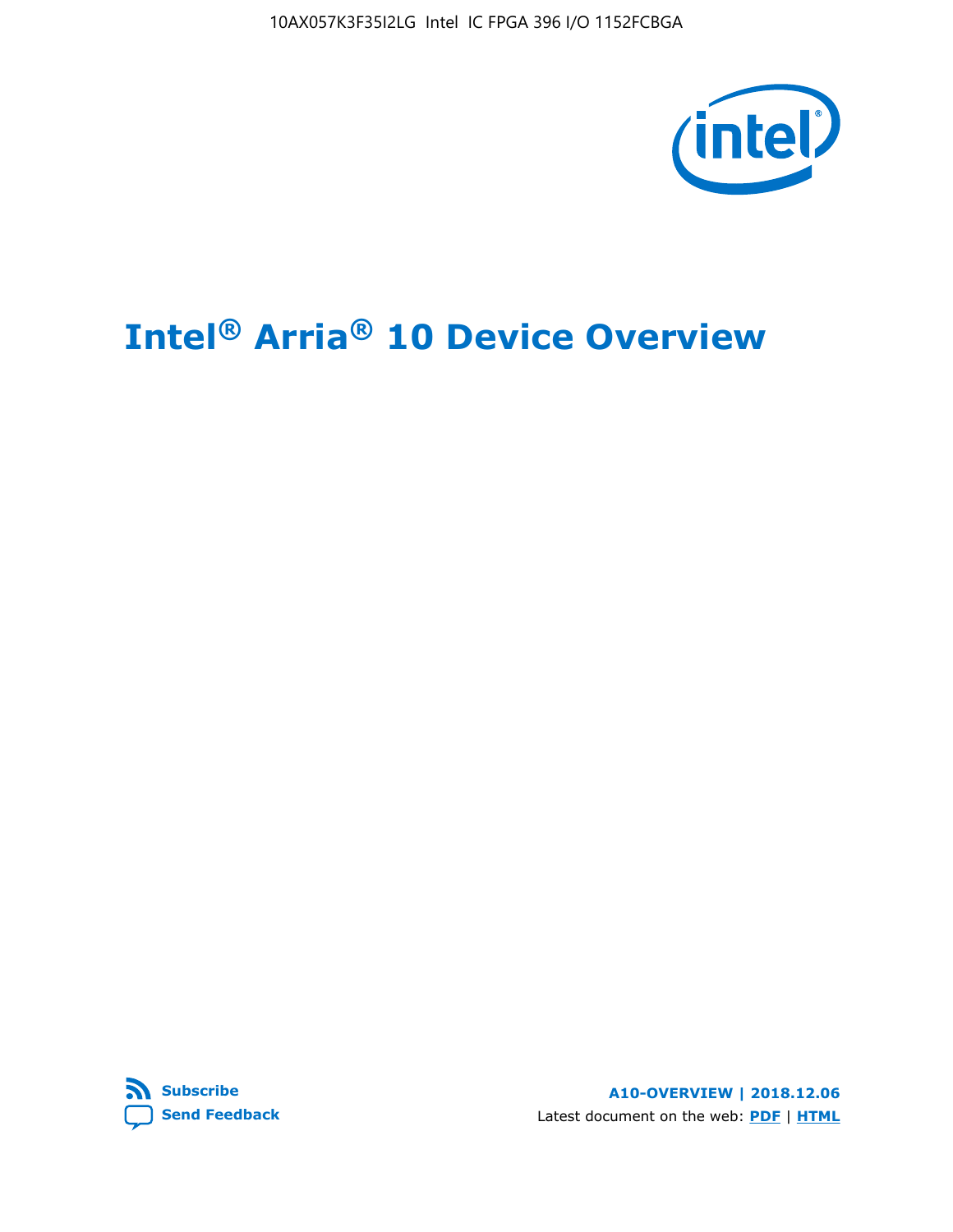# Intel® Arria® 10 Device Overview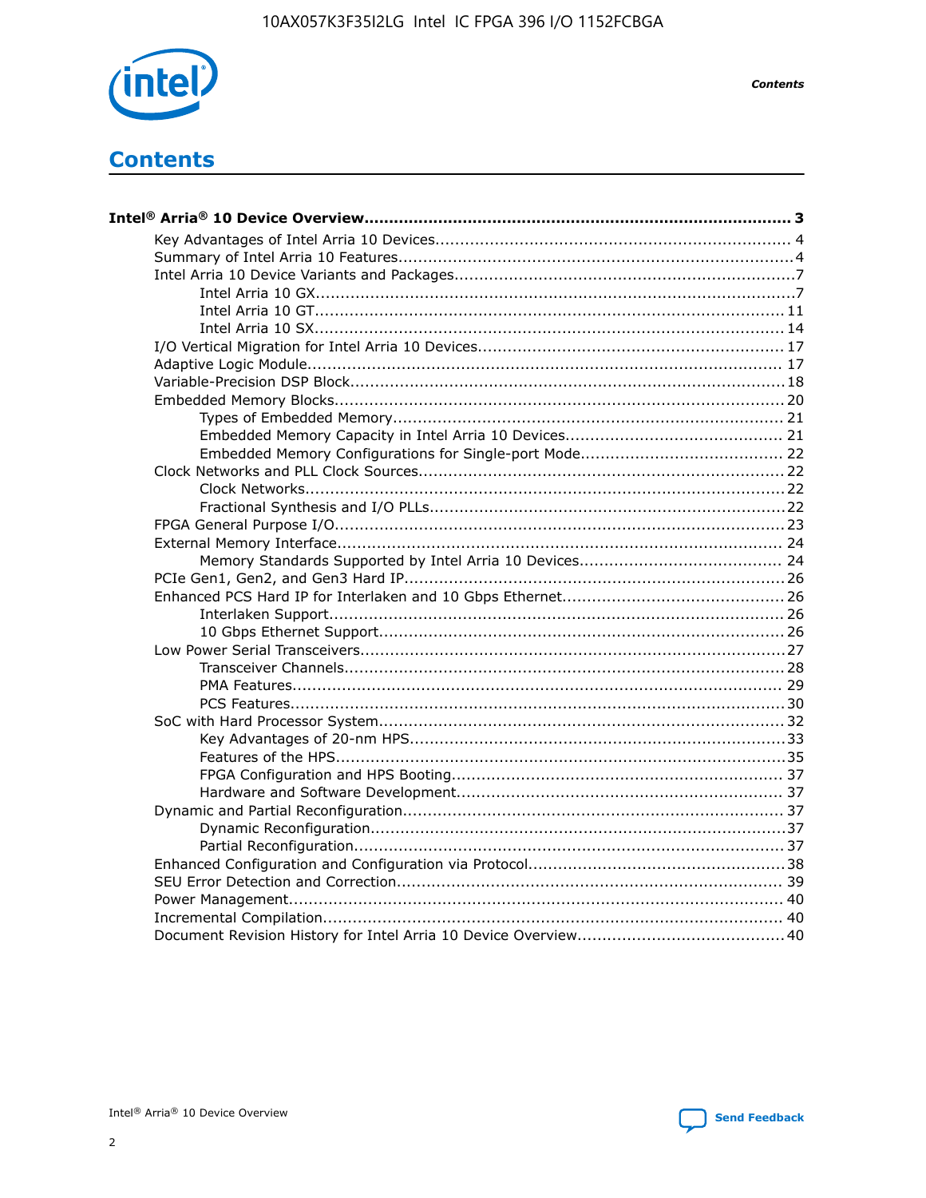# Contents

**Intel® Arria® 10 Device Overview....................................................................................... 3**

- Key Advantages of Intel Arria 10 Devices........................................................................ 4
- Summary of Intel Arria 10 Features................................................................................4
- Intel Arria 10 Device Variants and Packages.....................................................................7
  - Intel Arria 10 GX.................................................................................................7
  - Intel Arria 10 GT............................................................................................... 11
  - Intel Arria 10 SX............................................................................................... 14
- I/O Vertical Migration for Intel Arria 10 Devices.............................................................. 17
- Adaptive Logic Module................................................................................................ 17
- Variable-Precision DSP Block........................................................................................18
- Embedded Memory Blocks........................................................................................... 20
  - Types of Embedded Memory............................................................................... 21
  - Embedded Memory Capacity in Intel Arria 10 Devices............................................. 21
  - Embedded Memory Configurations for Single-port Mode.......................................... 22
- Clock Networks and PLL Clock Sources.......................................................................... 22
  - Clock Networks.................................................................................................22
  - Fractional Synthesis and I/O PLLs........................................................................22
- FPGA General Purpose I/O...........................................................................................23
- External Memory Interface.......................................................................................... 24
  - Memory Standards Supported by Intel Arria 10 Devices.......................................... 24
- PCIe Gen1, Gen2, and Gen3 Hard IP.............................................................................26
- Enhanced PCS Hard IP for Interlaken and 10 Gbps Ethernet..............................................26
  - Interlaken Support............................................................................................ 26
  - 10 Gbps Ethernet Support.................................................................................. 26
- Low Power Serial Transceivers......................................................................................27
  - Transceiver Channels.........................................................................................28
  - PMA Features................................................................................................... 29
  - PCS Features....................................................................................................30
- SoC with Hard Processor System.................................................................................. 32
  - Key Advantages of 20-nm HPS............................................................................33
  - Features of the HPS...........................................................................................35
  - FPGA Configuration and HPS Booting................................................................... 37
  - Hardware and Software Development.................................................................. 37
- Dynamic and Partial Reconfiguration............................................................................. 37
  - Dynamic Reconfiguration....................................................................................37
  - Partial Reconfiguration.......................................................................................37
- Enhanced Configuration and Configuration via Protocol....................................................38
- SEU Error Detection and Correction.............................................................................. 39
- Power Management.................................................................................................... 40
- Incremental Compilation............................................................................................. 40
- Document Revision History for Intel Arria 10 Device Overview.......................................... 40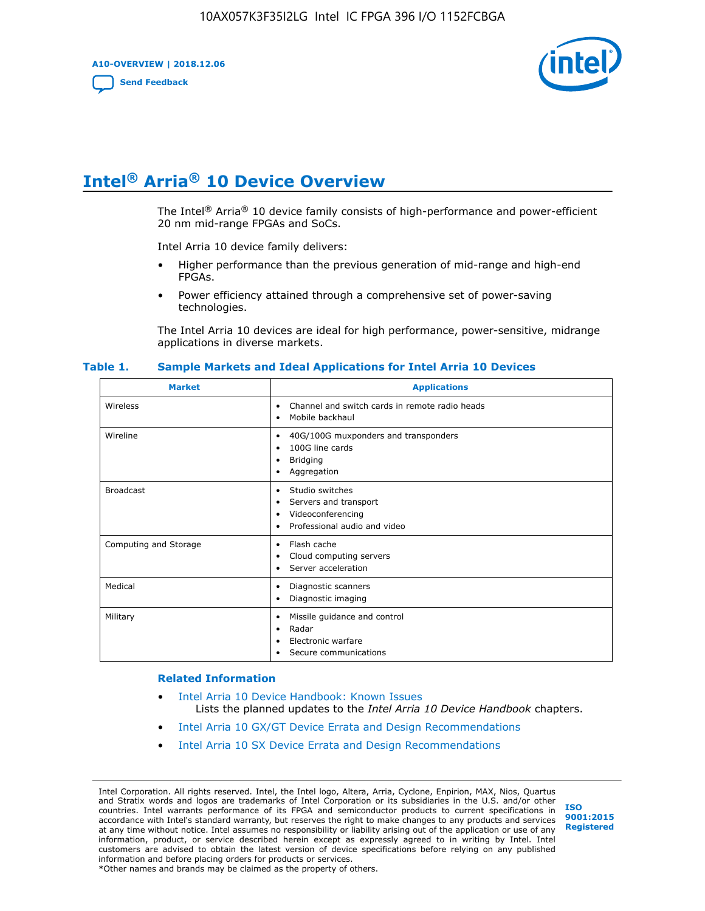# Intel® Arria® 10 Device Overview

The Intel® Arria® 10 device family consists of high-performance and power-efficient 20 nm mid-range FPGAs and SoCs.

Intel Arria 10 device family delivers:

- Higher performance than the previous generation of mid-range and high-end FPGAs.
- Power efficiency attained through a comprehensive set of power-saving technologies.

The Intel Arria 10 devices are ideal for high performance, power-sensitive, midrange applications in diverse markets.

**Table 1. Sample Markets and Ideal Applications for Intel Arria 10 Devices**

| Market | Applications |
|---|---|
| Wireless | • Channel and switch cards in remote radio heads<br>• Mobile backhaul |
| Wireline | • 40G/100G muxponders and transponders<br>• 100G line cards<br>• Bridging<br>• Aggregation |
| Broadcast | • Studio switches<br>• Servers and transport<br>• Videoconferencing<br>• Professional audio and video |
| Computing and Storage | • Flash cache<br>• Cloud computing servers<br>• Server acceleration |
| Medical | • Diagnostic scanners<br>• Diagnostic imaging |
| Military | • Missile guidance and control<br>• Radar<br>• Electronic warfare<br>• Secure communications |

### Related Information

- Intel Arria 10 Device Handbook: Known Issues
  Lists the planned updates to the *Intel Arria 10 Device Handbook* chapters.
- Intel Arria 10 GX/GT Device Errata and Design Recommendations
- Intel Arria 10 SX Device Errata and Design Recommendations

Intel Corporation. All rights reserved. Intel, the Intel logo, Altera, Arria, Cyclone, Enpirion, MAX, Nios, Quartus and Stratix words and logos are trademarks of Intel Corporation or its subsidiaries in the U.S. and/or other countries. Intel warrants performance of its FPGA and semiconductor products to current specifications in accordance with Intel's standard warranty, but reserves the right to make changes to any products and services at any time without notice. Intel assumes no responsibility or liability arising out of the application or use of any information, product, or service described herein except as expressly agreed to in writing by Intel. Intel customers are advised to obtain the latest version of device specifications before relying on any published information and before placing orders for products or services.
*Other names and brands may be claimed as the property of others.

ISO 9001:2015 Registered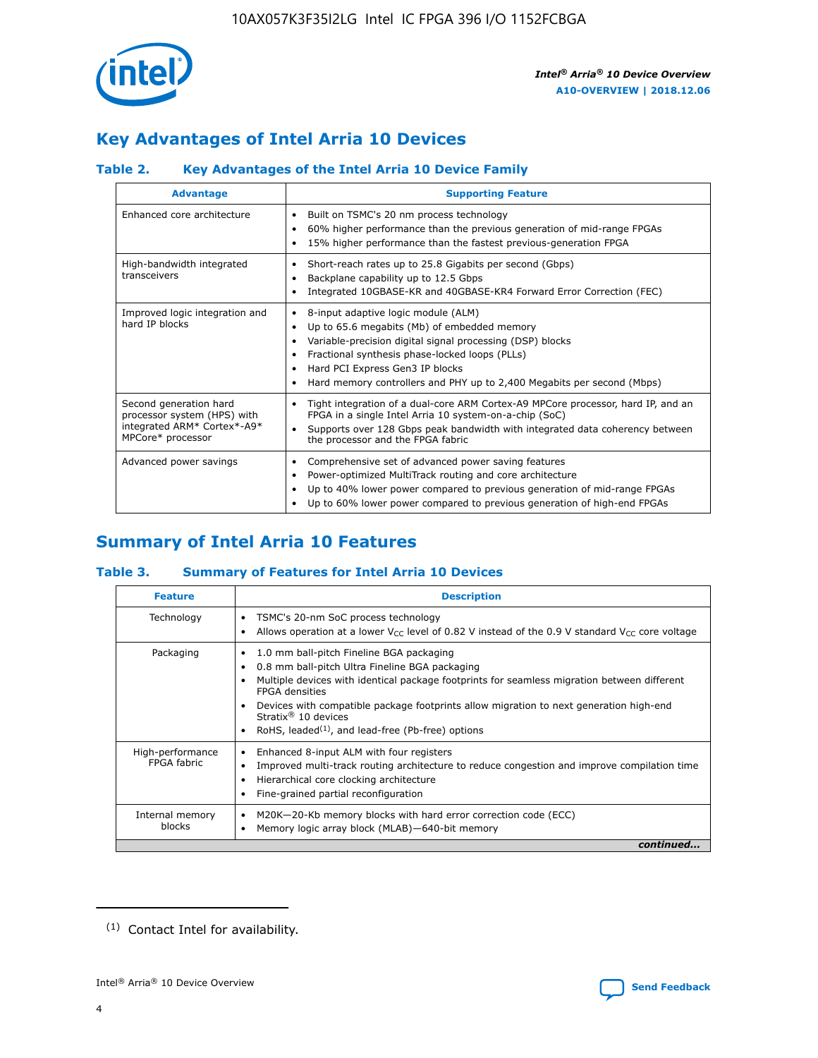## Key Advantages of Intel Arria 10 Devices

### Table 2. Key Advantages of the Intel Arria 10 Device Family

| Advantage | Supporting Feature |
| --- | --- |
| Enhanced core architecture | • Built on TSMC's 20 nm process technology<br>• 60% higher performance than the previous generation of mid-range FPGAs<br>• 15% higher performance than the fastest previous-generation FPGA |
| High-bandwidth integrated transceivers | • Short-reach rates up to 25.8 Gigabits per second (Gbps)<br>• Backplane capability up to 12.5 Gbps<br>• Integrated 10GBASE-KR and 40GBASE-KR4 Forward Error Correction (FEC) |
| Improved logic integration and hard IP blocks | • 8-input adaptive logic module (ALM)<br>• Up to 65.6 megabits (Mb) of embedded memory<br>• Variable-precision digital signal processing (DSP) blocks<br>• Fractional synthesis phase-locked loops (PLLs)<br>• Hard PCI Express Gen3 IP blocks<br>• Hard memory controllers and PHY up to 2,400 Megabits per second (Mbps) |
| Second generation hard processor system (HPS) with integrated ARM* Cortex*-A9* MPCore* processor | • Tight integration of a dual-core ARM Cortex-A9 MPCore processor, hard IP, and an FPGA in a single Intel Arria 10 system-on-a-chip (SoC)<br>• Supports over 128 Gbps peak bandwidth with integrated data coherency between the processor and the FPGA fabric |
| Advanced power savings | • Comprehensive set of advanced power saving features<br>• Power-optimized MultiTrack routing and core architecture<br>• Up to 40% lower power compared to previous generation of mid-range FPGAs<br>• Up to 60% lower power compared to previous generation of high-end FPGAs |

## Summary of Intel Arria 10 Features

### Table 3. Summary of Features for Intel Arria 10 Devices

| Feature | Description |
| --- | --- |
| Technology | • TSMC's 20-nm SoC process technology<br>• Allows operation at a lower $V_{CC}$ level of 0.82 V instead of the 0.9 V standard $V_{CC}$ core voltage |
| Packaging | • 1.0 mm ball-pitch Fineline BGA packaging<br>• 0.8 mm ball-pitch Ultra Fineline BGA packaging<br>• Multiple devices with identical package footprints for seamless migration between different FPGA densities<br>• Devices with compatible package footprints allow migration to next generation high-end Stratix® 10 devices<br>• RoHS, leaded[(1)], and lead-free (Pb-free) options |
| High-performance FPGA fabric | • Enhanced 8-input ALM with four registers<br>• Improved multi-track routing architecture to reduce congestion and improve compilation time<br>• Hierarchical core clocking architecture<br>• Fine-grained partial reconfiguration |
| Internal memory blocks | • M20K—20-Kb memory blocks with hard error correction code (ECC)<br>• Memory logic array block (MLAB)—640-bit memory |

*continued...*

(1) Contact Intel for availability.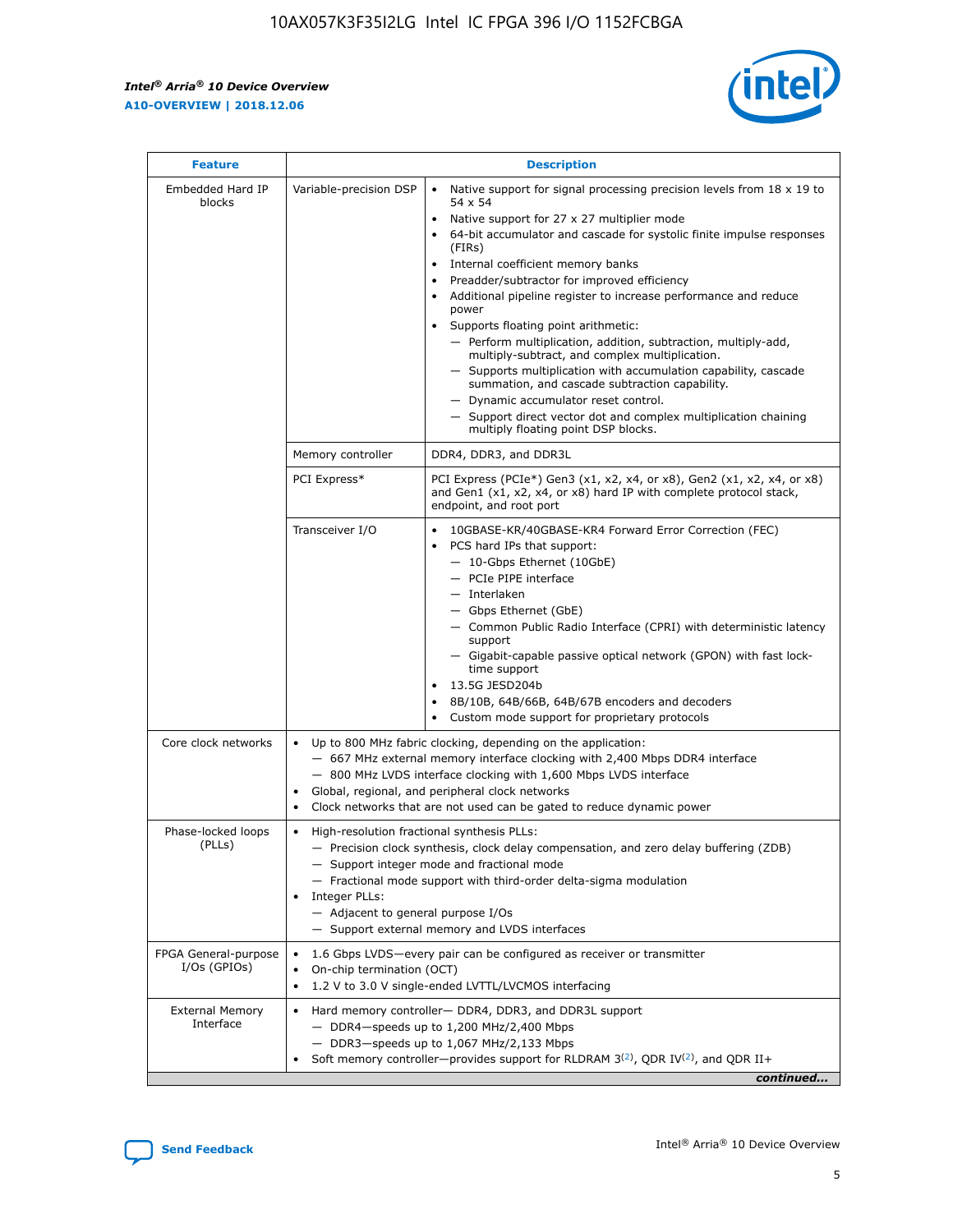| Feature | Description | |
|---|---|---|
| Embedded Hard IP blocks | Variable-precision DSP | • Native support for signal processing precision levels from 18 x 19 to 54 x 54<br>• Native support for 27 x 27 multiplier mode<br>• 64-bit accumulator and cascade for systolic finite impulse responses (FIRs)<br>• Internal coefficient memory banks<br>• Preadder/subtractor for improved efficiency<br>• Additional pipeline register to increase performance and reduce power<br>• Supports floating point arithmetic:<br>— Perform multiplication, addition, subtraction, multiply-add, multiply-subtract, and complex multiplication.<br>— Supports multiplication with accumulation capability, cascade summation, and cascade subtraction capability.<br>— Dynamic accumulator reset control.<br>— Support direct vector dot and complex multiplication chaining multiply floating point DSP blocks. |
| | Memory controller | DDR4, DDR3, and DDR3L |
| | PCI Express* | PCI Express (PCIe*) Gen3 (x1, x2, x4, or x8), Gen2 (x1, x2, x4, or x8) and Gen1 (x1, x2, x4, or x8) hard IP with complete protocol stack, endpoint, and root port |
| | Transceiver I/O | • 10GBASE-KR/40GBASE-KR4 Forward Error Correction (FEC)<br>• PCS hard IPs that support:<br>— 10-Gbps Ethernet (10GbE)<br>— PCIe PIPE interface<br>— Interlaken<br>— Gbps Ethernet (GbE)<br>— Common Public Radio Interface (CPRI) with deterministic latency support<br>— Gigabit-capable passive optical network (GPON) with fast lock-time support<br>• 13.5G JESD204b<br>• 8B/10B, 64B/66B, 64B/67B encoders and decoders<br>• Custom mode support for proprietary protocols |
| Core clock networks | • Up to 800 MHz fabric clocking, depending on the application:<br>— 667 MHz external memory interface clocking with 2,400 Mbps DDR4 interface<br>— 800 MHz LVDS interface clocking with 1,600 Mbps LVDS interface<br>• Global, regional, and peripheral clock networks<br>• Clock networks that are not used can be gated to reduce dynamic power | |
| Phase-locked loops (PLLs) | • High-resolution fractional synthesis PLLs:<br>— Precision clock synthesis, clock delay compensation, and zero delay buffering (ZDB)<br>— Support integer mode and fractional mode<br>— Fractional mode support with third-order delta-sigma modulation<br>• Integer PLLs:<br>— Adjacent to general purpose I/Os<br>— Support external memory and LVDS interfaces | |
| FPGA General-purpose I/Os (GPIOs) | • 1.6 Gbps LVDS—every pair can be configured as receiver or transmitter<br>• On-chip termination (OCT)<br>• 1.2 V to 3.0 V single-ended LVTTL/LVCMOS interfacing | |
| External Memory Interface | • Hard memory controller— DDR4, DDR3, and DDR3L support<br>— DDR4—speeds up to 1,200 MHz/2,400 Mbps<br>— DDR3—speeds up to 1,067 MHz/2,133 Mbps<br>• Soft memory controller—provides support for RLDRAM 3[(2)], QDR IV[(2)], and QDR II+ | |

*continued...*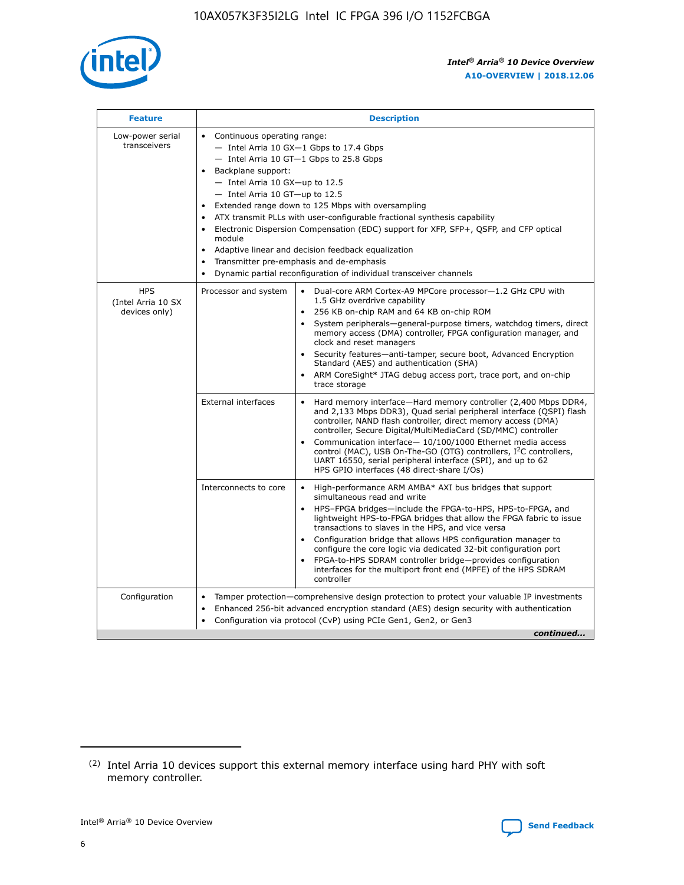| Feature | Description | |
|---|---|---|
| Low-power serial transceivers | • Continuous operating range:<br>— Intel Arria 10 GX—1 Gbps to 17.4 Gbps<br>— Intel Arria 10 GT—1 Gbps to 25.8 Gbps<br>• Backplane support:<br>— Intel Arria 10 GX—up to 12.5<br>— Intel Arria 10 GT—up to 12.5<br>• Extended range down to 125 Mbps with oversampling<br>• ATX transmit PLLs with user-configurable fractional synthesis capability<br>• Electronic Dispersion Compensation (EDC) support for XFP, SFP+, QSFP, and CFP optical module<br>• Adaptive linear and decision feedback equalization<br>• Transmitter pre-emphasis and de-emphasis<br>• Dynamic partial reconfiguration of individual transceiver channels | |
| HPS (Intel Arria 10 SX devices only) | Processor and system | • Dual-core ARM Cortex-A9 MPCore processor—1.2 GHz CPU with 1.5 GHz overdrive capability<br>• 256 KB on-chip RAM and 64 KB on-chip ROM<br>• System peripherals—general-purpose timers, watchdog timers, direct memory access (DMA) controller, FPGA configuration manager, and clock and reset managers<br>• Security features—anti-tamper, secure boot, Advanced Encryption Standard (AES) and authentication (SHA)<br>• ARM CoreSight* JTAG debug access port, trace port, and on-chip trace storage |
| | External interfaces | • Hard memory interface—Hard memory controller (2,400 Mbps DDR4, and 2,133 Mbps DDR3), Quad serial peripheral interface (QSPI) flash controller, NAND flash controller, direct memory access (DMA) controller, Secure Digital/MultiMediaCard (SD/MMC) controller<br>• Communication interface— 10/100/1000 Ethernet media access control (MAC), USB On-The-GO (OTG) controllers, I²C controllers, UART 16550, serial peripheral interface (SPI), and up to 62 HPS GPIO interfaces (48 direct-share I/Os) |
| | Interconnects to core | • High-performance ARM AMBA* AXI bus bridges that support simultaneous read and write<br>• HPS–FPGA bridges—include the FPGA-to-HPS, HPS-to-FPGA, and lightweight HPS-to-FPGA bridges that allow the FPGA fabric to issue transactions to slaves in the HPS, and vice versa<br>• Configuration bridge that allows HPS configuration manager to configure the core logic via dedicated 32-bit configuration port<br>• FPGA-to-HPS SDRAM controller bridge—provides configuration interfaces for the multiport front end (MPFE) of the HPS SDRAM controller |
| Configuration | • Tamper protection—comprehensive design protection to protect your valuable IP investments<br>• Enhanced 256-bit advanced encryption standard (AES) design security with authentication<br>• Configuration via protocol (CvP) using PCIe Gen1, Gen2, or Gen3 | |

*continued...*

(2) Intel Arria 10 devices support this external memory interface using hard PHY with soft memory controller.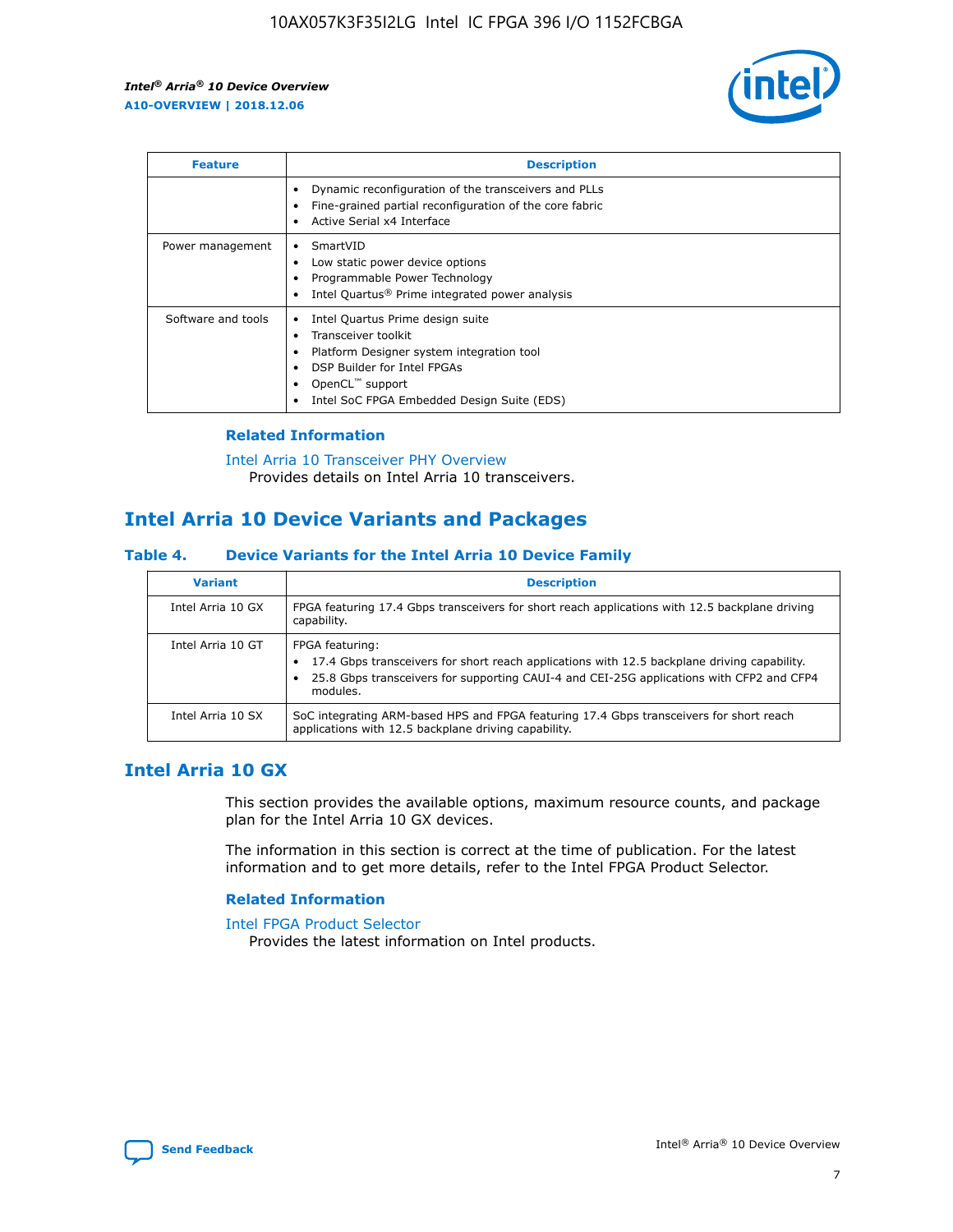| Feature | Description |
| --- | --- |
| | • Dynamic reconfiguration of the transceivers and PLLs<br>• Fine-grained partial reconfiguration of the core fabric<br>• Active Serial x4 Interface |
| Power management | • SmartVID<br>• Low static power device options<br>• Programmable Power Technology<br>• Intel Quartus® Prime integrated power analysis |
| Software and tools | • Intel Quartus Prime design suite<br>• Transceiver toolkit<br>• Platform Designer system integration tool<br>• DSP Builder for Intel FPGAs<br>• OpenCL™ support<br>• Intel SoC FPGA Embedded Design Suite (EDS) |

### Related Information

Intel Arria 10 Transceiver PHY Overview
Provides details on Intel Arria 10 transceivers.

## Intel Arria 10 Device Variants and Packages

### Table 4. Device Variants for the Intel Arria 10 Device Family

| Variant | Description |
| --- | --- |
| Intel Arria 10 GX | FPGA featuring 17.4 Gbps transceivers for short reach applications with 12.5 backplane driving capability. |
| Intel Arria 10 GT | FPGA featuring:<br>• 17.4 Gbps transceivers for short reach applications with 12.5 backplane driving capability.<br>• 25.8 Gbps transceivers for supporting CAUI-4 and CEI-25G applications with CFP2 and CFP4 modules. |
| Intel Arria 10 SX | SoC integrating ARM-based HPS and FPGA featuring 17.4 Gbps transceivers for short reach applications with 12.5 backplane driving capability. |

## Intel Arria 10 GX

This section provides the available options, maximum resource counts, and package plan for the Intel Arria 10 GX devices.

The information in this section is correct at the time of publication. For the latest information and to get more details, refer to the Intel FPGA Product Selector.

### Related Information

Intel FPGA Product Selector
Provides the latest information on Intel products.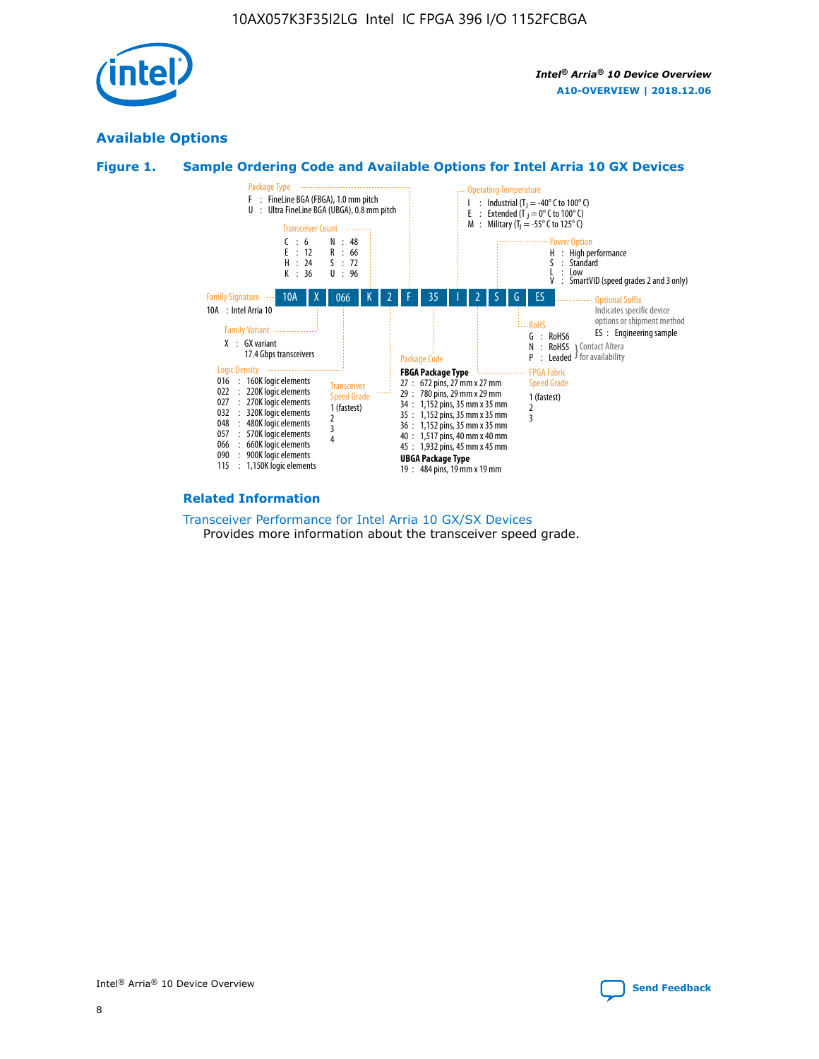## Available Options

### Figure 1. Sample Ordering Code and Available Options for Intel Arria 10 GX Devices

Sample ordering code: 10A X 066 K 2 F 35 I 2 S G ES

**Family Signature**
- 10A : Intel Arria 10

**Family Variant**
- X : GX variant, 17.4 Gbps transceivers

**Logic Density**
- 016 : 160K logic elements
- 022 : 220K logic elements
- 027 : 270K logic elements
- 032 : 320K logic elements
- 048 : 480K logic elements
- 057 : 570K logic elements
- 066 : 660K logic elements
- 090 : 900K logic elements
- 115 : 1,150K logic elements

**Transceiver Count**
- C : 6
- E : 12
- H : 24
- K : 36
- N : 48
- R : 66
- S : 72
- U : 96

**Transceiver Speed Grade**
- 1 (fastest)
- 2
- 3
- 4

**Package Type**
- F : FineLine BGA (FBGA), 1.0 mm pitch
- U : Ultra FineLine BGA (UBGA), 0.8 mm pitch

**Package Code**

FBGA Package Type
- 27 : 672 pins, 27 mm x 27 mm
- 29 : 780 pins, 29 mm x 29 mm
- 34 : 1,152 pins, 35 mm x 35 mm
- 35 : 1,152 pins, 35 mm x 35 mm
- 36 : 1,152 pins, 35 mm x 35 mm
- 40 : 1,517 pins, 40 mm x 40 mm
- 45 : 1,932 pins, 45 mm x 45 mm

UBGA Package Type
- 19 : 484 pins, 19 mm x 19 mm

**Operating Temperature**
- I : Industrial ($T_J$ = -40° C to 100° C)
- E : Extended ($T_J$ = 0° C to 100° C)
- M : Military ($T_J$ = -55° C to 125° C)

**FPGA Fabric Speed Grade**
- 1 (fastest)
- 2
- 3

**Power Option**
- H : High performance
- S : Standard
- L : Low
- V : SmartVID (speed grades 2 and 3 only)

**RoHS**
- G : RoHS6
- N : RoHS5 (Contact Altera for availability)
- P : Leaded (Contact Altera for availability)

**Optional Suffix**

Indicates specific device options or shipment method
- ES : Engineering sample

### Related Information

Transceiver Performance for Intel Arria 10 GX/SX Devices

Provides more information about the transceiver speed grade.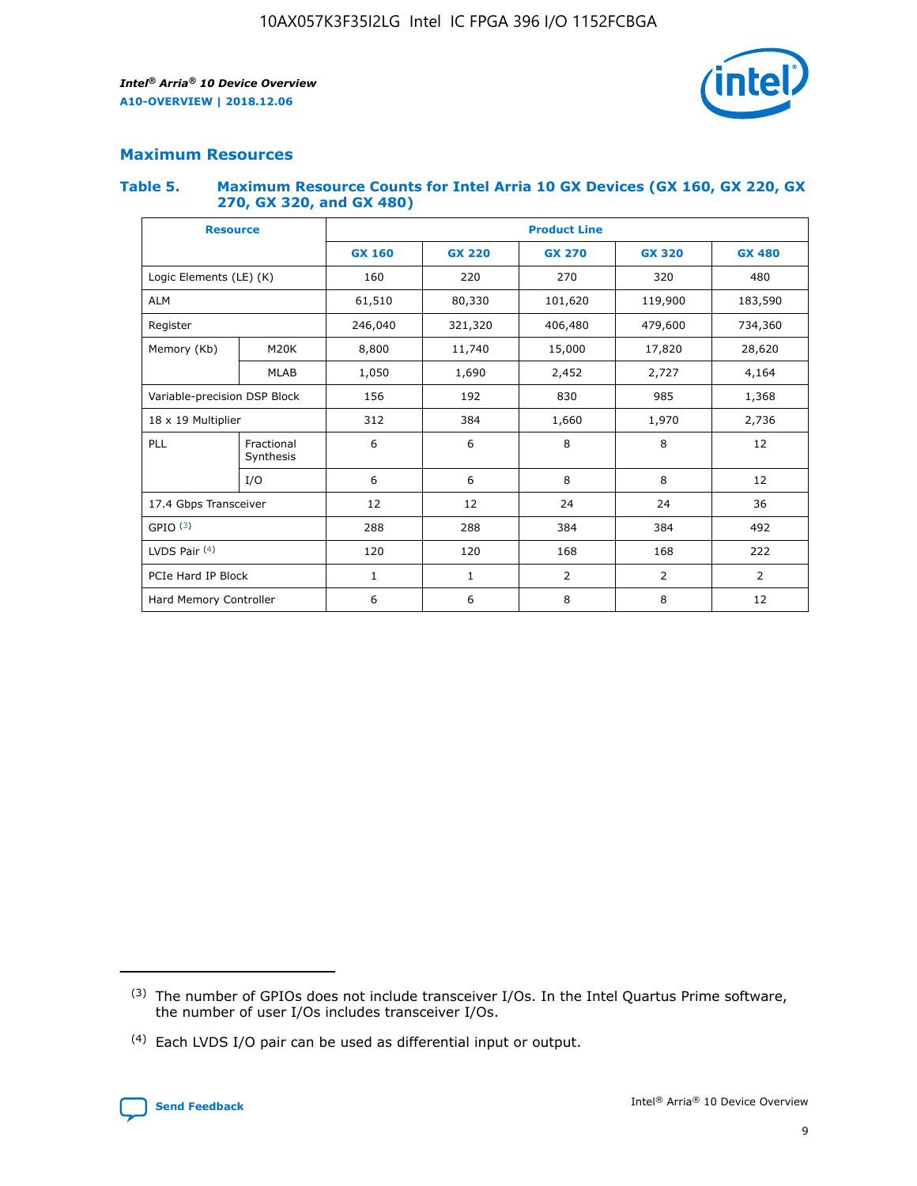## Maximum Resources

### Table 5. Maximum Resource Counts for Intel Arria 10 GX Devices (GX 160, GX 220, GX 270, GX 320, and GX 480)

| Resource | | Product Line | | | | |
|---|---|---|---|---|---|---|
| | | GX 160 | GX 220 | GX 270 | GX 320 | GX 480 |
| Logic Elements (LE) (K) | | 160 | 220 | 270 | 320 | 480 |
| ALM | | 61,510 | 80,330 | 101,620 | 119,900 | 183,590 |
| Register | | 246,040 | 321,320 | 406,480 | 479,600 | 734,360 |
| Memory (Kb) | M20K | 8,800 | 11,740 | 15,000 | 17,820 | 28,620 |
| | MLAB | 1,050 | 1,690 | 2,452 | 2,727 | 4,164 |
| Variable-precision DSP Block | | 156 | 192 | 830 | 985 | 1,368 |
| 18 x 19 Multiplier | | 312 | 384 | 1,660 | 1,970 | 2,736 |
| PLL | Fractional Synthesis | 6 | 6 | 8 | 8 | 12 |
| | I/O | 6 | 6 | 8 | 8 | 12 |
| 17.4 Gbps Transceiver | | 12 | 12 | 24 | 24 | 36 |
| GPIO [(3)] | | 288 | 288 | 384 | 384 | 492 |
| LVDS Pair [(4)] | | 120 | 120 | 168 | 168 | 222 |
| PCIe Hard IP Block | | 1 | 1 | 2 | 2 | 2 |
| Hard Memory Controller | | 6 | 6 | 8 | 8 | 12 |

(3) The number of GPIOs does not include transceiver I/Os. In the Intel Quartus Prime software, the number of user I/Os includes transceiver I/Os.

(4) Each LVDS I/O pair can be used as differential input or output.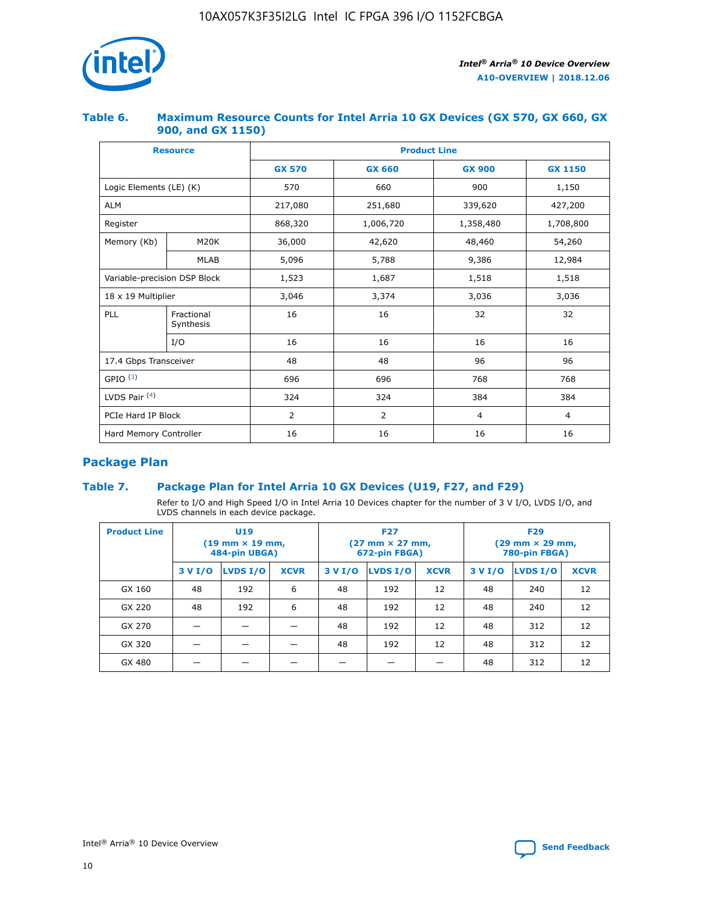### Table 6. Maximum Resource Counts for Intel Arria 10 GX Devices (GX 570, GX 660, GX 900, and GX 1150)

| Resource | | Product Line | | | |
|---|---|---|---|---|---|
| | | GX 570 | GX 660 | GX 900 | GX 1150 |
| Logic Elements (LE) (K) | | 570 | 660 | 900 | 1,150 |
| ALM | | 217,080 | 251,680 | 339,620 | 427,200 |
| Register | | 868,320 | 1,006,720 | 1,358,480 | 1,708,800 |
| Memory (Kb) | M20K | 36,000 | 42,620 | 48,460 | 54,260 |
| | MLAB | 5,096 | 5,788 | 9,386 | 12,984 |
| Variable-precision DSP Block | | 1,523 | 1,687 | 1,518 | 1,518 |
| 18 x 19 Multiplier | | 3,046 | 3,374 | 3,036 | 3,036 |
| PLL | Fractional Synthesis | 16 | 16 | 32 | 32 |
| | I/O | 16 | 16 | 16 | 16 |
| 17.4 Gbps Transceiver | | 48 | 48 | 96 | 96 |
| GPIO [(3)] | | 696 | 696 | 768 | 768 |
| LVDS Pair [(4)] | | 324 | 324 | 384 | 384 |
| PCIe Hard IP Block | | 2 | 2 | 4 | 4 |
| Hard Memory Controller | | 16 | 16 | 16 | 16 |

## Package Plan

### Table 7. Package Plan for Intel Arria 10 GX Devices (U19, F27, and F29)

Refer to I/O and High Speed I/O in Intel Arria 10 Devices chapter for the number of 3 V I/O, LVDS I/O, and LVDS channels in each device package.

| Product Line | U19 (19 mm × 19 mm, 484-pin UBGA) | | | F27 (27 mm × 27 mm, 672-pin FBGA) | | | F29 (29 mm × 29 mm, 780-pin FBGA) | | |
|---|---|---|---|---|---|---|---|---|---|
| | 3 V I/O | LVDS I/O | XCVR | 3 V I/O | LVDS I/O | XCVR | 3 V I/O | LVDS I/O | XCVR |
| GX 160 | 48 | 192 | 6 | 48 | 192 | 12 | 48 | 240 | 12 |
| GX 220 | 48 | 192 | 6 | 48 | 192 | 12 | 48 | 240 | 12 |
| GX 270 | — | — | — | 48 | 192 | 12 | 48 | 312 | 12 |
| GX 320 | — | — | — | 48 | 192 | 12 | 48 | 312 | 12 |
| GX 480 | — | — | — | — | — | — | 48 | 312 | 12 |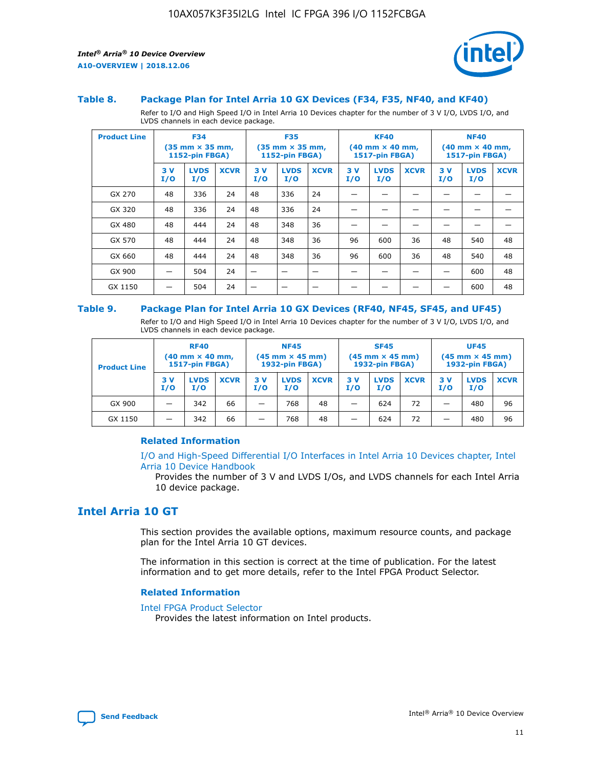### Table 8. Package Plan for Intel Arria 10 GX Devices (F34, F35, NF40, and KF40)

Refer to I/O and High Speed I/O in Intel Arria 10 Devices chapter for the number of 3 V I/O, LVDS I/O, and LVDS channels in each device package.

| Product Line | F34 (35 mm × 35 mm, 1152-pin FBGA) | | | F35 (35 mm × 35 mm, 1152-pin FBGA) | | | KF40 (40 mm × 40 mm, 1517-pin FBGA) | | | NF40 (40 mm × 40 mm, 1517-pin FBGA) | | |
|---|---|---|---|---|---|---|---|---|---|---|---|---|
| | 3 V I/O | LVDS I/O | XCVR | 3 V I/O | LVDS I/O | XCVR | 3 V I/O | LVDS I/O | XCVR | 3 V I/O | LVDS I/O | XCVR |
| GX 270 | 48 | 336 | 24 | 48 | 336 | 24 | — | — | — | — | — | — |
| GX 320 | 48 | 336 | 24 | 48 | 336 | 24 | — | — | — | — | — | — |
| GX 480 | 48 | 444 | 24 | 48 | 348 | 36 | — | — | — | — | — | — |
| GX 570 | 48 | 444 | 24 | 48 | 348 | 36 | 96 | 600 | 36 | 48 | 540 | 48 |
| GX 660 | 48 | 444 | 24 | 48 | 348 | 36 | 96 | 600 | 36 | 48 | 540 | 48 |
| GX 900 | — | 504 | 24 | — | — | — | — | — | — | — | 600 | 48 |
| GX 1150 | — | 504 | 24 | — | — | — | — | — | — | — | 600 | 48 |

### Table 9. Package Plan for Intel Arria 10 GX Devices (RF40, NF45, SF45, and UF45)

Refer to I/O and High Speed I/O in Intel Arria 10 Devices chapter for the number of 3 V I/O, LVDS I/O, and LVDS channels in each device package.

| Product Line | RF40 (40 mm × 40 mm, 1517-pin FBGA) | | | NF45 (45 mm × 45 mm) 1932-pin FBGA) | | | SF45 (45 mm × 45 mm) 1932-pin FBGA) | | | UF45 (45 mm × 45 mm) 1932-pin FBGA) | | |
|---|---|---|---|---|---|---|---|---|---|---|---|---|
| | 3 V I/O | LVDS I/O | XCVR | 3 V I/O | LVDS I/O | XCVR | 3 V I/O | LVDS I/O | XCVR | 3 V I/O | LVDS I/O | XCVR |
| GX 900 | — | 342 | 66 | — | 768 | 48 | — | 624 | 72 | — | 480 | 96 |
| GX 1150 | — | 342 | 66 | — | 768 | 48 | — | 624 | 72 | — | 480 | 96 |

#### Related Information

I/O and High-Speed Differential I/O Interfaces in Intel Arria 10 Devices chapter, Intel Arria 10 Device Handbook
Provides the number of 3 V and LVDS I/Os, and LVDS channels for each Intel Arria 10 device package.

## Intel Arria 10 GT

This section provides the available options, maximum resource counts, and package plan for the Intel Arria 10 GT devices.

The information in this section is correct at the time of publication. For the latest information and to get more details, refer to the Intel FPGA Product Selector.

#### Related Information

Intel FPGA Product Selector
Provides the latest information on Intel products.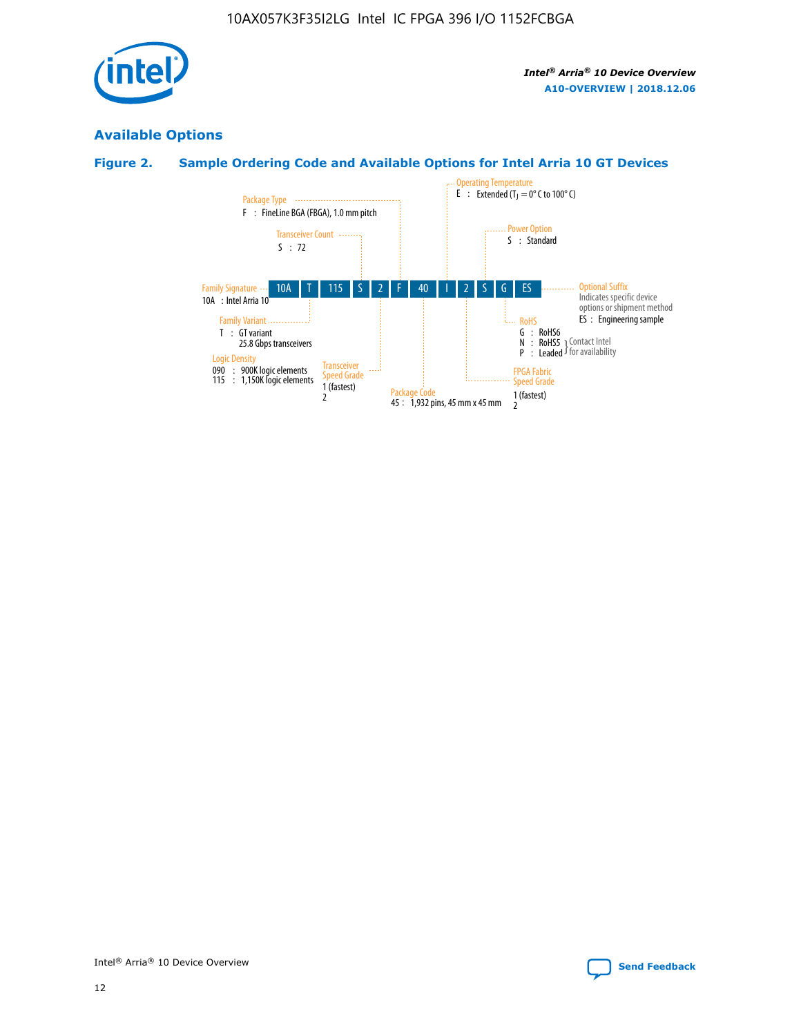## Available Options

### Figure 2. Sample Ordering Code and Available Options for Intel Arria 10 GT Devices

Sample ordering code: 10A T 115 S 2 F 40 I 2 S G ES

- **Family Signature**
  - 10A : Intel Arria 10
- **Family Variant**
  - T : GT variant, 25.8 Gbps transceivers
- **Logic Density**
  - 090 : 900K logic elements
  - 115 : 1,150K logic elements
- **Transceiver Count**
  - S : 72
- **Transceiver Speed Grade**
  - 1 (fastest)
  - 2
- **Package Type**
  - F : FineLine BGA (FBGA), 1.0 mm pitch
- **Package Code**
  - 45 : 1,932 pins, 45 mm x 45 mm
- **Operating Temperature**
  - E : Extended ($T_J$ = 0° C to 100° C)
- **FPGA Fabric Speed Grade**
  - 1 (fastest)
  - 2
- **Power Option**
  - S : Standard
- **RoHS**
  - G : RoHS6
  - N : RoHS5 (Contact Intel for availability)
  - P : Leaded (Contact Intel for availability)
- **Optional Suffix**
  - Indicates specific device options or shipment method
  - ES : Engineering sample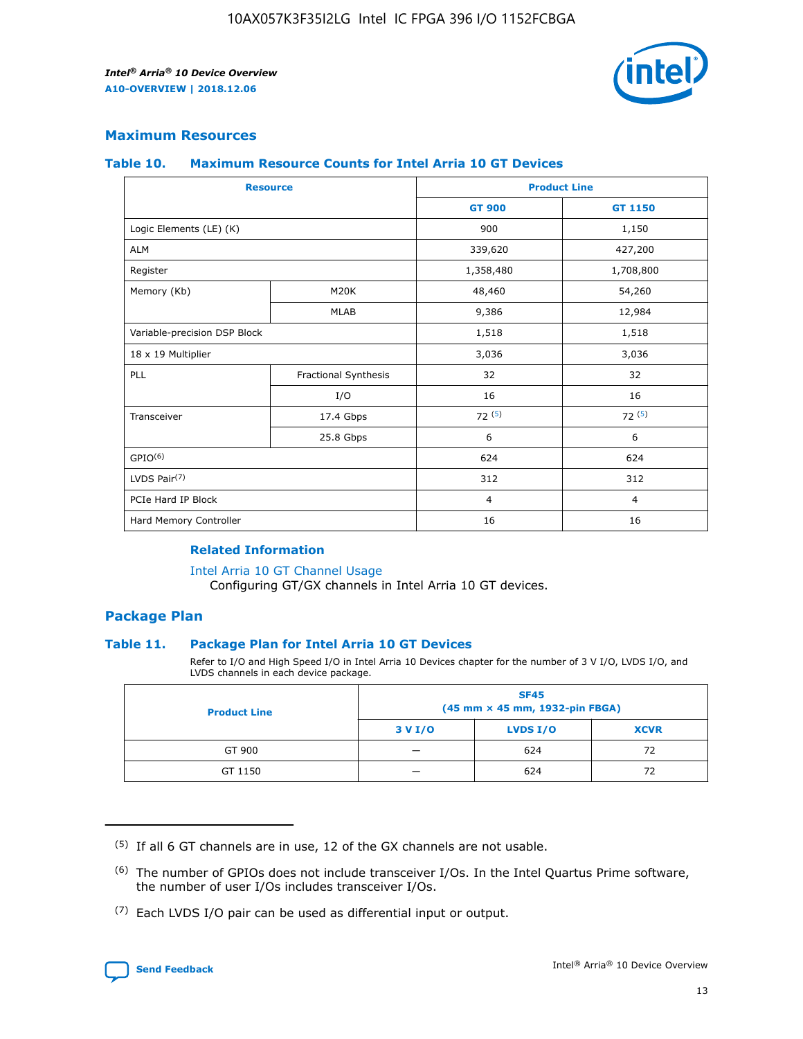## Maximum Resources

### Table 10. Maximum Resource Counts for Intel Arria 10 GT Devices

| Resource | | Product Line | |
|---|---|---|---|
| | | GT 900 | GT 1150 |
| Logic Elements (LE) (K) | | 900 | 1,150 |
| ALM | | 339,620 | 427,200 |
| Register | | 1,358,480 | 1,708,800 |
| Memory (Kb) | M20K | 48,460 | 54,260 |
| | MLAB | 9,386 | 12,984 |
| Variable-precision DSP Block | | 1,518 | 1,518 |
| 18 x 19 Multiplier | | 3,036 | 3,036 |
| PLL | Fractional Synthesis | 32 | 32 |
| | I/O | 16 | 16 |
| Transceiver | 17.4 Gbps | 72 (5) | 72 (5) |
| | 25.8 Gbps | 6 | 6 |
| GPIO(6) | | 624 | 624 |
| LVDS Pair(7) | | 312 | 312 |
| PCIe Hard IP Block | | 4 | 4 |
| Hard Memory Controller | | 16 | 16 |

#### Related Information

Intel Arria 10 GT Channel Usage
Configuring GT/GX channels in Intel Arria 10 GT devices.

## Package Plan

### Table 11. Package Plan for Intel Arria 10 GT Devices

Refer to I/O and High Speed I/O in Intel Arria 10 Devices chapter for the number of 3 V I/O, LVDS I/O, and LVDS channels in each device package.

| Product Line | SF45 (45 mm × 45 mm, 1932-pin FBGA) | | |
|---|---|---|---|
| | 3 V I/O | LVDS I/O | XCVR |
| GT 900 | — | 624 | 72 |
| GT 1150 | — | 624 | 72 |

(5) If all 6 GT channels are in use, 12 of the GX channels are not usable.

(6) The number of GPIOs does not include transceiver I/Os. In the Intel Quartus Prime software, the number of user I/Os includes transceiver I/Os.

(7) Each LVDS I/O pair can be used as differential input or output.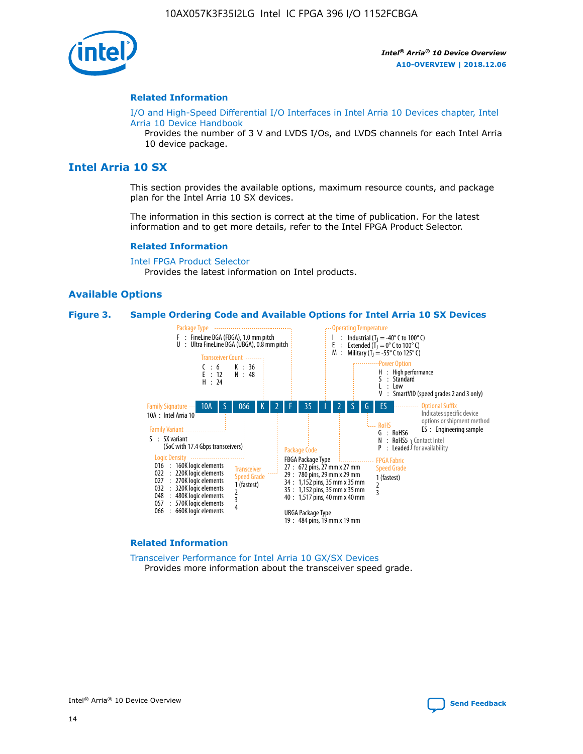**Related Information**

I/O and High-Speed Differential I/O Interfaces in Intel Arria 10 Devices chapter, Intel Arria 10 Device Handbook

Provides the number of 3 V and LVDS I/Os, and LVDS channels for each Intel Arria 10 device package.

## Intel Arria 10 SX

This section provides the available options, maximum resource counts, and package plan for the Intel Arria 10 SX devices.

The information in this section is correct at the time of publication. For the latest information and to get more details, refer to the Intel FPGA Product Selector.

**Related Information**

Intel FPGA Product Selector

Provides the latest information on Intel products.

### Available Options

**Figure 3. Sample Ordering Code and Available Options for Intel Arria 10 SX Devices**

Sample ordering code: 10A S 066 K 2 F 35 I 2 S G ES

- **Family Signature**
  - 10A : Intel Arria 10
- **Family Variant**
  - S : SX variant (SoC with 17.4 Gbps transceivers)
- **Logic Density**
  - 016 : 160K logic elements
  - 022 : 220K logic elements
  - 027 : 270K logic elements
  - 032 : 320K logic elements
  - 048 : 480K logic elements
  - 057 : 570K logic elements
  - 066 : 660K logic elements
- **Transceiver Count**
  - C : 6
  - E : 12
  - H : 24
  - K : 36
  - N : 48
- **Transceiver Speed Grade**
  - 1 (fastest)
  - 2
  - 3
  - 4
- **Package Type**
  - F : FineLine BGA (FBGA), 1.0 mm pitch
  - U : Ultra FineLine BGA (UBGA), 0.8 mm pitch
- **Package Code**
  - FBGA Package Type
    - 27 : 672 pins, 27 mm x 27 mm
    - 29 : 780 pins, 29 mm x 29 mm
    - 34 : 1,152 pins, 35 mm x 35 mm
    - 35 : 1,152 pins, 35 mm x 35 mm
    - 40 : 1,517 pins, 40 mm x 40 mm
  - UBGA Package Type
    - 19 : 484 pins, 19 mm x 19 mm
- **Operating Temperature**
  - I : Industrial ($T_J$ = -40° C to 100° C)
  - E : Extended ($T_J$ = 0° C to 100° C)
  - M : Military ($T_J$ = -55° C to 125° C)
- **FPGA Fabric Speed Grade**
  - 1 (fastest)
  - 2
  - 3
- **Power Option**
  - H : High performance
  - S : Standard
  - L : Low
  - V : SmartVID (speed grades 2 and 3 only)
- **RoHS**
  - G : RoHS6
  - N : RoHS5 (Contact Intel for availability)
  - P : Leaded (Contact Intel for availability)
- **Optional Suffix**
  - Indicates specific device options or shipment method
  - ES : Engineering sample

**Related Information**

Transceiver Performance for Intel Arria 10 GX/SX Devices

Provides more information about the transceiver speed grade.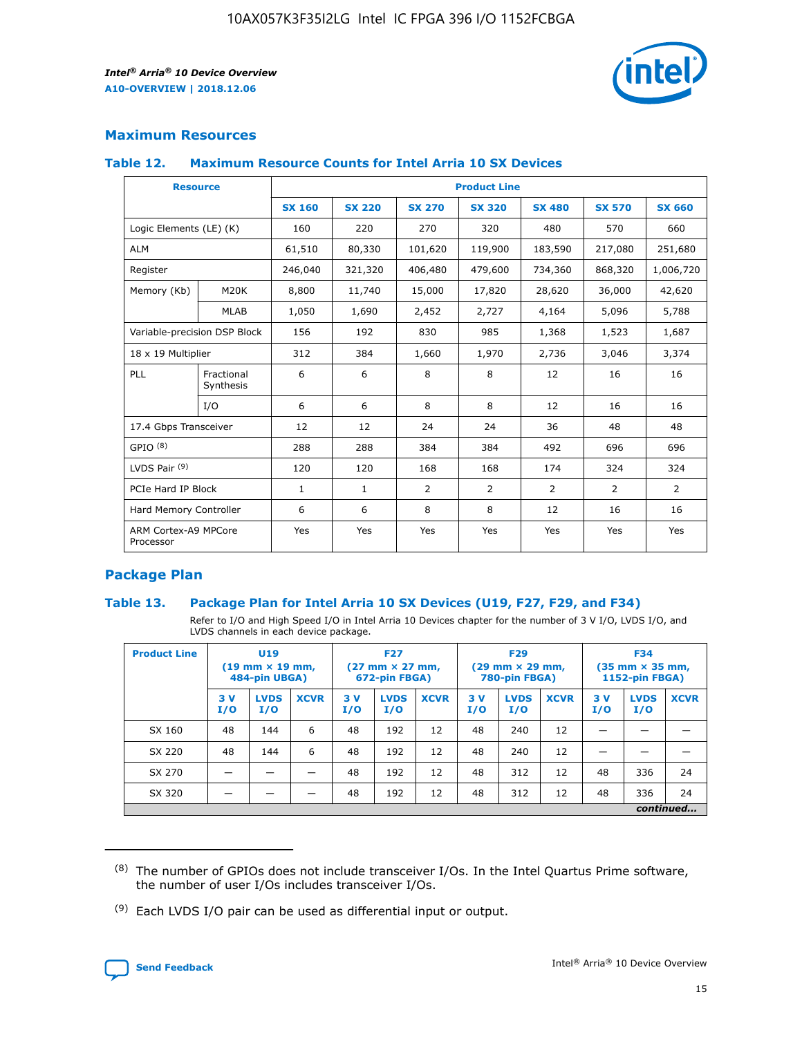## Maximum Resources

### Table 12. Maximum Resource Counts for Intel Arria 10 SX Devices

| Resource | | Product Line | | | | | | |
|---|---|---|---|---|---|---|---|---|
| | | SX 160 | SX 220 | SX 270 | SX 320 | SX 480 | SX 570 | SX 660 |
| Logic Elements (LE) (K) | | 160 | 220 | 270 | 320 | 480 | 570 | 660 |
| ALM | | 61,510 | 80,330 | 101,620 | 119,900 | 183,590 | 217,080 | 251,680 |
| Register | | 246,040 | 321,320 | 406,480 | 479,600 | 734,360 | 868,320 | 1,006,720 |
| Memory (Kb) | M20K | 8,800 | 11,740 | 15,000 | 17,820 | 28,620 | 36,000 | 42,620 |
| | MLAB | 1,050 | 1,690 | 2,452 | 2,727 | 4,164 | 5,096 | 5,788 |
| Variable-precision DSP Block | | 156 | 192 | 830 | 985 | 1,368 | 1,523 | 1,687 |
| 18 x 19 Multiplier | | 312 | 384 | 1,660 | 1,970 | 2,736 | 3,046 | 3,374 |
| PLL | Fractional Synthesis | 6 | 6 | 8 | 8 | 12 | 16 | 16 |
| | I/O | 6 | 6 | 8 | 8 | 12 | 16 | 16 |
| 17.4 Gbps Transceiver | | 12 | 12 | 24 | 24 | 36 | 48 | 48 |
| GPIO [8] | | 288 | 288 | 384 | 384 | 492 | 696 | 696 |
| LVDS Pair [9] | | 120 | 120 | 168 | 168 | 174 | 324 | 324 |
| PCIe Hard IP Block | | 1 | 1 | 2 | 2 | 2 | 2 | 2 |
| Hard Memory Controller | | 6 | 6 | 8 | 8 | 12 | 16 | 16 |
| ARM Cortex-A9 MPCore Processor | | Yes | Yes | Yes | Yes | Yes | Yes | Yes |

## Package Plan

### Table 13. Package Plan for Intel Arria 10 SX Devices (U19, F27, F29, and F34)

Refer to I/O and High Speed I/O in Intel Arria 10 Devices chapter for the number of 3 V I/O, LVDS I/O, and LVDS channels in each device package.

| Product Line | U19 (19 mm × 19 mm, 484-pin UBGA) | | | F27 (27 mm × 27 mm, 672-pin FBGA) | | | F29 (29 mm × 29 mm, 780-pin FBGA) | | | F34 (35 mm × 35 mm, 1152-pin FBGA) | | |
|---|---|---|---|---|---|---|---|---|---|---|---|---|
| | 3 V I/O | LVDS I/O | XCVR | 3 V I/O | LVDS I/O | XCVR | 3 V I/O | LVDS I/O | XCVR | 3 V I/O | LVDS I/O | XCVR |
| SX 160 | 48 | 144 | 6 | 48 | 192 | 12 | 48 | 240 | 12 | — | — | — |
| SX 220 | 48 | 144 | 6 | 48 | 192 | 12 | 48 | 240 | 12 | — | — | — |
| SX 270 | — | — | — | 48 | 192 | 12 | 48 | 312 | 12 | 48 | 336 | 24 |
| SX 320 | — | — | — | 48 | 192 | 12 | 48 | 312 | 12 | 48 | 336 | 24 |

*continued...*

(8) The number of GPIOs does not include transceiver I/Os. In the Intel Quartus Prime software, the number of user I/Os includes transceiver I/Os.

(9) Each LVDS I/O pair can be used as differential input or output.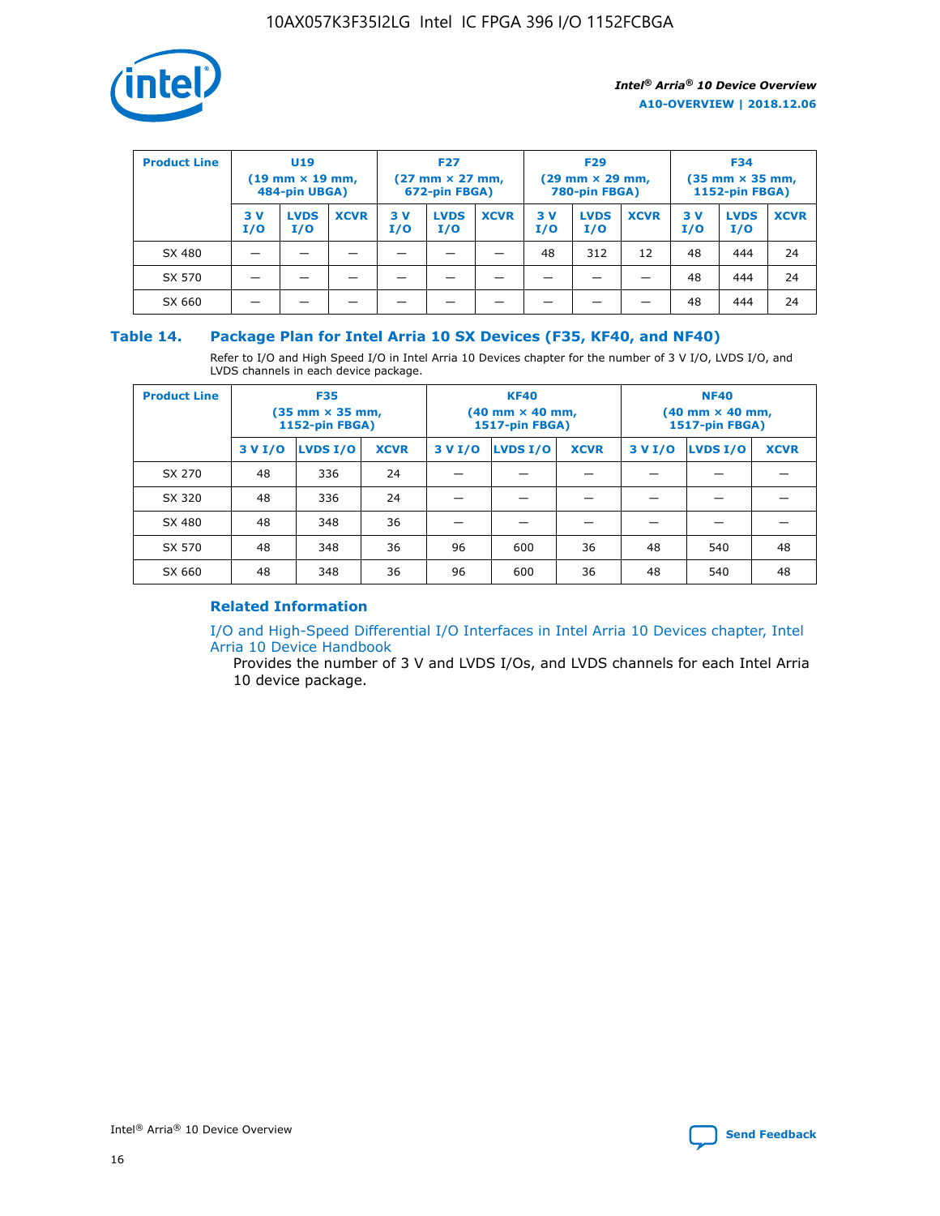| Product Line | U19 (19 mm × 19 mm, 484-pin UBGA) | | | F27 (27 mm × 27 mm, 672-pin FBGA) | | | F29 (29 mm × 29 mm, 780-pin FBGA) | | | F34 (35 mm × 35 mm, 1152-pin FBGA) | | |
|---|---|---|---|---|---|---|---|---|---|---|---|---|
| | 3 V I/O | LVDS I/O | XCVR | 3 V I/O | LVDS I/O | XCVR | 3 V I/O | LVDS I/O | XCVR | 3 V I/O | LVDS I/O | XCVR |
| SX 480 | — | — | — | — | — | — | 48 | 312 | 12 | 48 | 444 | 24 |
| SX 570 | — | — | — | — | — | — | — | — | — | 48 | 444 | 24 |
| SX 660 | — | — | — | — | — | — | — | — | — | 48 | 444 | 24 |

## Table 14. Package Plan for Intel Arria 10 SX Devices (F35, KF40, and NF40)

Refer to I/O and High Speed I/O in Intel Arria 10 Devices chapter for the number of 3 V I/O, LVDS I/O, and LVDS channels in each device package.

| Product Line | F35 (35 mm × 35 mm, 1152-pin FBGA) | | | KF40 (40 mm × 40 mm, 1517-pin FBGA) | | | NF40 (40 mm × 40 mm, 1517-pin FBGA) | | |
|---|---|---|---|---|---|---|---|---|---|
| | 3 V I/O | LVDS I/O | XCVR | 3 V I/O | LVDS I/O | XCVR | 3 V I/O | LVDS I/O | XCVR |
| SX 270 | 48 | 336 | 24 | — | — | — | — | — | — |
| SX 320 | 48 | 336 | 24 | — | — | — | — | — | — |
| SX 480 | 48 | 348 | 36 | — | — | — | — | — | — |
| SX 570 | 48 | 348 | 36 | 96 | 600 | 36 | 48 | 540 | 48 |
| SX 660 | 48 | 348 | 36 | 96 | 600 | 36 | 48 | 540 | 48 |

### Related Information

I/O and High-Speed Differential I/O Interfaces in Intel Arria 10 Devices chapter, Intel Arria 10 Device Handbook

Provides the number of 3 V and LVDS I/Os, and LVDS channels for each Intel Arria 10 device package.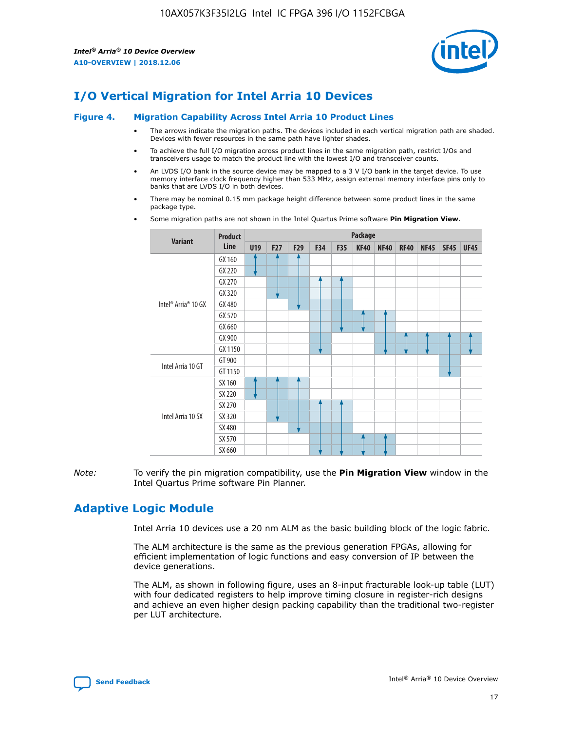# I/O Vertical Migration for Intel Arria 10 Devices

**Figure 4. Migration Capability Across Intel Arria 10 Product Lines**

- The arrows indicate the migration paths. The devices included in each vertical migration path are shaded. Devices with fewer resources in the same path have lighter shades.
- To achieve the full I/O migration across product lines in the same migration path, restrict I/Os and transceivers usage to match the product line with the lowest I/O and transceiver counts.
- An LVDS I/O bank in the source device may be mapped to a 3 V I/O bank in the target device. To use memory interface clock frequency higher than 533 MHz, assign external memory interface pins only to banks that are LVDS I/O in both devices.
- There may be nominal 0.15 mm package height difference between some product lines in the same package type.
- Some migration paths are not shown in the Intel Quartus Prime software **Pin Migration View**.

| Variant | Product Line | U19 | F27 | F29 | F34 | F35 | KF40 | NF40 | RF40 | NF45 | SF45 | UF45 |
|---|---|---|---|---|---|---|---|---|---|---|---|---|
| Intel® Arria® 10 GX | GX 160 | | | | | | | | | | | |
| | GX 220 | | | | | | | | | | | |
| | GX 270 | | | | | | | | | | | |
| | GX 320 | | | | | | | | | | | |
| | GX 480 | | | | | | | | | | | |
| | GX 570 | | | | | | | | | | | |
| | GX 660 | | | | | | | | | | | |
| | GX 900 | | | | | | | | | | | |
| | GX 1150 | | | | | | | | | | | |
| Intel Arria 10 GT | GT 900 | | | | | | | | | | | |
| | GT 1150 | | | | | | | | | | | |
| Intel Arria 10 SX | SX 160 | | | | | | | | | | | |
| | SX 220 | | | | | | | | | | | |
| | SX 270 | | | | | | | | | | | |
| | SX 320 | | | | | | | | | | | |
| | SX 480 | | | | | | | | | | | |
| | SX 570 | | | | | | | | | | | |
| | SX 660 | | | | | | | | | | | |

*Note:* To verify the pin migration compatibility, use the **Pin Migration View** window in the Intel Quartus Prime software Pin Planner.

# Adaptive Logic Module

Intel Arria 10 devices use a 20 nm ALM as the basic building block of the logic fabric.

The ALM architecture is the same as the previous generation FPGAs, allowing for efficient implementation of logic functions and easy conversion of IP between the device generations.

The ALM, as shown in following figure, uses an 8-input fracturable look-up table (LUT) with four dedicated registers to help improve timing closure in register-rich designs and achieve an even higher design packing capability than the traditional two-register per LUT architecture.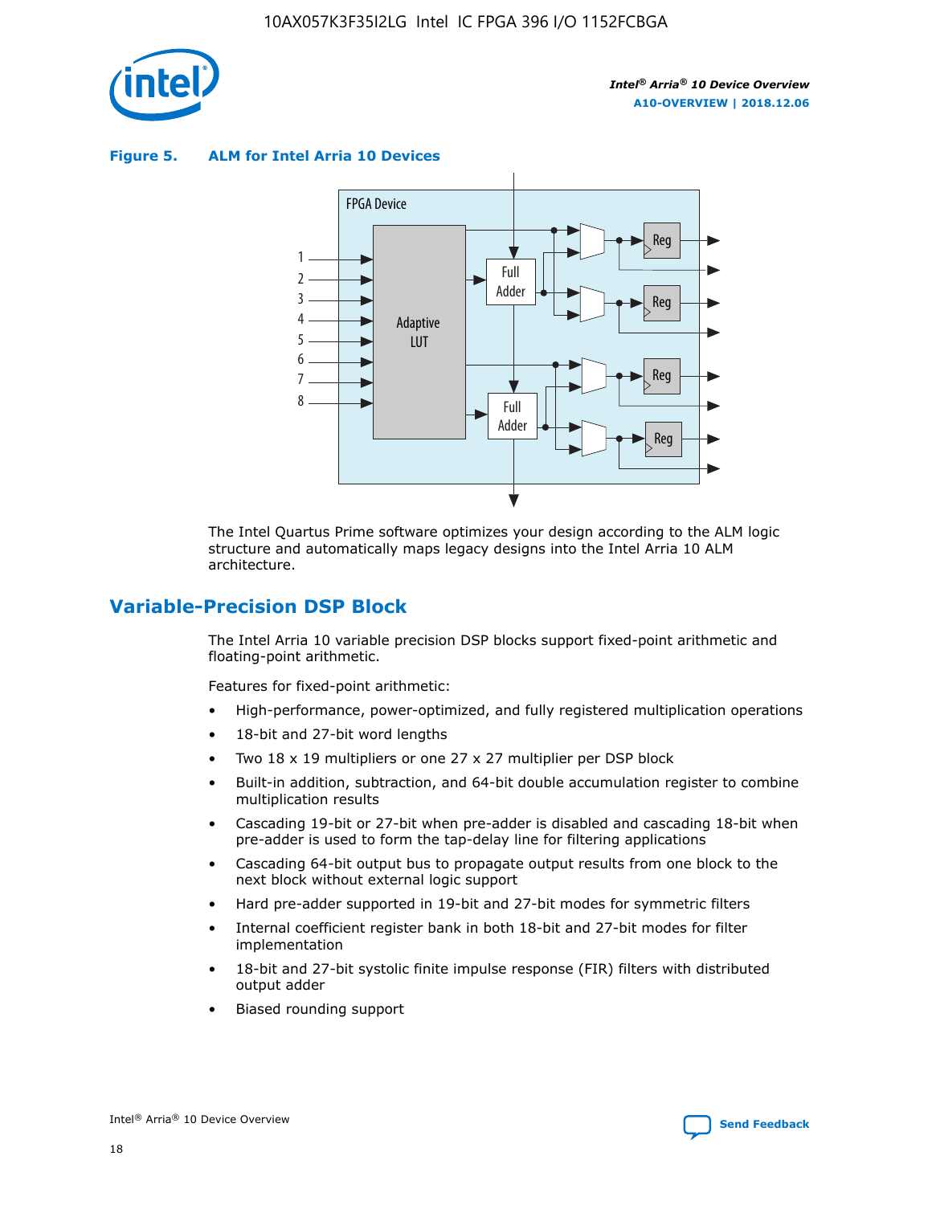**Figure 5. ALM for Intel Arria 10 Devices**

The Intel Quartus Prime software optimizes your design according to the ALM logic structure and automatically maps legacy designs into the Intel Arria 10 ALM architecture.

## Variable-Precision DSP Block

The Intel Arria 10 variable precision DSP blocks support fixed-point arithmetic and floating-point arithmetic.

Features for fixed-point arithmetic:

- High-performance, power-optimized, and fully registered multiplication operations
- 18-bit and 27-bit word lengths
- Two 18 x 19 multipliers or one 27 x 27 multiplier per DSP block
- Built-in addition, subtraction, and 64-bit double accumulation register to combine multiplication results
- Cascading 19-bit or 27-bit when pre-adder is disabled and cascading 18-bit when pre-adder is used to form the tap-delay line for filtering applications
- Cascading 64-bit output bus to propagate output results from one block to the next block without external logic support
- Hard pre-adder supported in 19-bit and 27-bit modes for symmetric filters
- Internal coefficient register bank in both 18-bit and 27-bit modes for filter implementation
- 18-bit and 27-bit systolic finite impulse response (FIR) filters with distributed output adder
- Biased rounding support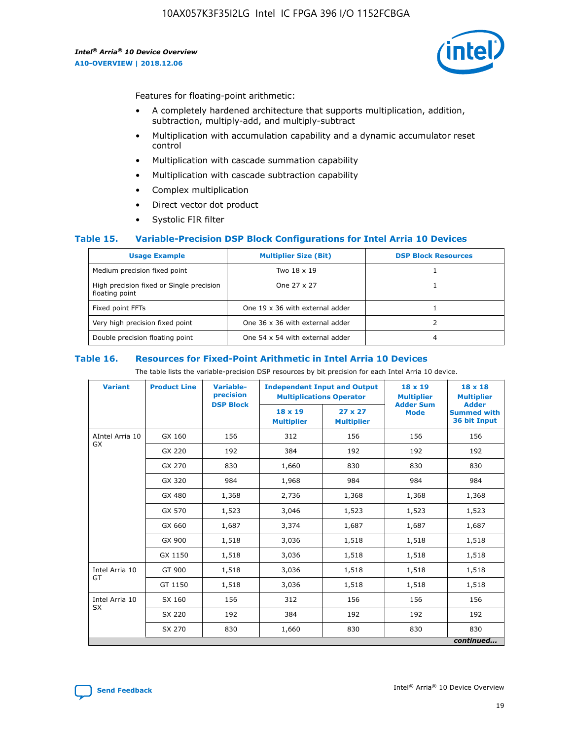Features for floating-point arithmetic:

- A completely hardened architecture that supports multiplication, addition, subtraction, multiply-add, and multiply-subtract
- Multiplication with accumulation capability and a dynamic accumulator reset control
- Multiplication with cascade summation capability
- Multiplication with cascade subtraction capability
- Complex multiplication
- Direct vector dot product
- Systolic FIR filter

### Table 15. Variable-Precision DSP Block Configurations for Intel Arria 10 Devices

| Usage Example | Multiplier Size (Bit) | DSP Block Resources |
|---|---|---|
| Medium precision fixed point | Two 18 x 19 | 1 |
| High precision fixed or Single precision floating point | One 27 x 27 | 1 |
| Fixed point FFTs | One 19 x 36 with external adder | 1 |
| Very high precision fixed point | One 36 x 36 with external adder | 2 |
| Double precision floating point | One 54 x 54 with external adder | 4 |

### Table 16. Resources for Fixed-Point Arithmetic in Intel Arria 10 Devices

The table lists the variable-precision DSP resources by bit precision for each Intel Arria 10 device.

| Variant | Product Line | Variable-precision DSP Block | Independent Input and Output Multiplications Operator | | 18 x 19 Multiplier Adder Sum Mode | 18 x 18 Multiplier Adder Summed with 36 bit Input |
|---|---|---|---|---|---|---|
| | | | 18 x 19 Multiplier | 27 x 27 Multiplier | | |
| AIntel Arria 10 GX | GX 160 | 156 | 312 | 156 | 156 | 156 |
| | GX 220 | 192 | 384 | 192 | 192 | 192 |
| | GX 270 | 830 | 1,660 | 830 | 830 | 830 |
| | GX 320 | 984 | 1,968 | 984 | 984 | 984 |
| | GX 480 | 1,368 | 2,736 | 1,368 | 1,368 | 1,368 |
| | GX 570 | 1,523 | 3,046 | 1,523 | 1,523 | 1,523 |
| | GX 660 | 1,687 | 3,374 | 1,687 | 1,687 | 1,687 |
| | GX 900 | 1,518 | 3,036 | 1,518 | 1,518 | 1,518 |
| | GX 1150 | 1,518 | 3,036 | 1,518 | 1,518 | 1,518 |
| Intel Arria 10 GT | GT 900 | 1,518 | 3,036 | 1,518 | 1,518 | 1,518 |
| | GT 1150 | 1,518 | 3,036 | 1,518 | 1,518 | 1,518 |
| Intel Arria 10 SX | SX 160 | 156 | 312 | 156 | 156 | 156 |
| | SX 220 | 192 | 384 | 192 | 192 | 192 |
| | SX 270 | 830 | 1,660 | 830 | 830 | 830 |

*continued...*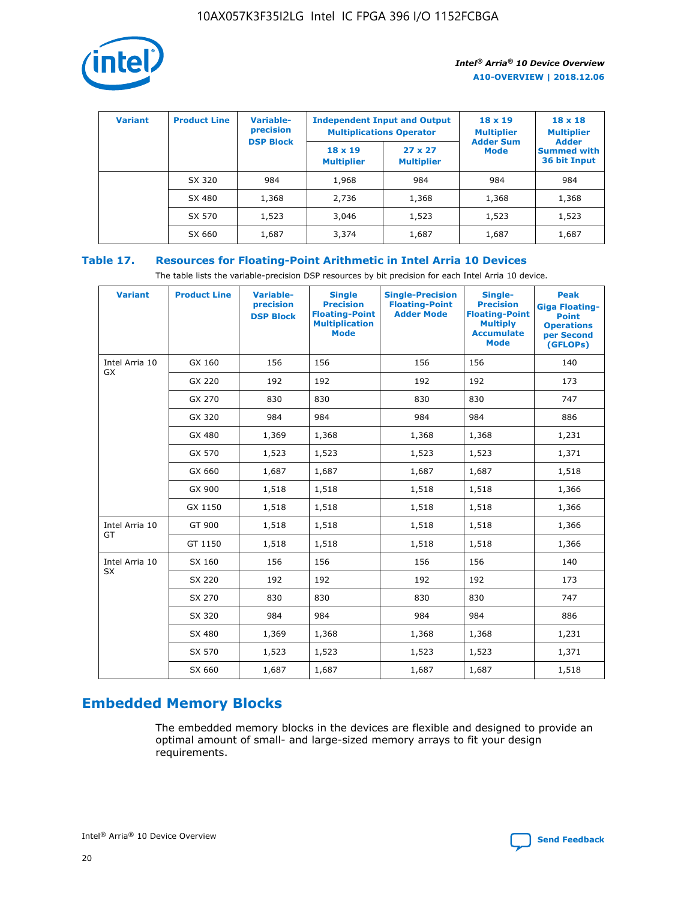| Variant | Product Line | Variable-precision DSP Block | Independent Input and Output Multiplications Operator | | 18 x 19 Multiplier Adder Sum Mode | 18 x 18 Multiplier Adder Summed with 36 bit Input |
|---|---|---|---|---|---|---|
| | | | 18 x 19 Multiplier | 27 x 27 Multiplier | | |
| | SX 320 | 984 | 1,968 | 984 | 984 | 984 |
| | SX 480 | 1,368 | 2,736 | 1,368 | 1,368 | 1,368 |
| | SX 570 | 1,523 | 3,046 | 1,523 | 1,523 | 1,523 |
| | SX 660 | 1,687 | 3,374 | 1,687 | 1,687 | 1,687 |

## Table 17. Resources for Floating-Point Arithmetic in Intel Arria 10 Devices

The table lists the variable-precision DSP resources by bit precision for each Intel Arria 10 device.

| Variant | Product Line | Variable-precision DSP Block | Single Precision Floating-Point Multiplication Mode | Single-Precision Floating-Point Adder Mode | Single-Precision Floating-Point Multiply Accumulate Mode | Peak Giga Floating-Point Operations per Second (GFLOPs) |
|---|---|---|---|---|---|---|
| Intel Arria 10 GX | GX 160 | 156 | 156 | 156 | 156 | 140 |
| | GX 220 | 192 | 192 | 192 | 192 | 173 |
| | GX 270 | 830 | 830 | 830 | 830 | 747 |
| | GX 320 | 984 | 984 | 984 | 984 | 886 |
| | GX 480 | 1,369 | 1,368 | 1,368 | 1,368 | 1,231 |
| | GX 570 | 1,523 | 1,523 | 1,523 | 1,523 | 1,371 |
| | GX 660 | 1,687 | 1,687 | 1,687 | 1,687 | 1,518 |
| | GX 900 | 1,518 | 1,518 | 1,518 | 1,518 | 1,366 |
| | GX 1150 | 1,518 | 1,518 | 1,518 | 1,518 | 1,366 |
| Intel Arria 10 GT | GT 900 | 1,518 | 1,518 | 1,518 | 1,518 | 1,366 |
| | GT 1150 | 1,518 | 1,518 | 1,518 | 1,518 | 1,366 |
| Intel Arria 10 SX | SX 160 | 156 | 156 | 156 | 156 | 140 |
| | SX 220 | 192 | 192 | 192 | 192 | 173 |
| | SX 270 | 830 | 830 | 830 | 830 | 747 |
| | SX 320 | 984 | 984 | 984 | 984 | 886 |
| | SX 480 | 1,369 | 1,368 | 1,368 | 1,368 | 1,231 |
| | SX 570 | 1,523 | 1,523 | 1,523 | 1,523 | 1,371 |
| | SX 660 | 1,687 | 1,687 | 1,687 | 1,687 | 1,518 |

# Embedded Memory Blocks

The embedded memory blocks in the devices are flexible and designed to provide an optimal amount of small- and large-sized memory arrays to fit your design requirements.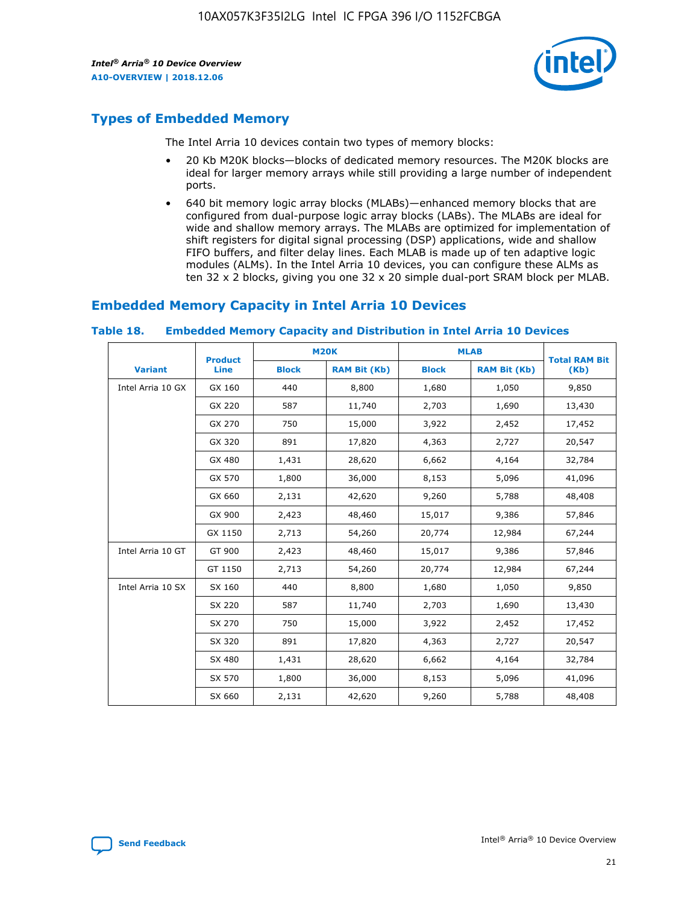## Types of Embedded Memory

The Intel Arria 10 devices contain two types of memory blocks:

- 20 Kb M20K blocks—blocks of dedicated memory resources. The M20K blocks are ideal for larger memory arrays while still providing a large number of independent ports.
- 640 bit memory logic array blocks (MLABs)—enhanced memory blocks that are configured from dual-purpose logic array blocks (LABs). The MLABs are ideal for wide and shallow memory arrays. The MLABs are optimized for implementation of shift registers for digital signal processing (DSP) applications, wide and shallow FIFO buffers, and filter delay lines. Each MLAB is made up of ten adaptive logic modules (ALMs). In the Intel Arria 10 devices, you can configure these ALMs as ten 32 x 2 blocks, giving you one 32 x 20 simple dual-port SRAM block per MLAB.

## Embedded Memory Capacity in Intel Arria 10 Devices

**Table 18. Embedded Memory Capacity and Distribution in Intel Arria 10 Devices**

| Variant | Product Line | M20K | | MLAB | | Total RAM Bit (Kb) |
|---|---|---|---|---|---|---|
| | | Block | RAM Bit (Kb) | Block | RAM Bit (Kb) | |
| Intel Arria 10 GX | GX 160 | 440 | 8,800 | 1,680 | 1,050 | 9,850 |
| | GX 220 | 587 | 11,740 | 2,703 | 1,690 | 13,430 |
| | GX 270 | 750 | 15,000 | 3,922 | 2,452 | 17,452 |
| | GX 320 | 891 | 17,820 | 4,363 | 2,727 | 20,547 |
| | GX 480 | 1,431 | 28,620 | 6,662 | 4,164 | 32,784 |
| | GX 570 | 1,800 | 36,000 | 8,153 | 5,096 | 41,096 |
| | GX 660 | 2,131 | 42,620 | 9,260 | 5,788 | 48,408 |
| | GX 900 | 2,423 | 48,460 | 15,017 | 9,386 | 57,846 |
| | GX 1150 | 2,713 | 54,260 | 20,774 | 12,984 | 67,244 |
| Intel Arria 10 GT | GT 900 | 2,423 | 48,460 | 15,017 | 9,386 | 57,846 |
| | GT 1150 | 2,713 | 54,260 | 20,774 | 12,984 | 67,244 |
| Intel Arria 10 SX | SX 160 | 440 | 8,800 | 1,680 | 1,050 | 9,850 |
| | SX 220 | 587 | 11,740 | 2,703 | 1,690 | 13,430 |
| | SX 270 | 750 | 15,000 | 3,922 | 2,452 | 17,452 |
| | SX 320 | 891 | 17,820 | 4,363 | 2,727 | 20,547 |
| | SX 480 | 1,431 | 28,620 | 6,662 | 4,164 | 32,784 |
| | SX 570 | 1,800 | 36,000 | 8,153 | 5,096 | 41,096 |
| | SX 660 | 2,131 | 42,620 | 9,260 | 5,788 | 48,408 |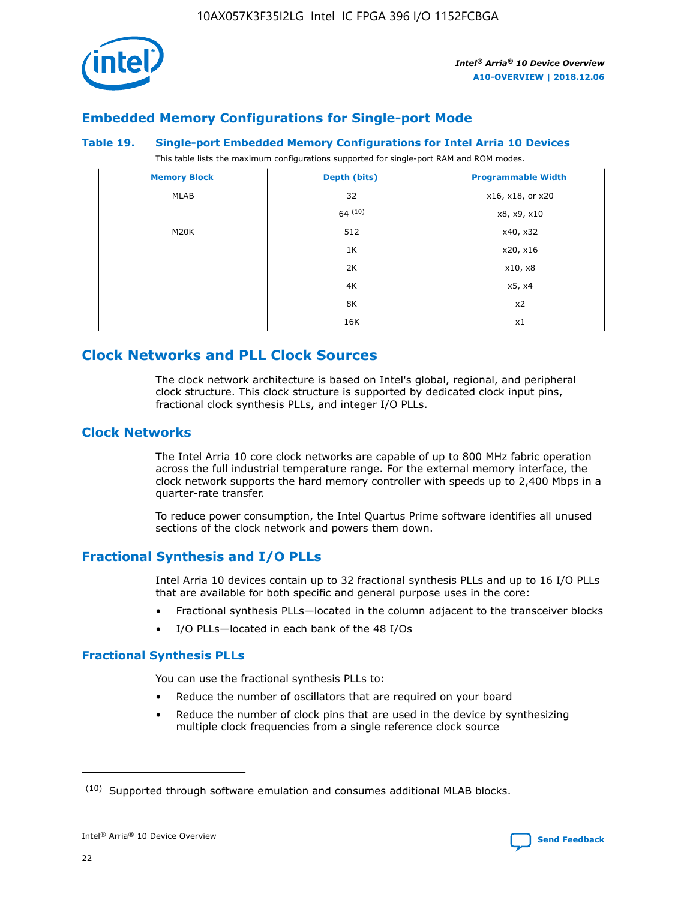## Embedded Memory Configurations for Single-port Mode

### Table 19. Single-port Embedded Memory Configurations for Intel Arria 10 Devices

This table lists the maximum configurations supported for single-port RAM and ROM modes.

| Memory Block | Depth (bits) | Programmable Width |
|---|---|---|
| MLAB | 32 | x16, x18, or x20 |
| | 64 [10] | x8, x9, x10 |
| M20K | 512 | x40, x32 |
| | 1K | x20, x16 |
| | 2K | x10, x8 |
| | 4K | x5, x4 |
| | 8K | x2 |
| | 16K | x1 |

## Clock Networks and PLL Clock Sources

The clock network architecture is based on Intel's global, regional, and peripheral clock structure. This clock structure is supported by dedicated clock input pins, fractional clock synthesis PLLs, and integer I/O PLLs.

## Clock Networks

The Intel Arria 10 core clock networks are capable of up to 800 MHz fabric operation across the full industrial temperature range. For the external memory interface, the clock network supports the hard memory controller with speeds up to 2,400 Mbps in a quarter-rate transfer.

To reduce power consumption, the Intel Quartus Prime software identifies all unused sections of the clock network and powers them down.

## Fractional Synthesis and I/O PLLs

Intel Arria 10 devices contain up to 32 fractional synthesis PLLs and up to 16 I/O PLLs that are available for both specific and general purpose uses in the core:

- Fractional synthesis PLLs—located in the column adjacent to the transceiver blocks
- I/O PLLs—located in each bank of the 48 I/Os

### Fractional Synthesis PLLs

You can use the fractional synthesis PLLs to:

- Reduce the number of oscillators that are required on your board
- Reduce the number of clock pins that are used in the device by synthesizing multiple clock frequencies from a single reference clock source

---

[10] Supported through software emulation and consumes additional MLAB blocks.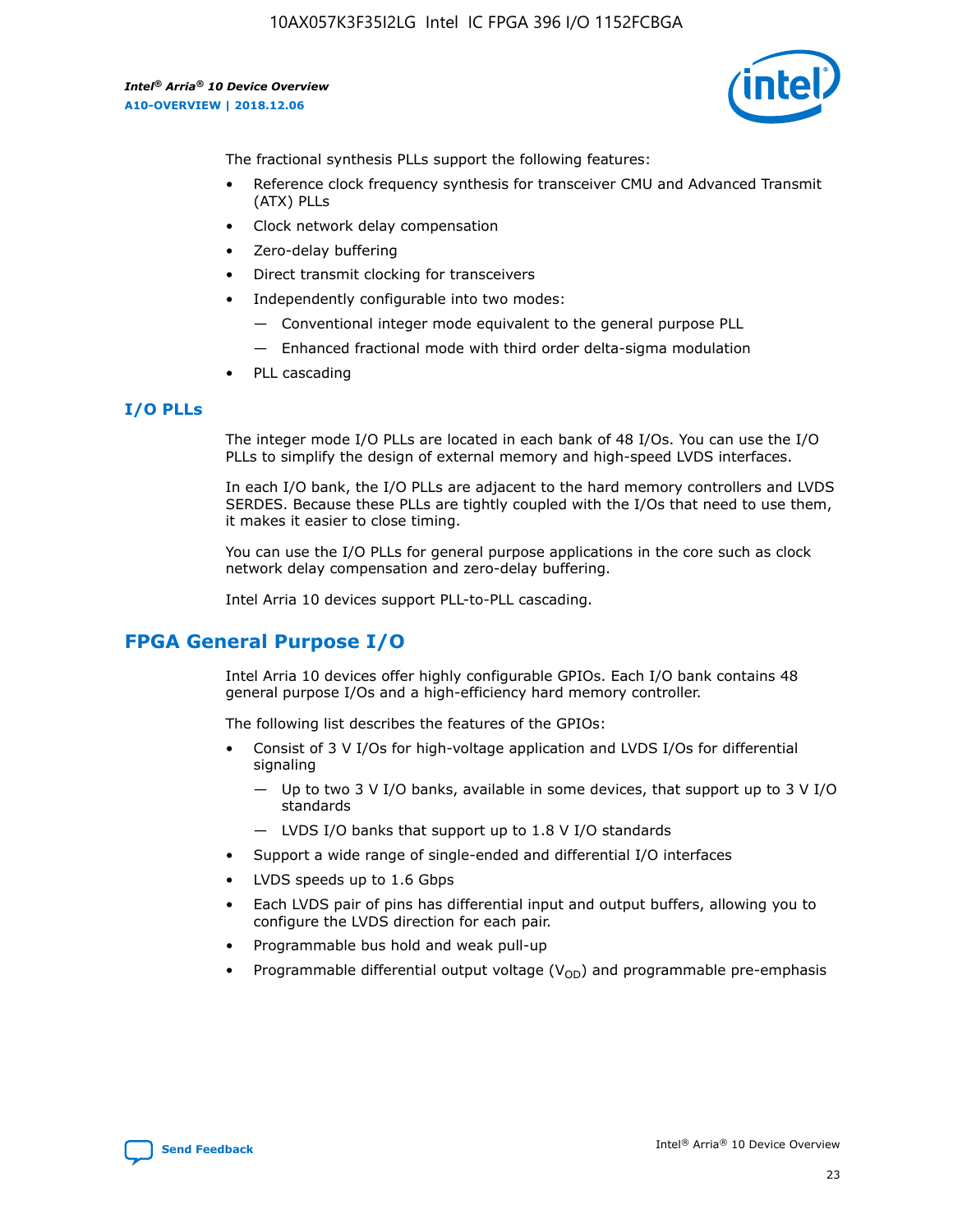The fractional synthesis PLLs support the following features:

- Reference clock frequency synthesis for transceiver CMU and Advanced Transmit (ATX) PLLs
- Clock network delay compensation
- Zero-delay buffering
- Direct transmit clocking for transceivers
- Independently configurable into two modes:
  - Conventional integer mode equivalent to the general purpose PLL
  - Enhanced fractional mode with third order delta-sigma modulation
- PLL cascading

### I/O PLLs

The integer mode I/O PLLs are located in each bank of 48 I/Os. You can use the I/O PLLs to simplify the design of external memory and high-speed LVDS interfaces.

In each I/O bank, the I/O PLLs are adjacent to the hard memory controllers and LVDS SERDES. Because these PLLs are tightly coupled with the I/Os that need to use them, it makes it easier to close timing.

You can use the I/O PLLs for general purpose applications in the core such as clock network delay compensation and zero-delay buffering.

Intel Arria 10 devices support PLL-to-PLL cascading.

## FPGA General Purpose I/O

Intel Arria 10 devices offer highly configurable GPIOs. Each I/O bank contains 48 general purpose I/Os and a high-efficiency hard memory controller.

The following list describes the features of the GPIOs:

- Consist of 3 V I/Os for high-voltage application and LVDS I/Os for differential signaling
  - Up to two 3 V I/O banks, available in some devices, that support up to 3 V I/O standards
  - LVDS I/O banks that support up to 1.8 V I/O standards
- Support a wide range of single-ended and differential I/O interfaces
- LVDS speeds up to 1.6 Gbps
- Each LVDS pair of pins has differential input and output buffers, allowing you to configure the LVDS direction for each pair.
- Programmable bus hold and weak pull-up
- Programmable differential output voltage ($V_{OD}$) and programmable pre-emphasis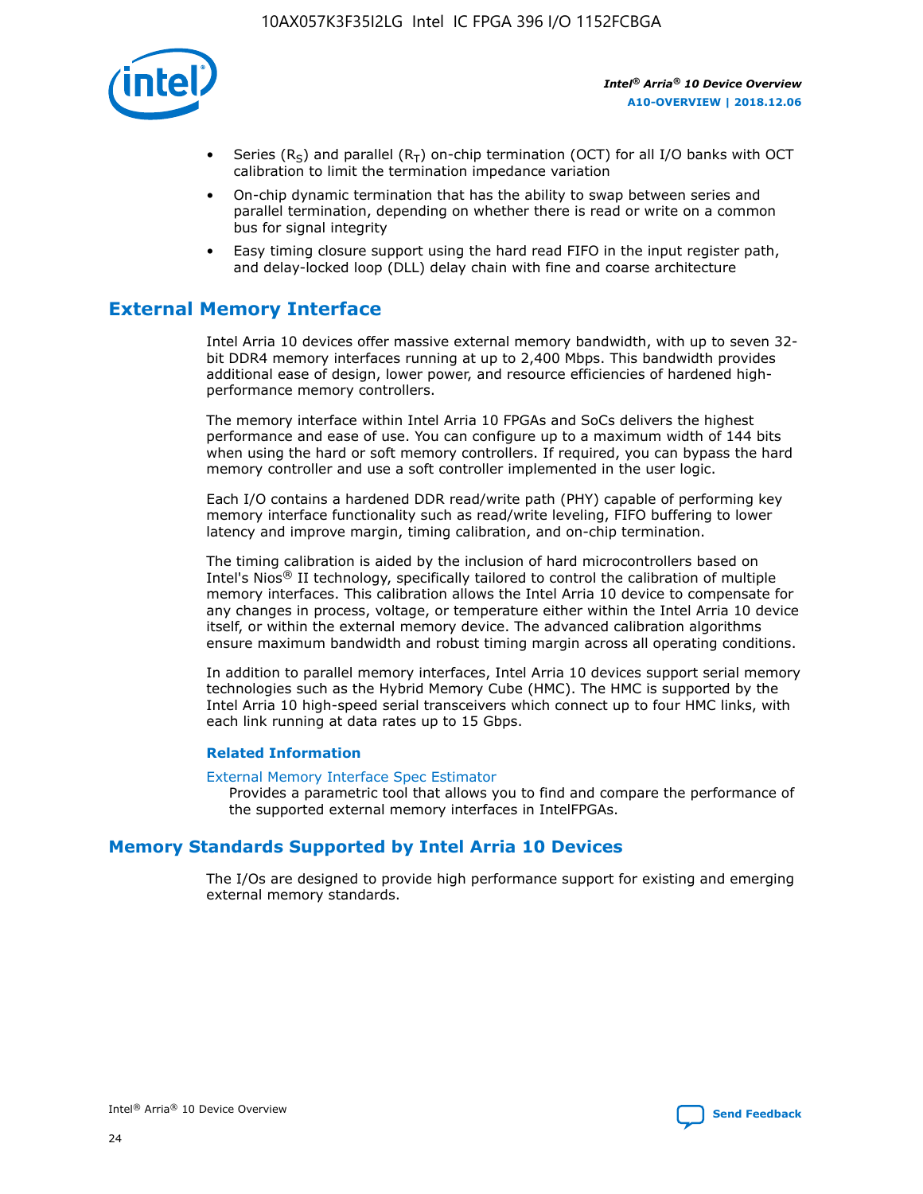- Series ($R_S$) and parallel ($R_T$) on-chip termination (OCT) for all I/O banks with OCT calibration to limit the termination impedance variation
- On-chip dynamic termination that has the ability to swap between series and parallel termination, depending on whether there is read or write on a common bus for signal integrity
- Easy timing closure support using the hard read FIFO in the input register path, and delay-locked loop (DLL) delay chain with fine and coarse architecture

## External Memory Interface

Intel Arria 10 devices offer massive external memory bandwidth, with up to seven 32-bit DDR4 memory interfaces running at up to 2,400 Mbps. This bandwidth provides additional ease of design, lower power, and resource efficiencies of hardened high-performance memory controllers.

The memory interface within Intel Arria 10 FPGAs and SoCs delivers the highest performance and ease of use. You can configure up to a maximum width of 144 bits when using the hard or soft memory controllers. If required, you can bypass the hard memory controller and use a soft controller implemented in the user logic.

Each I/O contains a hardened DDR read/write path (PHY) capable of performing key memory interface functionality such as read/write leveling, FIFO buffering to lower latency and improve margin, timing calibration, and on-chip termination.

The timing calibration is aided by the inclusion of hard microcontrollers based on Intel's Nios® II technology, specifically tailored to control the calibration of multiple memory interfaces. This calibration allows the Intel Arria 10 device to compensate for any changes in process, voltage, or temperature either within the Intel Arria 10 device itself, or within the external memory device. The advanced calibration algorithms ensure maximum bandwidth and robust timing margin across all operating conditions.

In addition to parallel memory interfaces, Intel Arria 10 devices support serial memory technologies such as the Hybrid Memory Cube (HMC). The HMC is supported by the Intel Arria 10 high-speed serial transceivers which connect up to four HMC links, with each link running at data rates up to 15 Gbps.

### Related Information

External Memory Interface Spec Estimator
: Provides a parametric tool that allows you to find and compare the performance of the supported external memory interfaces in IntelFPGAs.

## Memory Standards Supported by Intel Arria 10 Devices

The I/Os are designed to provide high performance support for existing and emerging external memory standards.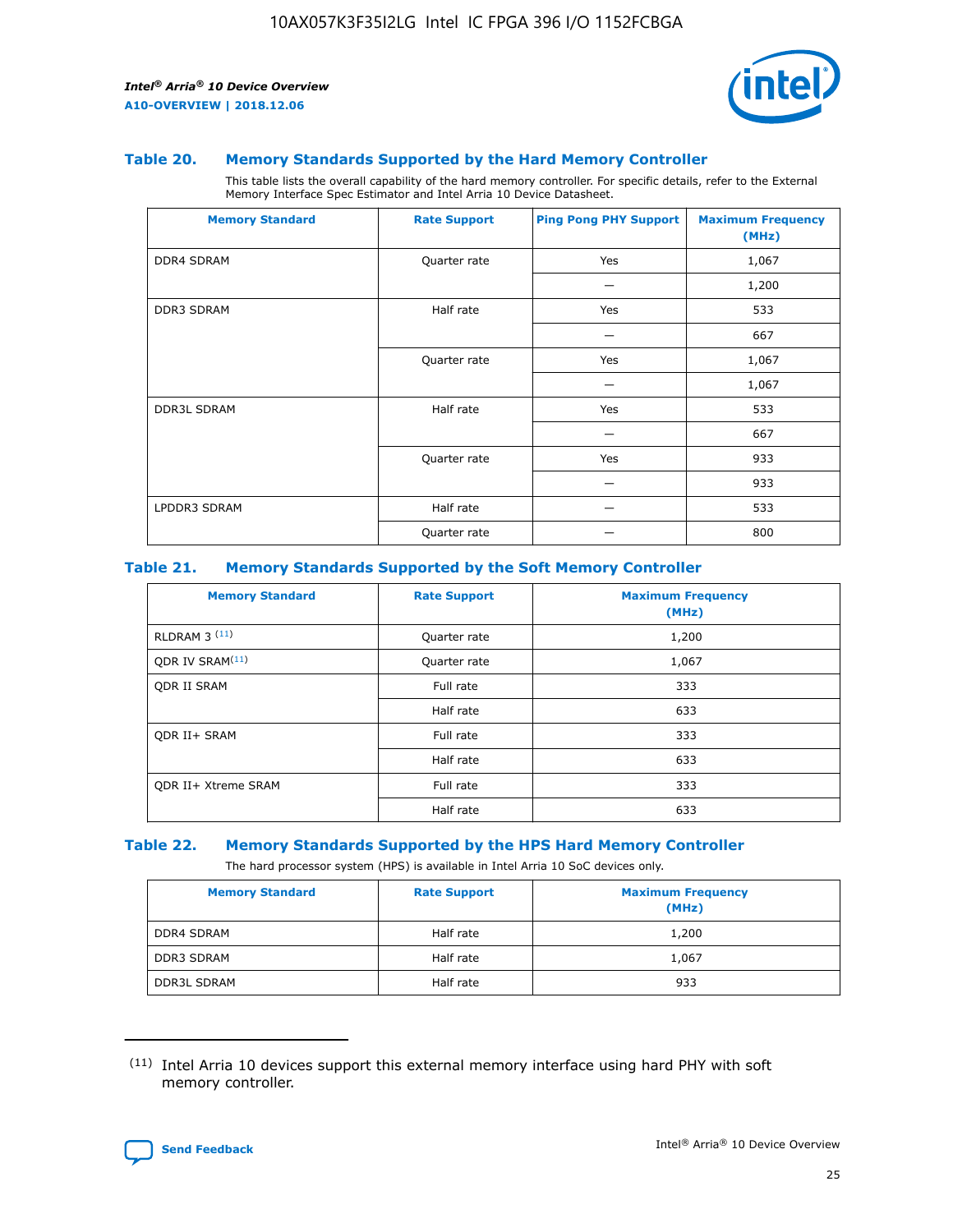### Table 20. Memory Standards Supported by the Hard Memory Controller

This table lists the overall capability of the hard memory controller. For specific details, refer to the External Memory Interface Spec Estimator and Intel Arria 10 Device Datasheet.

| Memory Standard | Rate Support | Ping Pong PHY Support | Maximum Frequency (MHz) |
|---|---|---|---|
| DDR4 SDRAM | Quarter rate | Yes | 1,067 |
| | | — | 1,200 |
| DDR3 SDRAM | Half rate | Yes | 533 |
| | | — | 667 |
| | Quarter rate | Yes | 1,067 |
| | | — | 1,067 |
| DDR3L SDRAM | Half rate | Yes | 533 |
| | | — | 667 |
| | Quarter rate | Yes | 933 |
| | | — | 933 |
| LPDDR3 SDRAM | Half rate | — | 533 |
| | Quarter rate | — | 800 |

### Table 21. Memory Standards Supported by the Soft Memory Controller

| Memory Standard | Rate Support | Maximum Frequency (MHz) |
|---|---|---|
| RLDRAM 3 [11] | Quarter rate | 1,200 |
| QDR IV SRAM[11] | Quarter rate | 1,067 |
| QDR II SRAM | Full rate | 333 |
| | Half rate | 633 |
| QDR II+ SRAM | Full rate | 333 |
| | Half rate | 633 |
| QDR II+ Xtreme SRAM | Full rate | 333 |
| | Half rate | 633 |

### Table 22. Memory Standards Supported by the HPS Hard Memory Controller

The hard processor system (HPS) is available in Intel Arria 10 SoC devices only.

| Memory Standard | Rate Support | Maximum Frequency (MHz) |
|---|---|---|
| DDR4 SDRAM | Half rate | 1,200 |
| DDR3 SDRAM | Half rate | 1,067 |
| DDR3L SDRAM | Half rate | 933 |

(11) Intel Arria 10 devices support this external memory interface using hard PHY with soft memory controller.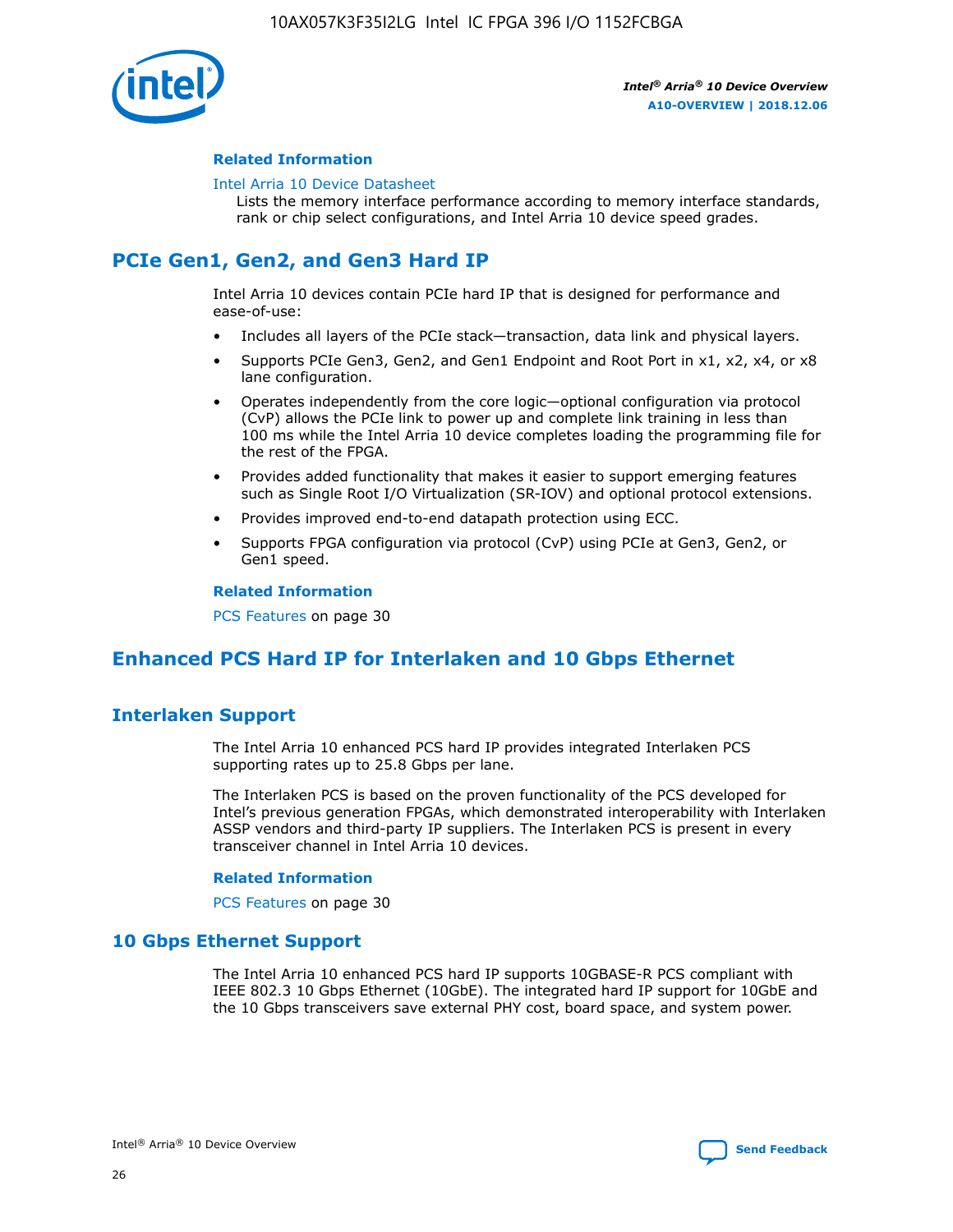**Related Information**

Intel Arria 10 Device Datasheet
Lists the memory interface performance according to memory interface standards, rank or chip select configurations, and Intel Arria 10 device speed grades.

## PCIe Gen1, Gen2, and Gen3 Hard IP

Intel Arria 10 devices contain PCIe hard IP that is designed for performance and ease-of-use:

- Includes all layers of the PCIe stack—transaction, data link and physical layers.
- Supports PCIe Gen3, Gen2, and Gen1 Endpoint and Root Port in x1, x2, x4, or x8 lane configuration.
- Operates independently from the core logic—optional configuration via protocol (CvP) allows the PCIe link to power up and complete link training in less than 100 ms while the Intel Arria 10 device completes loading the programming file for the rest of the FPGA.
- Provides added functionality that makes it easier to support emerging features such as Single Root I/O Virtualization (SR-IOV) and optional protocol extensions.
- Provides improved end-to-end datapath protection using ECC.
- Supports FPGA configuration via protocol (CvP) using PCIe at Gen3, Gen2, or Gen1 speed.

**Related Information**

PCS Features on page 30

## Enhanced PCS Hard IP for Interlaken and 10 Gbps Ethernet

### Interlaken Support

The Intel Arria 10 enhanced PCS hard IP provides integrated Interlaken PCS supporting rates up to 25.8 Gbps per lane.

The Interlaken PCS is based on the proven functionality of the PCS developed for Intel's previous generation FPGAs, which demonstrated interoperability with Interlaken ASSP vendors and third-party IP suppliers. The Interlaken PCS is present in every transceiver channel in Intel Arria 10 devices.

**Related Information**

PCS Features on page 30

### 10 Gbps Ethernet Support

The Intel Arria 10 enhanced PCS hard IP supports 10GBASE-R PCS compliant with IEEE 802.3 10 Gbps Ethernet (10GbE). The integrated hard IP support for 10GbE and the 10 Gbps transceivers save external PHY cost, board space, and system power.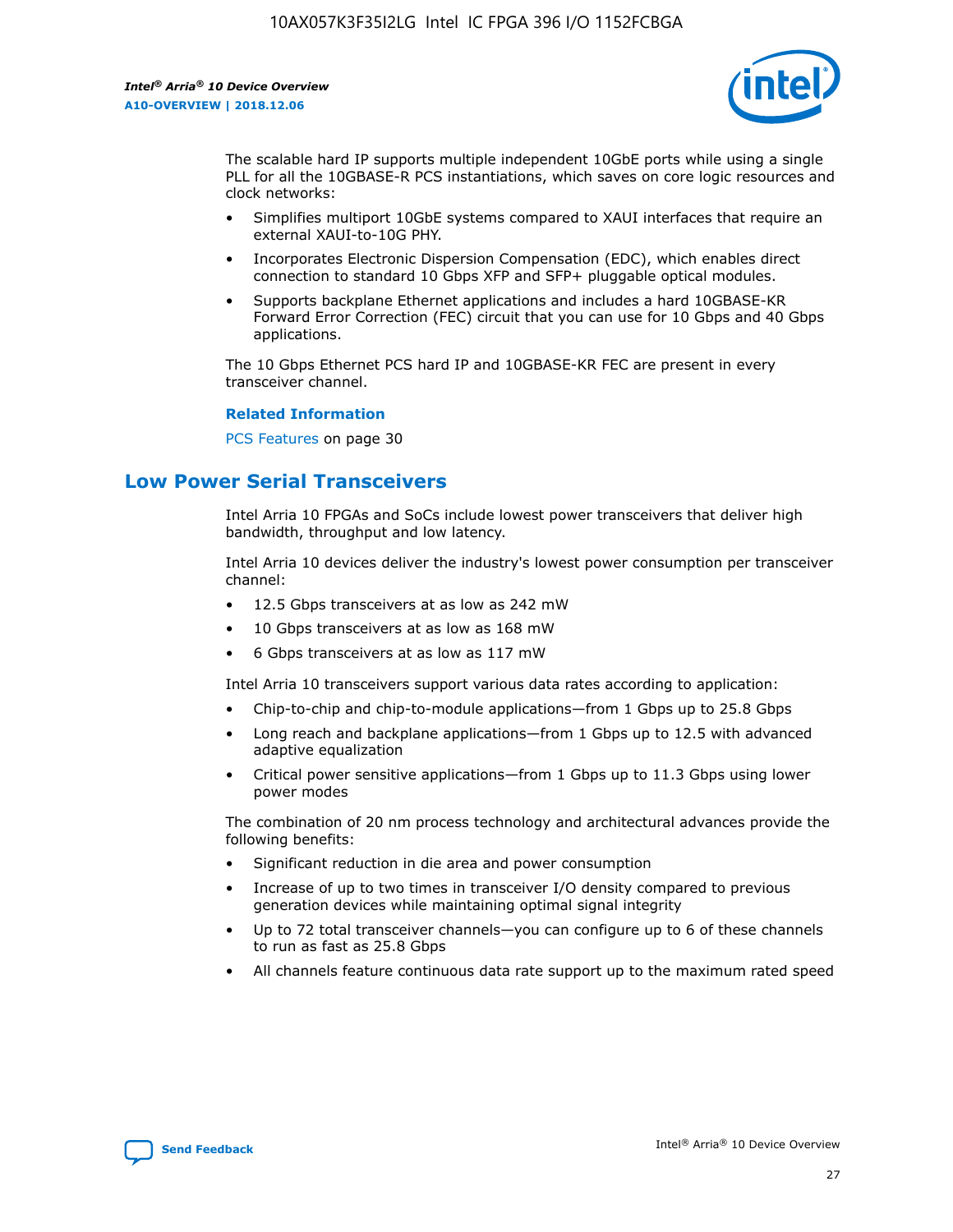The scalable hard IP supports multiple independent 10GbE ports while using a single PLL for all the 10GBASE-R PCS instantiations, which saves on core logic resources and clock networks:

- Simplifies multiport 10GbE systems compared to XAUI interfaces that require an external XAUI-to-10G PHY.
- Incorporates Electronic Dispersion Compensation (EDC), which enables direct connection to standard 10 Gbps XFP and SFP+ pluggable optical modules.
- Supports backplane Ethernet applications and includes a hard 10GBASE-KR Forward Error Correction (FEC) circuit that you can use for 10 Gbps and 40 Gbps applications.

The 10 Gbps Ethernet PCS hard IP and 10GBASE-KR FEC are present in every transceiver channel.

**Related Information**

PCS Features on page 30

## Low Power Serial Transceivers

Intel Arria 10 FPGAs and SoCs include lowest power transceivers that deliver high bandwidth, throughput and low latency.

Intel Arria 10 devices deliver the industry's lowest power consumption per transceiver channel:

- 12.5 Gbps transceivers at as low as 242 mW
- 10 Gbps transceivers at as low as 168 mW
- 6 Gbps transceivers at as low as 117 mW

Intel Arria 10 transceivers support various data rates according to application:

- Chip-to-chip and chip-to-module applications—from 1 Gbps up to 25.8 Gbps
- Long reach and backplane applications—from 1 Gbps up to 12.5 with advanced adaptive equalization
- Critical power sensitive applications—from 1 Gbps up to 11.3 Gbps using lower power modes

The combination of 20 nm process technology and architectural advances provide the following benefits:

- Significant reduction in die area and power consumption
- Increase of up to two times in transceiver I/O density compared to previous generation devices while maintaining optimal signal integrity
- Up to 72 total transceiver channels—you can configure up to 6 of these channels to run as fast as 25.8 Gbps
- All channels feature continuous data rate support up to the maximum rated speed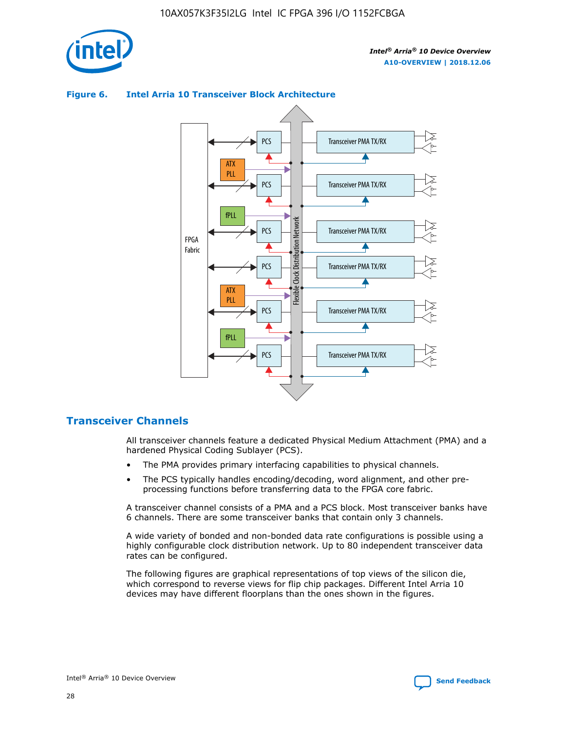**Figure 6. Intel Arria 10 Transceiver Block Architecture**

## Transceiver Channels

All transceiver channels feature a dedicated Physical Medium Attachment (PMA) and a hardened Physical Coding Sublayer (PCS).

- The PMA provides primary interfacing capabilities to physical channels.
- The PCS typically handles encoding/decoding, word alignment, and other pre-processing functions before transferring data to the FPGA core fabric.

A transceiver channel consists of a PMA and a PCS block. Most transceiver banks have 6 channels. There are some transceiver banks that contain only 3 channels.

A wide variety of bonded and non-bonded data rate configurations is possible using a highly configurable clock distribution network. Up to 80 independent transceiver data rates can be configured.

The following figures are graphical representations of top views of the silicon die, which correspond to reverse views for flip chip packages. Different Intel Arria 10 devices may have different floorplans than the ones shown in the figures.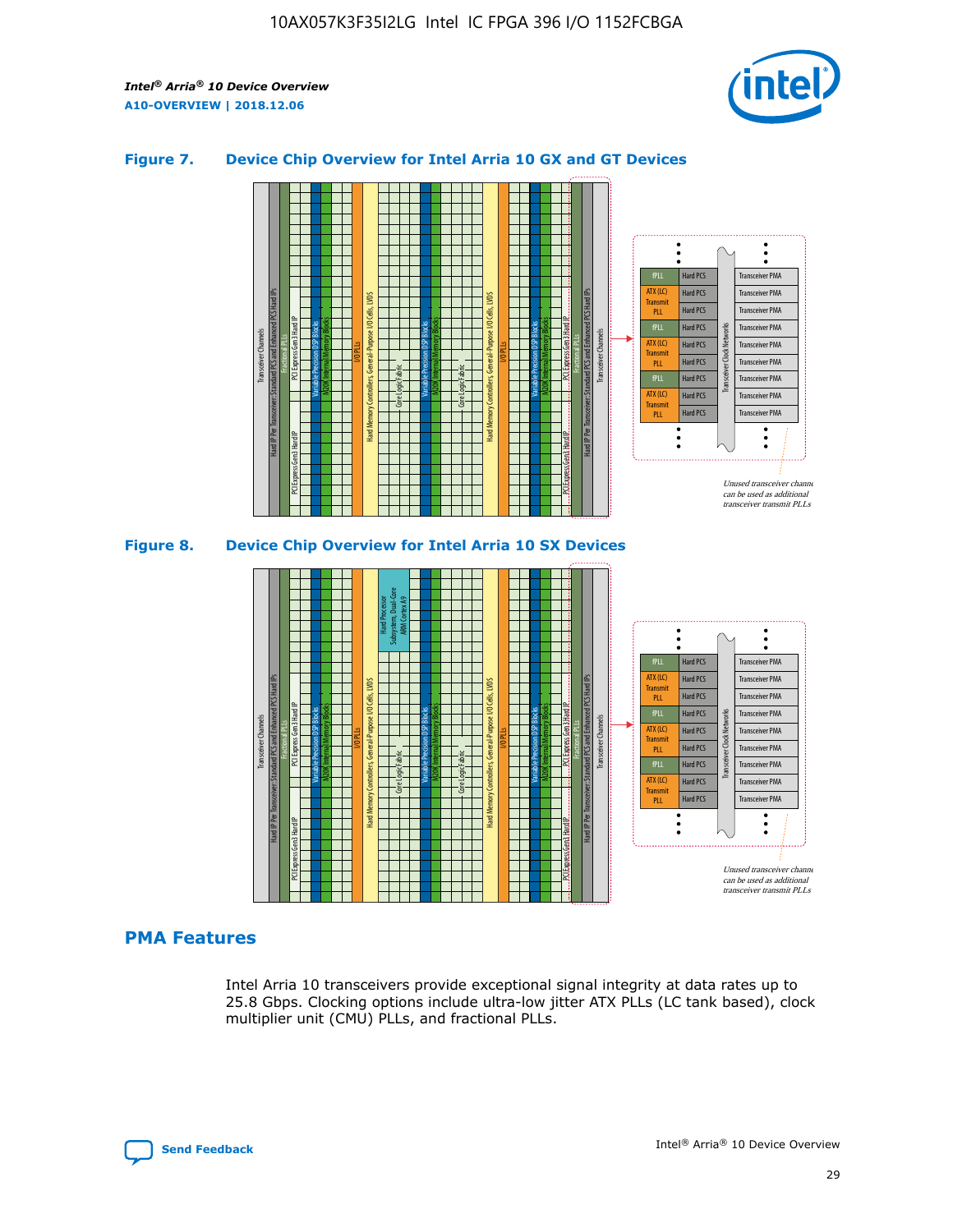## Figure 7. Device Chip Overview for Intel Arria 10 GX and GT Devices

Unused transceiver channels can be used as additional transceiver transmit PLLs

## Figure 8. Device Chip Overview for Intel Arria 10 SX Devices

Unused transceiver channels can be used as additional transceiver transmit PLLs

## PMA Features

Intel Arria 10 transceivers provide exceptional signal integrity at data rates up to 25.8 Gbps. Clocking options include ultra-low jitter ATX PLLs (LC tank based), clock multiplier unit (CMU) PLLs, and fractional PLLs.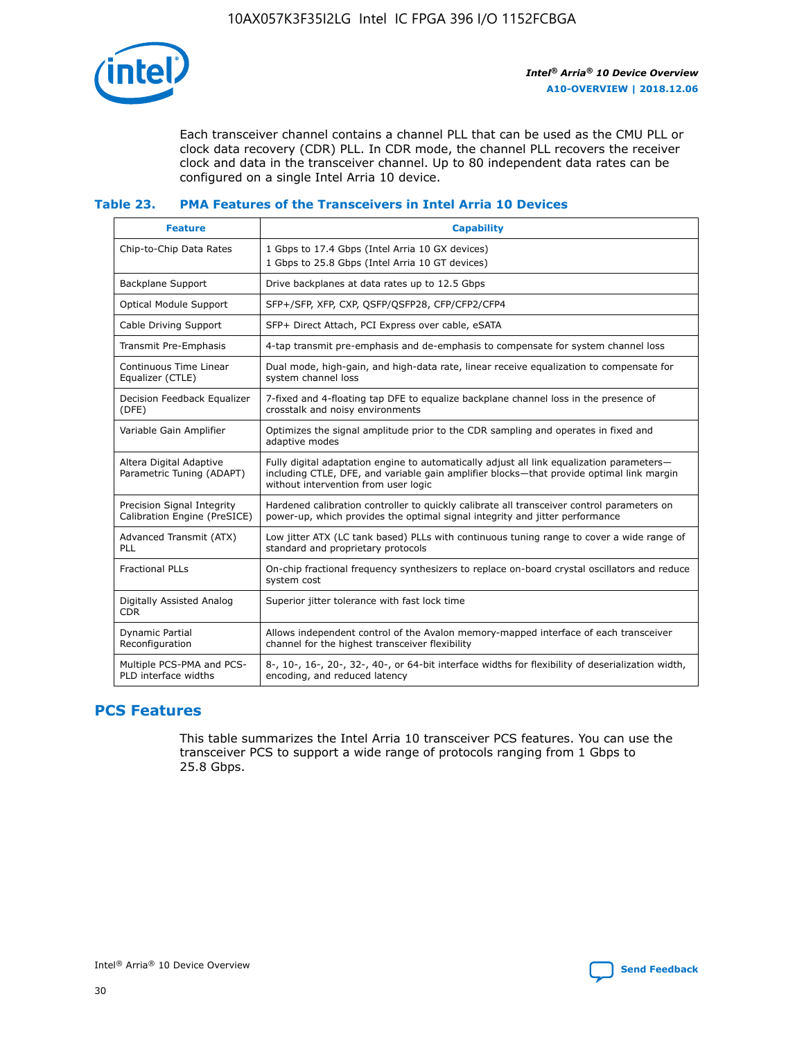Each transceiver channel contains a channel PLL that can be used as the CMU PLL or clock data recovery (CDR) PLL. In CDR mode, the channel PLL recovers the receiver clock and data in the transceiver channel. Up to 80 independent data rates can be configured on a single Intel Arria 10 device.

### Table 23. PMA Features of the Transceivers in Intel Arria 10 Devices

| Feature | Capability |
| --- | --- |
| Chip-to-Chip Data Rates | 1 Gbps to 17.4 Gbps (Intel Arria 10 GX devices)<br>1 Gbps to 25.8 Gbps (Intel Arria 10 GT devices) |
| Backplane Support | Drive backplanes at data rates up to 12.5 Gbps |
| Optical Module Support | SFP+/SFP, XFP, CXP, QSFP/QSFP28, CFP/CFP2/CFP4 |
| Cable Driving Support | SFP+ Direct Attach, PCI Express over cable, eSATA |
| Transmit Pre-Emphasis | 4-tap transmit pre-emphasis and de-emphasis to compensate for system channel loss |
| Continuous Time Linear Equalizer (CTLE) | Dual mode, high-gain, and high-data rate, linear receive equalization to compensate for system channel loss |
| Decision Feedback Equalizer (DFE) | 7-fixed and 4-floating tap DFE to equalize backplane channel loss in the presence of crosstalk and noisy environments |
| Variable Gain Amplifier | Optimizes the signal amplitude prior to the CDR sampling and operates in fixed and adaptive modes |
| Altera Digital Adaptive Parametric Tuning (ADAPT) | Fully digital adaptation engine to automatically adjust all link equalization parameters—including CTLE, DFE, and variable gain amplifier blocks—that provide optimal link margin without intervention from user logic |
| Precision Signal Integrity Calibration Engine (PreSICE) | Hardened calibration controller to quickly calibrate all transceiver control parameters on power-up, which provides the optimal signal integrity and jitter performance |
| Advanced Transmit (ATX) PLL | Low jitter ATX (LC tank based) PLLs with continuous tuning range to cover a wide range of standard and proprietary protocols |
| Fractional PLLs | On-chip fractional frequency synthesizers to replace on-board crystal oscillators and reduce system cost |
| Digitally Assisted Analog CDR | Superior jitter tolerance with fast lock time |
| Dynamic Partial Reconfiguration | Allows independent control of the Avalon memory-mapped interface of each transceiver channel for the highest transceiver flexibility |
| Multiple PCS-PMA and PCS-PLD interface widths | 8-, 10-, 16-, 20-, 32-, 40-, or 64-bit interface widths for flexibility of deserialization width, encoding, and reduced latency |

## PCS Features

This table summarizes the Intel Arria 10 transceiver PCS features. You can use the transceiver PCS to support a wide range of protocols ranging from 1 Gbps to 25.8 Gbps.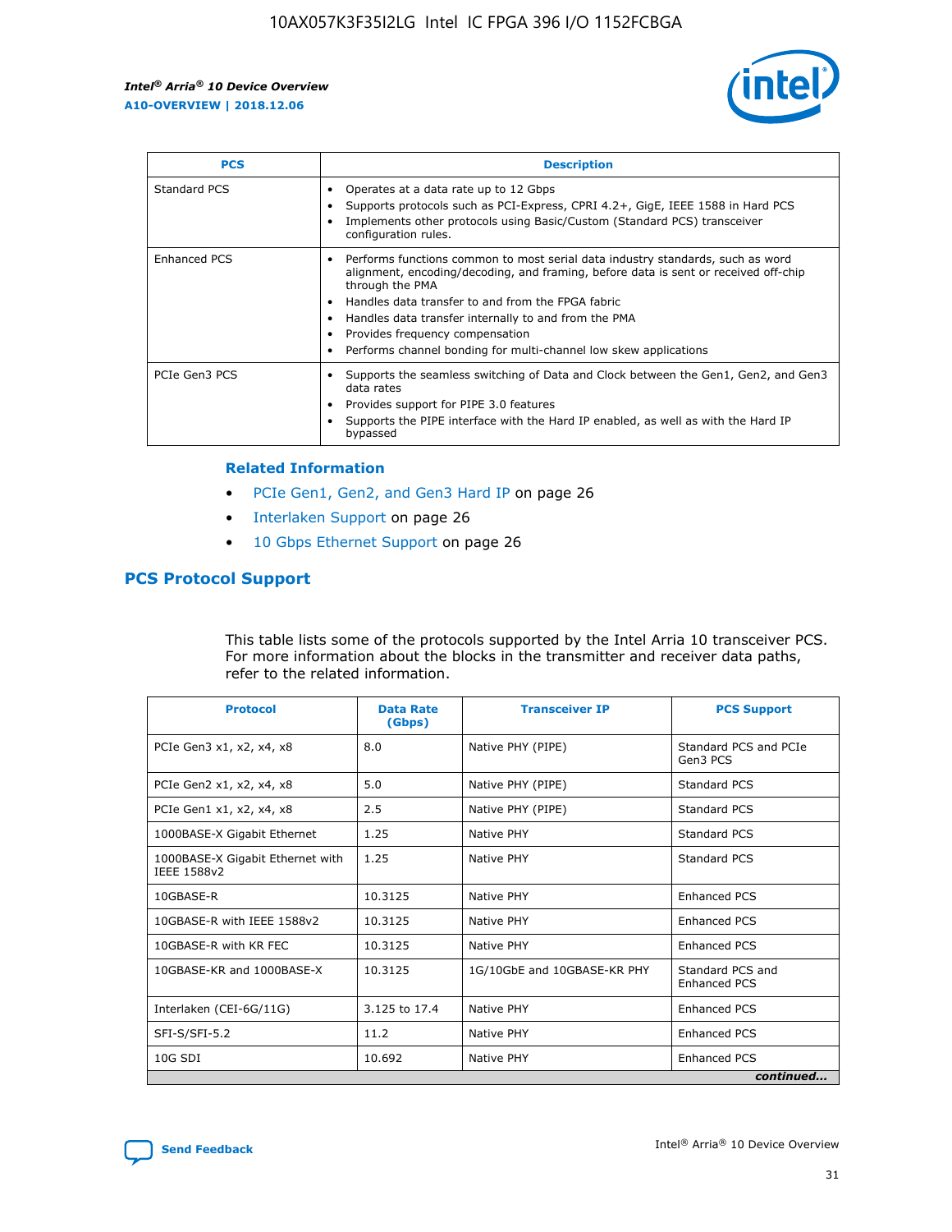| PCS | Description |
| --- | --- |
| Standard PCS | • Operates at a data rate up to 12 Gbps<br>• Supports protocols such as PCI-Express, CPRI 4.2+, GigE, IEEE 1588 in Hard PCS<br>• Implements other protocols using Basic/Custom (Standard PCS) transceiver configuration rules. |
| Enhanced PCS | • Performs functions common to most serial data industry standards, such as word alignment, encoding/decoding, and framing, before data is sent or received off-chip through the PMA<br>• Handles data transfer to and from the FPGA fabric<br>• Handles data transfer internally to and from the PMA<br>• Provides frequency compensation<br>• Performs channel bonding for multi-channel low skew applications |
| PCIe Gen3 PCS | • Supports the seamless switching of Data and Clock between the Gen1, Gen2, and Gen3 data rates<br>• Provides support for PIPE 3.0 features<br>• Supports the PIPE interface with the Hard IP enabled, as well as with the Hard IP bypassed |

**Related Information**

- PCIe Gen1, Gen2, and Gen3 Hard IP on page 26
- Interlaken Support on page 26
- 10 Gbps Ethernet Support on page 26

## PCS Protocol Support

This table lists some of the protocols supported by the Intel Arria 10 transceiver PCS. For more information about the blocks in the transmitter and receiver data paths, refer to the related information.

| Protocol | Data Rate (Gbps) | Transceiver IP | PCS Support |
| --- | --- | --- | --- |
| PCIe Gen3 x1, x2, x4, x8 | 8.0 | Native PHY (PIPE) | Standard PCS and PCIe Gen3 PCS |
| PCIe Gen2 x1, x2, x4, x8 | 5.0 | Native PHY (PIPE) | Standard PCS |
| PCIe Gen1 x1, x2, x4, x8 | 2.5 | Native PHY (PIPE) | Standard PCS |
| 1000BASE-X Gigabit Ethernet | 1.25 | Native PHY | Standard PCS |
| 1000BASE-X Gigabit Ethernet with IEEE 1588v2 | 1.25 | Native PHY | Standard PCS |
| 10GBASE-R | 10.3125 | Native PHY | Enhanced PCS |
| 10GBASE-R with IEEE 1588v2 | 10.3125 | Native PHY | Enhanced PCS |
| 10GBASE-R with KR FEC | 10.3125 | Native PHY | Enhanced PCS |
| 10GBASE-KR and 1000BASE-X | 10.3125 | 1G/10GbE and 10GBASE-KR PHY | Standard PCS and Enhanced PCS |
| Interlaken (CEI-6G/11G) | 3.125 to 17.4 | Native PHY | Enhanced PCS |
| SFI-S/SFI-5.2 | 11.2 | Native PHY | Enhanced PCS |
| 10G SDI | 10.692 | Native PHY | Enhanced PCS |

*continued...*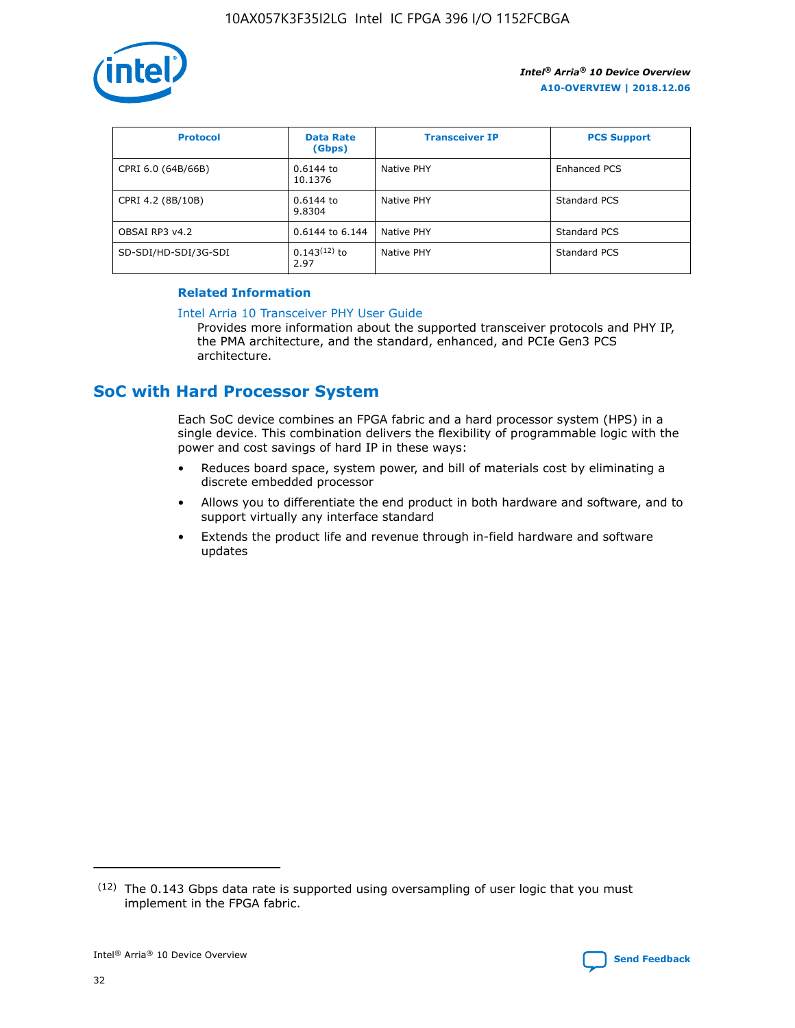| Protocol | Data Rate (Gbps) | Transceiver IP | PCS Support |
| --- | --- | --- | --- |
| CPRI 6.0 (64B/66B) | 0.6144 to 10.1376 | Native PHY | Enhanced PCS |
| CPRI 4.2 (8B/10B) | 0.6144 to 9.8304 | Native PHY | Standard PCS |
| OBSAI RP3 v4.2 | 0.6144 to 6.144 | Native PHY | Standard PCS |
| SD-SDI/HD-SDI/3G-SDI | 0.143[12] to 2.97 | Native PHY | Standard PCS |

**Related Information**

Intel Arria 10 Transceiver PHY User Guide

Provides more information about the supported transceiver protocols and PHY IP, the PMA architecture, and the standard, enhanced, and PCIe Gen3 PCS architecture.

## SoC with Hard Processor System

Each SoC device combines an FPGA fabric and a hard processor system (HPS) in a single device. This combination delivers the flexibility of programmable logic with the power and cost savings of hard IP in these ways:

- Reduces board space, system power, and bill of materials cost by eliminating a discrete embedded processor
- Allows you to differentiate the end product in both hardware and software, and to support virtually any interface standard
- Extends the product life and revenue through in-field hardware and software updates

(12) The 0.143 Gbps data rate is supported using oversampling of user logic that you must implement in the FPGA fabric.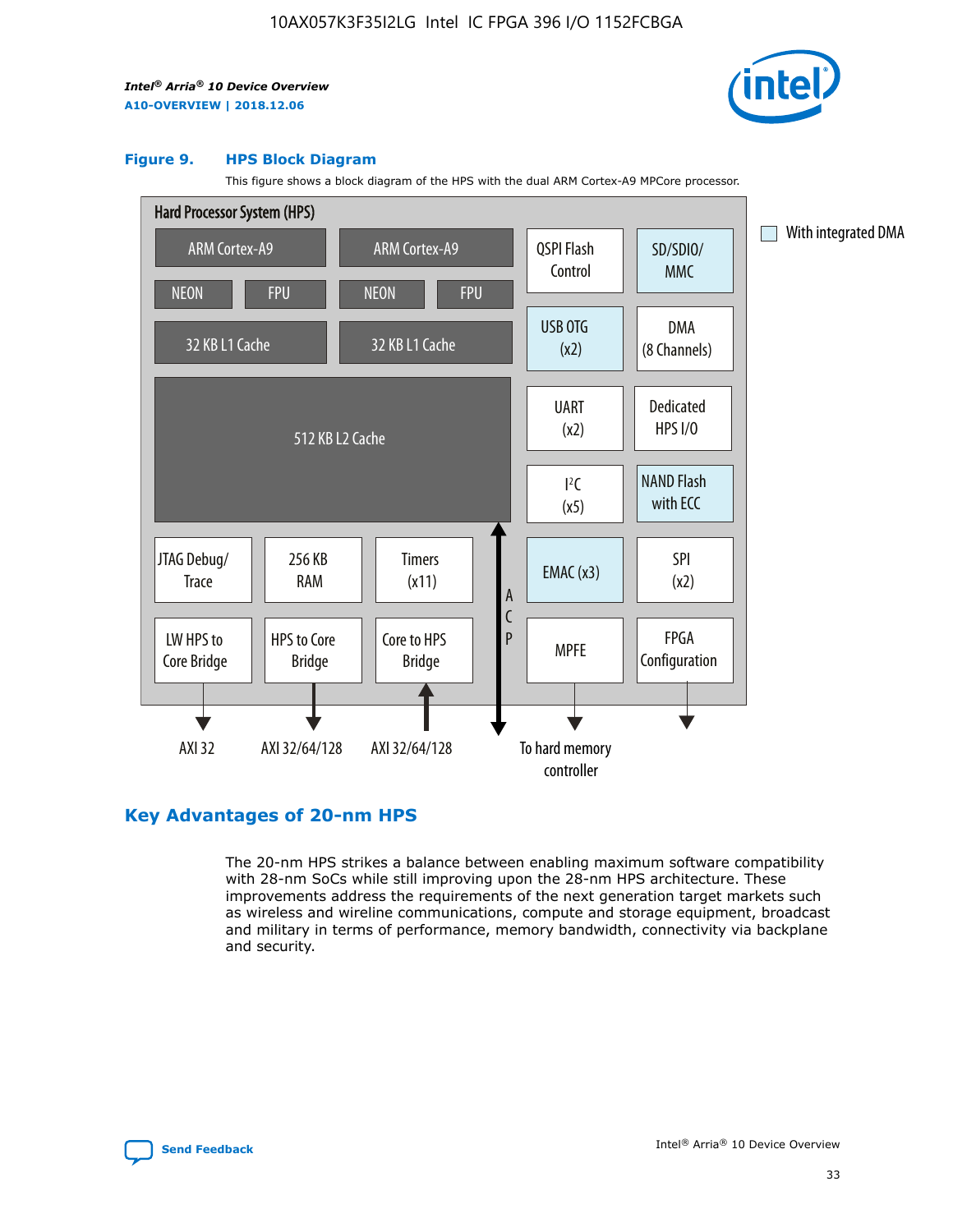**Figure 9. HPS Block Diagram**

This figure shows a block diagram of the HPS with the dual ARM Cortex-A9 MPCore processor.

Hard Processor System (HPS)

ARM Cortex-A9 | ARM Cortex-A9 | QSPI Flash Control | SD/SDIO/MMC

NEON | FPU | NEON | FPU

32 KB L1 Cache | 32 KB L1 Cache | USB OTG (x2) | DMA (8 Channels)

512 KB L2 Cache | UART (x2) | Dedicated HPS I/O | I²C (x5) | NAND Flash with ECC

JTAG Debug/Trace | 256 KB RAM | Timers (x11) | ACP | EMAC (x3) | SPI (x2)

LW HPS to Core Bridge | HPS to Core Bridge | Core to HPS Bridge | MPFE | FPGA Configuration

AXI 32 | AXI 32/64/128 | AXI 32/64/128 | To hard memory controller

With integrated DMA

## Key Advantages of 20-nm HPS

The 20-nm HPS strikes a balance between enabling maximum software compatibility with 28-nm SoCs while still improving upon the 28-nm HPS architecture. These improvements address the requirements of the next generation target markets such as wireless and wireline communications, compute and storage equipment, broadcast and military in terms of performance, memory bandwidth, connectivity via backplane and security.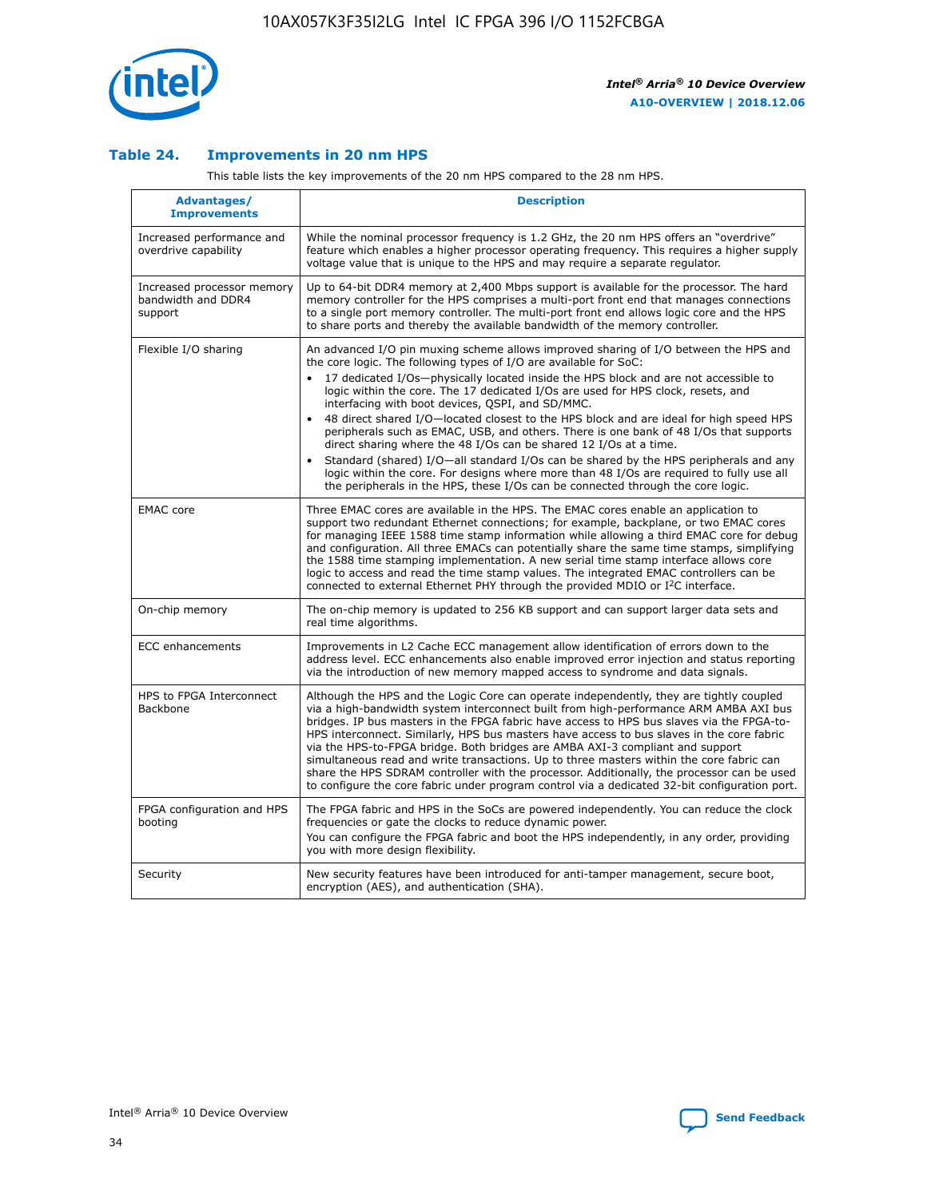### Table 24. Improvements in 20 nm HPS

This table lists the key improvements of the 20 nm HPS compared to the 28 nm HPS.

| Advantages/ Improvements | Description |
|---|---|
| Increased performance and overdrive capability | While the nominal processor frequency is 1.2 GHz, the 20 nm HPS offers an "overdrive" feature which enables a higher processor operating frequency. This requires a higher supply voltage value that is unique to the HPS and may require a separate regulator. |
| Increased processor memory bandwidth and DDR4 support | Up to 64-bit DDR4 memory at 2,400 Mbps support is available for the processor. The hard memory controller for the HPS comprises a multi-port front end that manages connections to a single port memory controller. The multi-port front end allows logic core and the HPS to share ports and thereby the available bandwidth of the memory controller. |
| Flexible I/O sharing | An advanced I/O pin muxing scheme allows improved sharing of I/O between the HPS and the core logic. The following types of I/O are available for SoC:<br>• 17 dedicated I/Os—physically located inside the HPS block and are not accessible to logic within the core. The 17 dedicated I/Os are used for HPS clock, resets, and interfacing with boot devices, QSPI, and SD/MMC.<br>• 48 direct shared I/O—located closest to the HPS block and are ideal for high speed HPS peripherals such as EMAC, USB, and others. There is one bank of 48 I/Os that supports direct sharing where the 48 I/Os can be shared 12 I/Os at a time.<br>• Standard (shared) I/O—all standard I/Os can be shared by the HPS peripherals and any logic within the core. For designs where more than 48 I/Os are required to fully use all the peripherals in the HPS, these I/Os can be connected through the core logic. |
| EMAC core | Three EMAC cores are available in the HPS. The EMAC cores enable an application to support two redundant Ethernet connections; for example, backplane, or two EMAC cores for managing IEEE 1588 time stamp information while allowing a third EMAC core for debug and configuration. All three EMACs can potentially share the same time stamps, simplifying the 1588 time stamping implementation. A new serial time stamp interface allows core logic to access and read the time stamp values. The integrated EMAC controllers can be connected to external Ethernet PHY through the provided MDIO or I²C interface. |
| On-chip memory | The on-chip memory is updated to 256 KB support and can support larger data sets and real time algorithms. |
| ECC enhancements | Improvements in L2 Cache ECC management allow identification of errors down to the address level. ECC enhancements also enable improved error injection and status reporting via the introduction of new memory mapped access to syndrome and data signals. |
| HPS to FPGA Interconnect Backbone | Although the HPS and the Logic Core can operate independently, they are tightly coupled via a high-bandwidth system interconnect built from high-performance ARM AMBA AXI bus bridges. IP bus masters in the FPGA fabric have access to HPS bus slaves via the FPGA-to-HPS interconnect. Similarly, HPS bus masters have access to bus slaves in the core fabric via the HPS-to-FPGA bridge. Both bridges are AMBA AXI-3 compliant and support simultaneous read and write transactions. Up to three masters within the core fabric can share the HPS SDRAM controller with the processor. Additionally, the processor can be used to configure the core fabric under program control via a dedicated 32-bit configuration port. |
| FPGA configuration and HPS booting | The FPGA fabric and HPS in the SoCs are powered independently. You can reduce the clock frequencies or gate the clocks to reduce dynamic power.<br>You can configure the FPGA fabric and boot the HPS independently, in any order, providing you with more design flexibility. |
| Security | New security features have been introduced for anti-tamper management, secure boot, encryption (AES), and authentication (SHA). |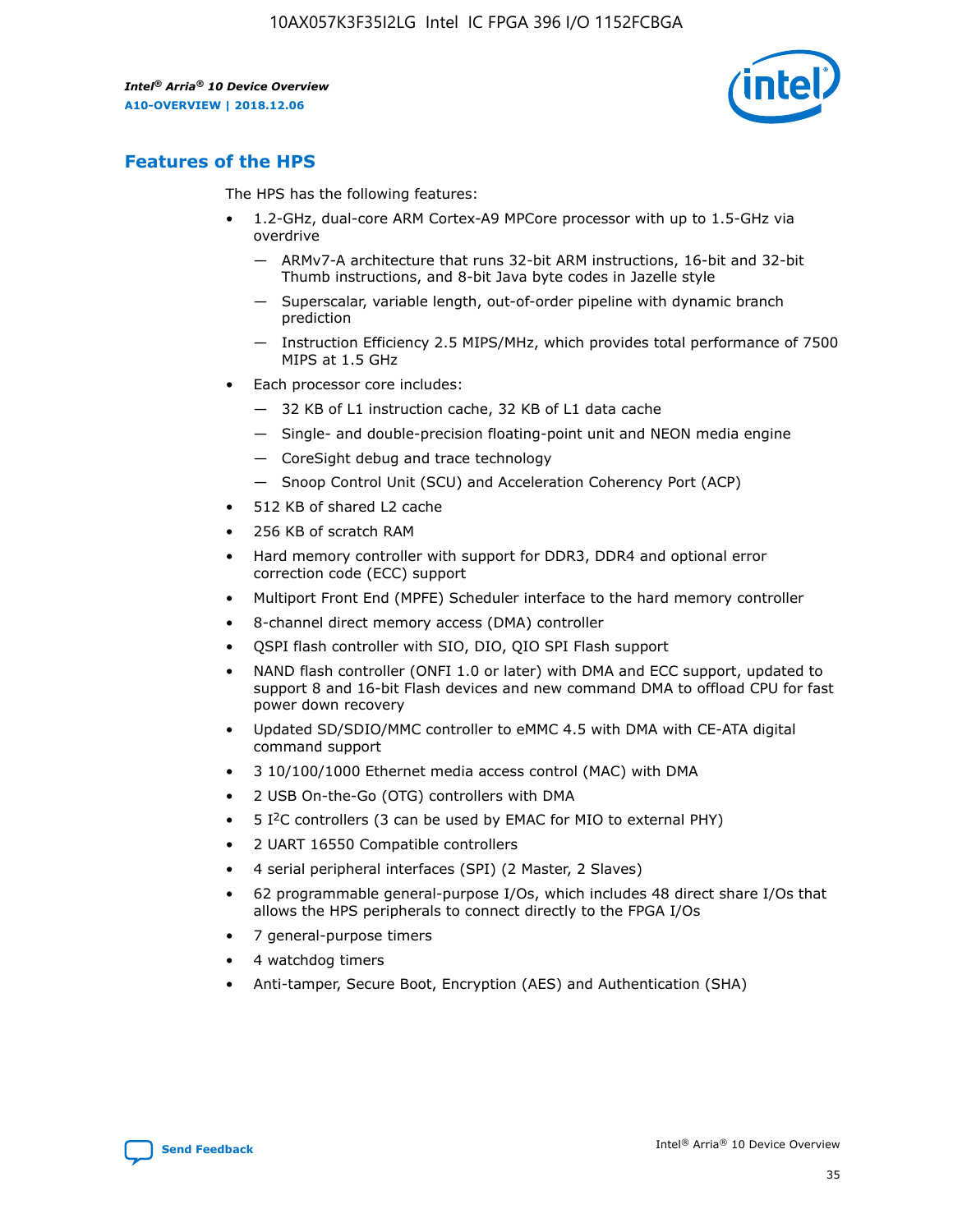## Features of the HPS

The HPS has the following features:

- 1.2-GHz, dual-core ARM Cortex-A9 MPCore processor with up to 1.5-GHz via overdrive
  - — ARMv7-A architecture that runs 32-bit ARM instructions, 16-bit and 32-bit Thumb instructions, and 8-bit Java byte codes in Jazelle style
  - — Superscalar, variable length, out-of-order pipeline with dynamic branch prediction
  - — Instruction Efficiency 2.5 MIPS/MHz, which provides total performance of 7500 MIPS at 1.5 GHz
- Each processor core includes:
  - — 32 KB of L1 instruction cache, 32 KB of L1 data cache
  - — Single- and double-precision floating-point unit and NEON media engine
  - — CoreSight debug and trace technology
  - — Snoop Control Unit (SCU) and Acceleration Coherency Port (ACP)
- 512 KB of shared L2 cache
- 256 KB of scratch RAM
- Hard memory controller with support for DDR3, DDR4 and optional error correction code (ECC) support
- Multiport Front End (MPFE) Scheduler interface to the hard memory controller
- 8-channel direct memory access (DMA) controller
- QSPI flash controller with SIO, DIO, QIO SPI Flash support
- NAND flash controller (ONFI 1.0 or later) with DMA and ECC support, updated to support 8 and 16-bit Flash devices and new command DMA to offload CPU for fast power down recovery
- Updated SD/SDIO/MMC controller to eMMC 4.5 with DMA with CE-ATA digital command support
- 3 10/100/1000 Ethernet media access control (MAC) with DMA
- 2 USB On-the-Go (OTG) controllers with DMA
- 5 I²C controllers (3 can be used by EMAC for MIO to external PHY)
- 2 UART 16550 Compatible controllers
- 4 serial peripheral interfaces (SPI) (2 Master, 2 Slaves)
- 62 programmable general-purpose I/Os, which includes 48 direct share I/Os that allows the HPS peripherals to connect directly to the FPGA I/Os
- 7 general-purpose timers
- 4 watchdog timers
- Anti-tamper, Secure Boot, Encryption (AES) and Authentication (SHA)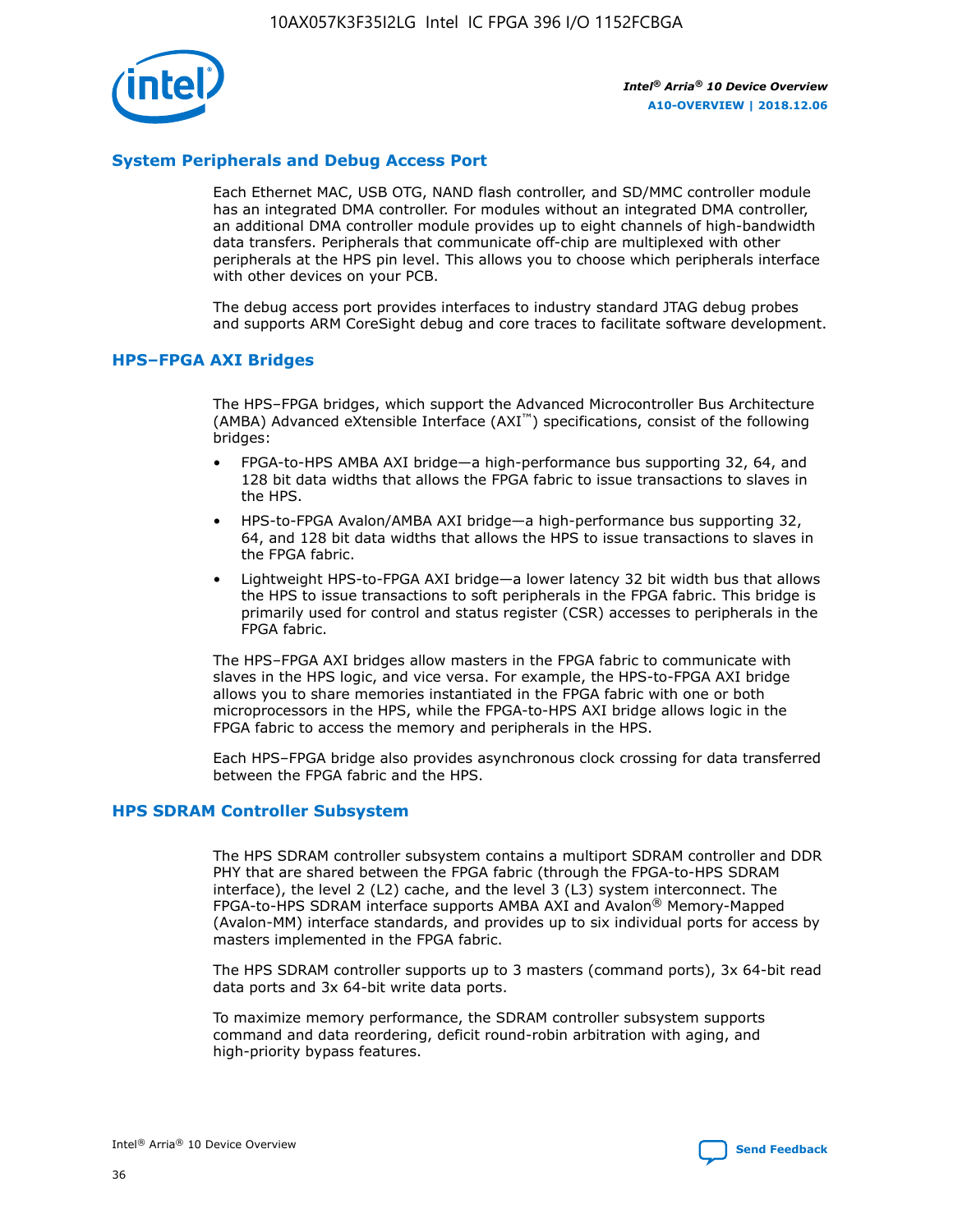## System Peripherals and Debug Access Port

Each Ethernet MAC, USB OTG, NAND flash controller, and SD/MMC controller module has an integrated DMA controller. For modules without an integrated DMA controller, an additional DMA controller module provides up to eight channels of high-bandwidth data transfers. Peripherals that communicate off-chip are multiplexed with other peripherals at the HPS pin level. This allows you to choose which peripherals interface with other devices on your PCB.

The debug access port provides interfaces to industry standard JTAG debug probes and supports ARM CoreSight debug and core traces to facilitate software development.

## HPS–FPGA AXI Bridges

The HPS–FPGA bridges, which support the Advanced Microcontroller Bus Architecture (AMBA) Advanced eXtensible Interface (AXI™) specifications, consist of the following bridges:

- FPGA-to-HPS AMBA AXI bridge—a high-performance bus supporting 32, 64, and 128 bit data widths that allows the FPGA fabric to issue transactions to slaves in the HPS.
- HPS-to-FPGA Avalon/AMBA AXI bridge—a high-performance bus supporting 32, 64, and 128 bit data widths that allows the HPS to issue transactions to slaves in the FPGA fabric.
- Lightweight HPS-to-FPGA AXI bridge—a lower latency 32 bit width bus that allows the HPS to issue transactions to soft peripherals in the FPGA fabric. This bridge is primarily used for control and status register (CSR) accesses to peripherals in the FPGA fabric.

The HPS–FPGA AXI bridges allow masters in the FPGA fabric to communicate with slaves in the HPS logic, and vice versa. For example, the HPS-to-FPGA AXI bridge allows you to share memories instantiated in the FPGA fabric with one or both microprocessors in the HPS, while the FPGA-to-HPS AXI bridge allows logic in the FPGA fabric to access the memory and peripherals in the HPS.

Each HPS–FPGA bridge also provides asynchronous clock crossing for data transferred between the FPGA fabric and the HPS.

## HPS SDRAM Controller Subsystem

The HPS SDRAM controller subsystem contains a multiport SDRAM controller and DDR PHY that are shared between the FPGA fabric (through the FPGA-to-HPS SDRAM interface), the level 2 (L2) cache, and the level 3 (L3) system interconnect. The FPGA-to-HPS SDRAM interface supports AMBA AXI and Avalon® Memory-Mapped (Avalon-MM) interface standards, and provides up to six individual ports for access by masters implemented in the FPGA fabric.

The HPS SDRAM controller supports up to 3 masters (command ports), 3x 64-bit read data ports and 3x 64-bit write data ports.

To maximize memory performance, the SDRAM controller subsystem supports command and data reordering, deficit round-robin arbitration with aging, and high-priority bypass features.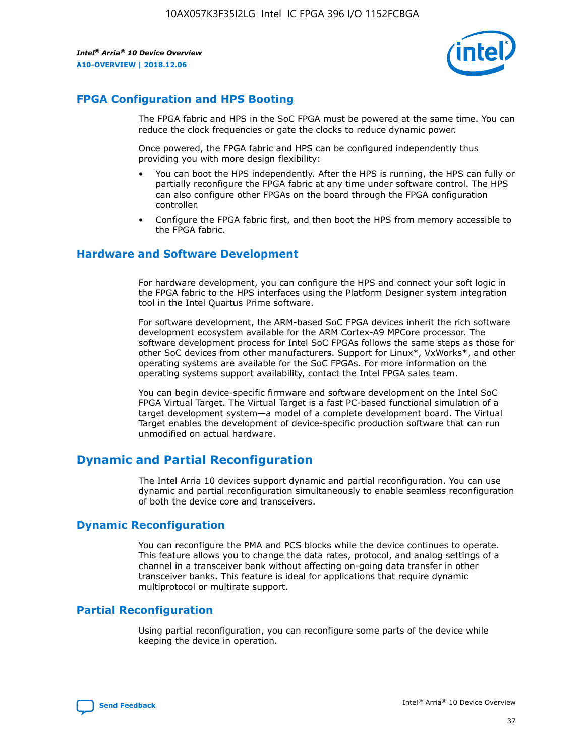## FPGA Configuration and HPS Booting

The FPGA fabric and HPS in the SoC FPGA must be powered at the same time. You can reduce the clock frequencies or gate the clocks to reduce dynamic power.

Once powered, the FPGA fabric and HPS can be configured independently thus providing you with more design flexibility:

- You can boot the HPS independently. After the HPS is running, the HPS can fully or partially reconfigure the FPGA fabric at any time under software control. The HPS can also configure other FPGAs on the board through the FPGA configuration controller.
- Configure the FPGA fabric first, and then boot the HPS from memory accessible to the FPGA fabric.

## Hardware and Software Development

For hardware development, you can configure the HPS and connect your soft logic in the FPGA fabric to the HPS interfaces using the Platform Designer system integration tool in the Intel Quartus Prime software.

For software development, the ARM-based SoC FPGA devices inherit the rich software development ecosystem available for the ARM Cortex-A9 MPCore processor. The software development process for Intel SoC FPGAs follows the same steps as those for other SoC devices from other manufacturers. Support for Linux*, VxWorks*, and other operating systems are available for the SoC FPGAs. For more information on the operating systems support availability, contact the Intel FPGA sales team.

You can begin device-specific firmware and software development on the Intel SoC FPGA Virtual Target. The Virtual Target is a fast PC-based functional simulation of a target development system—a model of a complete development board. The Virtual Target enables the development of device-specific production software that can run unmodified on actual hardware.

# Dynamic and Partial Reconfiguration

The Intel Arria 10 devices support dynamic and partial reconfiguration. You can use dynamic and partial reconfiguration simultaneously to enable seamless reconfiguration of both the device core and transceivers.

## Dynamic Reconfiguration

You can reconfigure the PMA and PCS blocks while the device continues to operate. This feature allows you to change the data rates, protocol, and analog settings of a channel in a transceiver bank without affecting on-going data transfer in other transceiver banks. This feature is ideal for applications that require dynamic multiprotocol or multirate support.

## Partial Reconfiguration

Using partial reconfiguration, you can reconfigure some parts of the device while keeping the device in operation.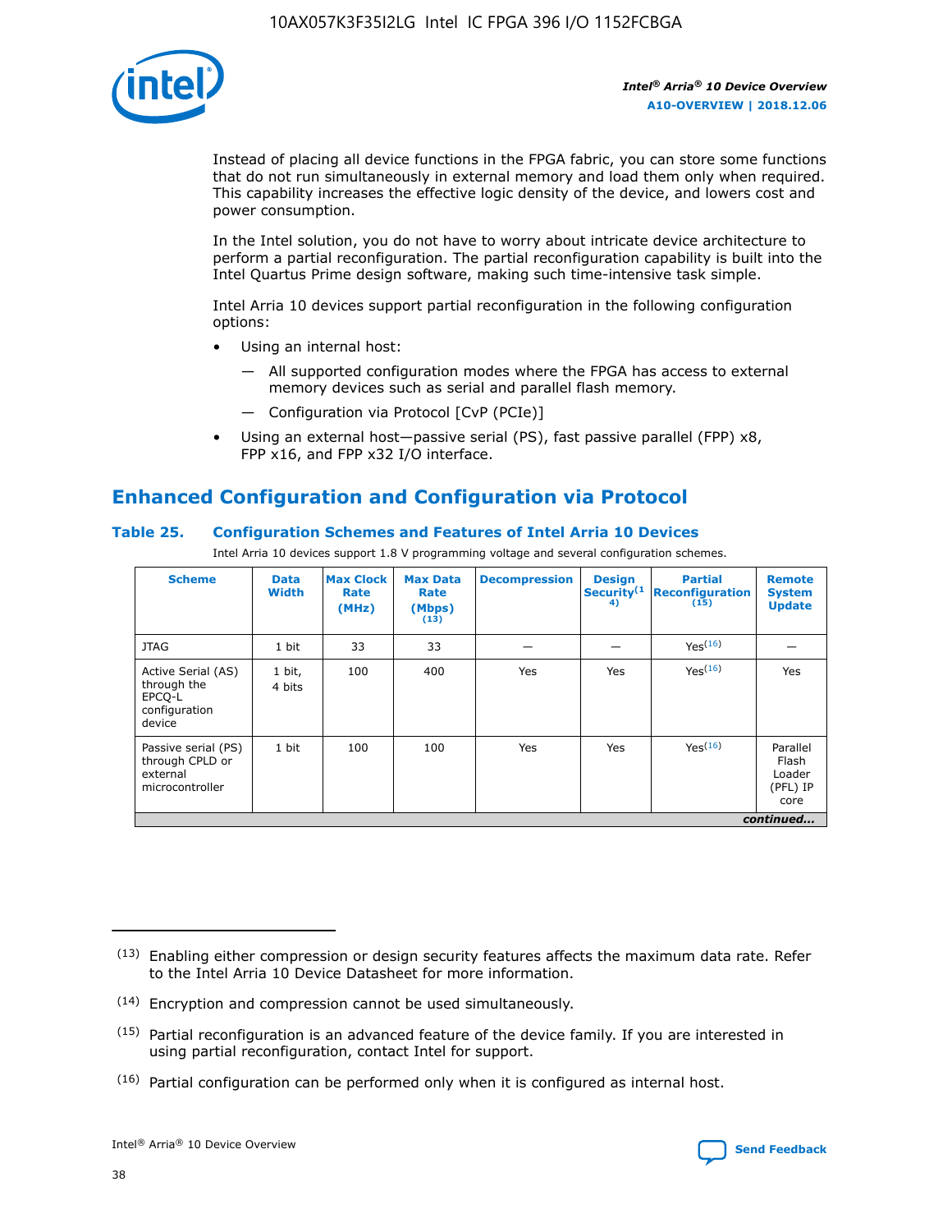Instead of placing all device functions in the FPGA fabric, you can store some functions that do not run simultaneously in external memory and load them only when required. This capability increases the effective logic density of the device, and lowers cost and power consumption.

In the Intel solution, you do not have to worry about intricate device architecture to perform a partial reconfiguration. The partial reconfiguration capability is built into the Intel Quartus Prime design software, making such time-intensive task simple.

Intel Arria 10 devices support partial reconfiguration in the following configuration options:

- Using an internal host:
  - All supported configuration modes where the FPGA has access to external memory devices such as serial and parallel flash memory.
  - Configuration via Protocol [CvP (PCIe)]
- Using an external host—passive serial (PS), fast passive parallel (FPP) x8, FPP x16, and FPP x32 I/O interface.

## Enhanced Configuration and Configuration via Protocol

### Table 25. Configuration Schemes and Features of Intel Arria 10 Devices

Intel Arria 10 devices support 1.8 V programming voltage and several configuration schemes.

| Scheme | Data Width | Max Clock Rate (MHz) | Max Data Rate (Mbps) (13) | Decompression | Design Security(14) | Partial Reconfiguration (15) | Remote System Update |
|---|---|---|---|---|---|---|---|
| JTAG | 1 bit | 33 | 33 | — | — | Yes(16) | — |
| Active Serial (AS) through the EPCQ-L configuration device | 1 bit, 4 bits | 100 | 400 | Yes | Yes | Yes(16) | Yes |
| Passive serial (PS) through CPLD or external microcontroller | 1 bit | 100 | 100 | Yes | Yes | Yes(16) | Parallel Flash Loader (PFL) IP core |

*continued...*

(13) Enabling either compression or design security features affects the maximum data rate. Refer to the Intel Arria 10 Device Datasheet for more information.

(14) Encryption and compression cannot be used simultaneously.

(15) Partial reconfiguration is an advanced feature of the device family. If you are interested in using partial reconfiguration, contact Intel for support.

(16) Partial configuration can be performed only when it is configured as internal host.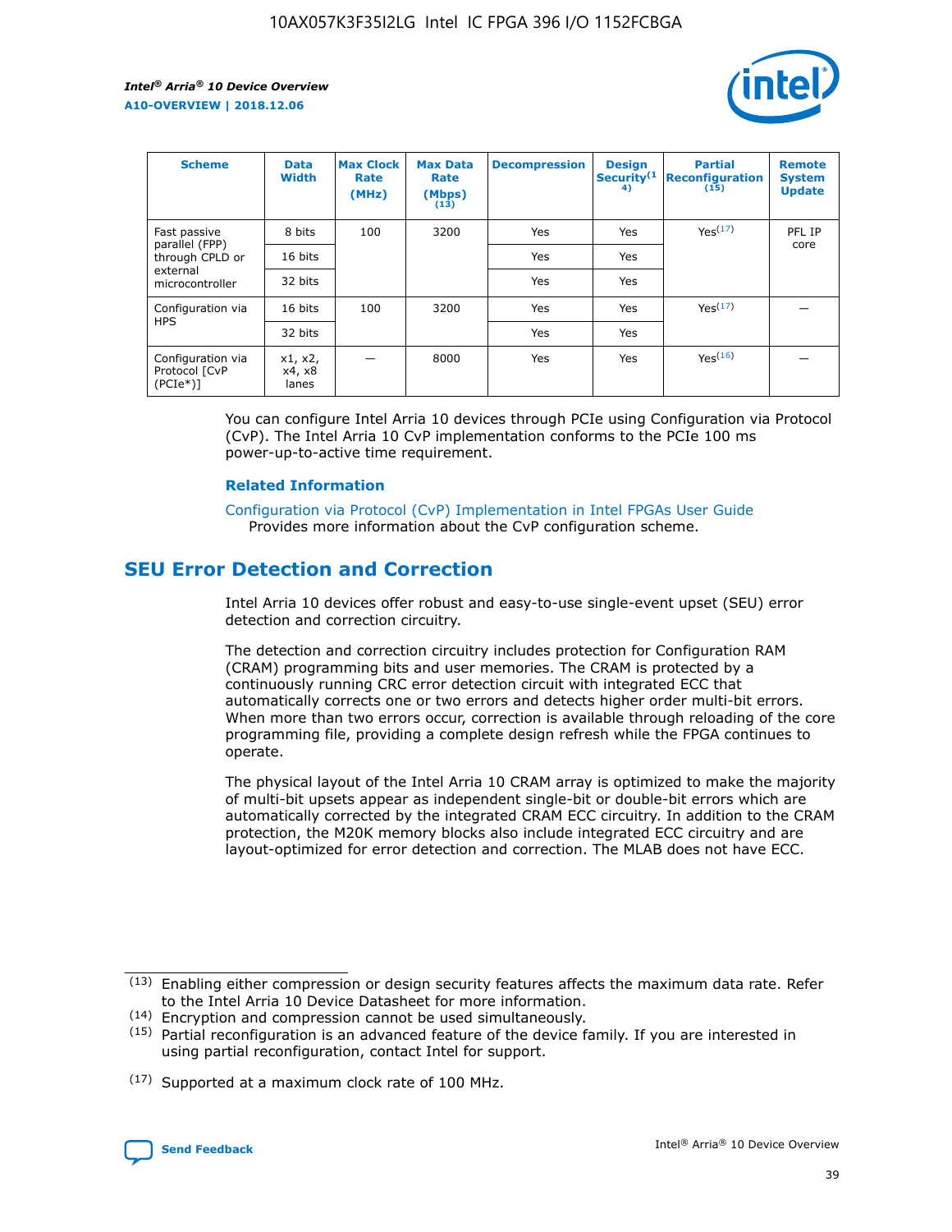| Scheme | Data Width | Max Clock Rate (MHz) | Max Data Rate (Mbps) (13) | Decompression | Design Security(14) | Partial Reconfiguration (15) | Remote System Update |
|---|---|---|---|---|---|---|---|
| Fast passive parallel (FPP) through CPLD or external microcontroller | 8 bits | 100 | 3200 | Yes | Yes | Yes(17) | PFL IP core |
| | 16 bits | | | Yes | Yes | | |
| | 32 bits | | | Yes | Yes | | |
| Configuration via HPS | 16 bits | 100 | 3200 | Yes | Yes | Yes(17) | — |
| | 32 bits | | | Yes | Yes | | |
| Configuration via Protocol [CvP (PCIe*)] | x1, x2, x4, x8 lanes | — | 8000 | Yes | Yes | Yes(16) | — |

You can configure Intel Arria 10 devices through PCIe using Configuration via Protocol (CvP). The Intel Arria 10 CvP implementation conforms to the PCIe 100 ms power-up-to-active time requirement.

#### Related Information

Configuration via Protocol (CvP) Implementation in Intel FPGAs User Guide
Provides more information about the CvP configuration scheme.

## SEU Error Detection and Correction

Intel Arria 10 devices offer robust and easy-to-use single-event upset (SEU) error detection and correction circuitry.

The detection and correction circuitry includes protection for Configuration RAM (CRAM) programming bits and user memories. The CRAM is protected by a continuously running CRC error detection circuit with integrated ECC that automatically corrects one or two errors and detects higher order multi-bit errors. When more than two errors occur, correction is available through reloading of the core programming file, providing a complete design refresh while the FPGA continues to operate.

The physical layout of the Intel Arria 10 CRAM array is optimized to make the majority of multi-bit upsets appear as independent single-bit or double-bit errors which are automatically corrected by the integrated CRAM ECC circuitry. In addition to the CRAM protection, the M20K memory blocks also include integrated ECC circuitry and are layout-optimized for error detection and correction. The MLAB does not have ECC.

(13) Enabling either compression or design security features affects the maximum data rate. Refer to the Intel Arria 10 Device Datasheet for more information.

(14) Encryption and compression cannot be used simultaneously.

(15) Partial reconfiguration is an advanced feature of the device family. If you are interested in using partial reconfiguration, contact Intel for support.

(17) Supported at a maximum clock rate of 100 MHz.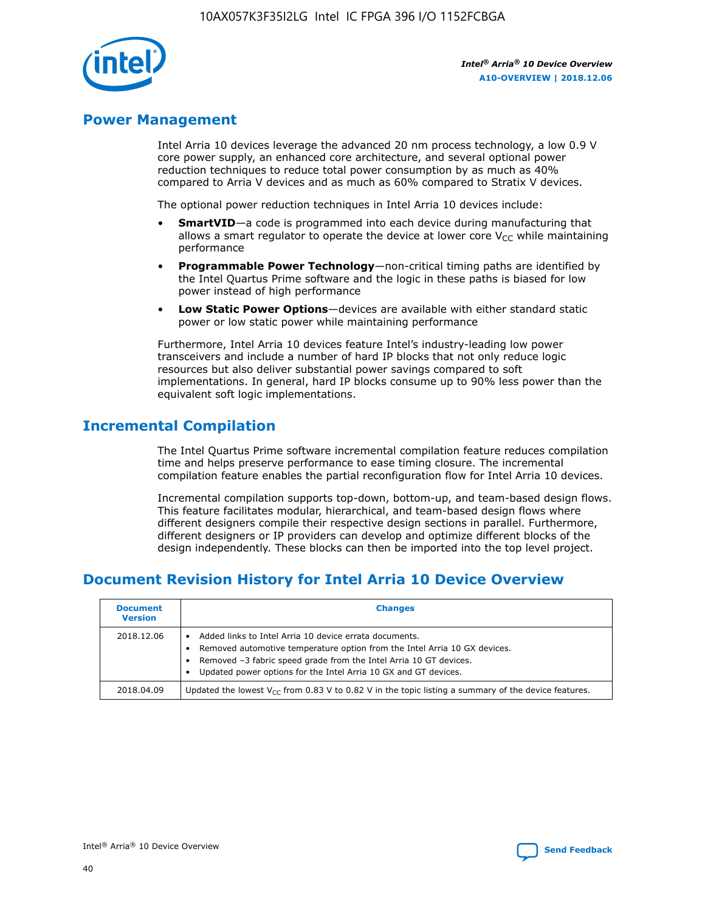## Power Management

Intel Arria 10 devices leverage the advanced 20 nm process technology, a low 0.9 V core power supply, an enhanced core architecture, and several optional power reduction techniques to reduce total power consumption by as much as 40% compared to Arria V devices and as much as 60% compared to Stratix V devices.

The optional power reduction techniques in Intel Arria 10 devices include:

- **SmartVID**—a code is programmed into each device during manufacturing that allows a smart regulator to operate the device at lower core $V_{CC}$ while maintaining performance
- **Programmable Power Technology**—non-critical timing paths are identified by the Intel Quartus Prime software and the logic in these paths is biased for low power instead of high performance
- **Low Static Power Options**—devices are available with either standard static power or low static power while maintaining performance

Furthermore, Intel Arria 10 devices feature Intel's industry-leading low power transceivers and include a number of hard IP blocks that not only reduce logic resources but also deliver substantial power savings compared to soft implementations. In general, hard IP blocks consume up to 90% less power than the equivalent soft logic implementations.

## Incremental Compilation

The Intel Quartus Prime software incremental compilation feature reduces compilation time and helps preserve performance to ease timing closure. The incremental compilation feature enables the partial reconfiguration flow for Intel Arria 10 devices.

Incremental compilation supports top-down, bottom-up, and team-based design flows. This feature facilitates modular, hierarchical, and team-based design flows where different designers compile their respective design sections in parallel. Furthermore, different designers or IP providers can develop and optimize different blocks of the design independently. These blocks can then be imported into the top level project.

## Document Revision History for Intel Arria 10 Device Overview

| Document Version | Changes |
|---|---|
| 2018.12.06 | • Added links to Intel Arria 10 device errata documents.<br>• Removed automotive temperature option from the Intel Arria 10 GX devices.<br>• Removed –3 fabric speed grade from the Intel Arria 10 GT devices.<br>• Updated power options for the Intel Arria 10 GX and GT devices. |
| 2018.04.09 | Updated the lowest $V_{CC}$ from 0.83 V to 0.82 V in the topic listing a summary of the device features. |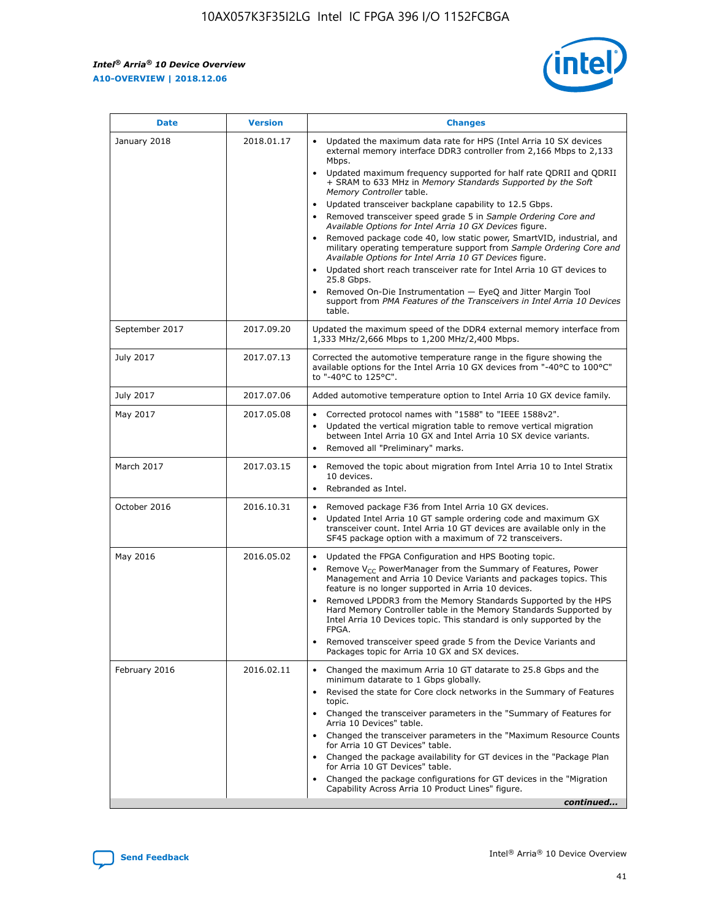| Date | Version | Changes |
| --- | --- | --- |
| January 2018 | 2018.01.17 | • Updated the maximum data rate for HPS (Intel Arria 10 SX devices external memory interface DDR3 controller from 2,166 Mbps to 2,133 Mbps.<br>• Updated maximum frequency supported for half rate QDRII and QDRII + SRAM to 633 MHz in *Memory Standards Supported by the Soft Memory Controller* table.<br>• Updated transceiver backplane capability to 12.5 Gbps.<br>• Removed transceiver speed grade 5 in *Sample Ordering Core and Available Options for Intel Arria 10 GX Devices* figure.<br>• Removed package code 40, low static power, SmartVID, industrial, and military operating temperature support from *Sample Ordering Core and Available Options for Intel Arria 10 GT Devices* figure.<br>• Updated short reach transceiver rate for Intel Arria 10 GT devices to 25.8 Gbps.<br>• Removed On-Die Instrumentation — EyeQ and Jitter Margin Tool support from *PMA Features of the Transceivers in Intel Arria 10 Devices* table. |
| September 2017 | 2017.09.20 | Updated the maximum speed of the DDR4 external memory interface from 1,333 MHz/2,666 Mbps to 1,200 MHz/2,400 Mbps. |
| July 2017 | 2017.07.13 | Corrected the automotive temperature range in the figure showing the available options for the Intel Arria 10 GX devices from "-40°C to 100°C" to "-40°C to 125°C". |
| July 2017 | 2017.07.06 | Added automotive temperature option to Intel Arria 10 GX device family. |
| May 2017 | 2017.05.08 | • Corrected protocol names with "1588" to "IEEE 1588v2".<br>• Updated the vertical migration table to remove vertical migration between Intel Arria 10 GX and Intel Arria 10 SX device variants.<br>• Removed all "Preliminary" marks. |
| March 2017 | 2017.03.15 | • Removed the topic about migration from Intel Arria 10 to Intel Stratix 10 devices.<br>• Rebranded as Intel. |
| October 2016 | 2016.10.31 | • Removed package F36 from Intel Arria 10 GX devices.<br>• Updated Intel Arria 10 GT sample ordering code and maximum GX transceiver count. Intel Arria 10 GT devices are available only in the SF45 package option with a maximum of 72 transceivers. |
| May 2016 | 2016.05.02 | • Updated the FPGA Configuration and HPS Booting topic.<br>• Remove $V_{CC}$ PowerManager from the Summary of Features, Power Management and Arria 10 Device Variants and packages topics. This feature is no longer supported in Arria 10 devices.<br>• Removed LPDDR3 from the Memory Standards Supported by the HPS Hard Memory Controller table in the Memory Standards Supported by Intel Arria 10 Devices topic. This standard is only supported by the FPGA.<br>• Removed transceiver speed grade 5 from the Device Variants and Packages topic for Arria 10 GX and SX devices. |
| February 2016 | 2016.02.11 | • Changed the maximum Arria 10 GT datarate to 25.8 Gbps and the minimum datarate to 1 Gbps globally.<br>• Revised the state for Core clock networks in the Summary of Features topic.<br>• Changed the transceiver parameters in the "Summary of Features for Arria 10 Devices" table.<br>• Changed the transceiver parameters in the "Maximum Resource Counts for Arria 10 GT Devices" table.<br>• Changed the package availability for GT devices in the "Package Plan for Arria 10 GT Devices" table.<br>• Changed the package configurations for GT devices in the "Migration Capability Across Arria 10 Product Lines" figure. |

*continued...*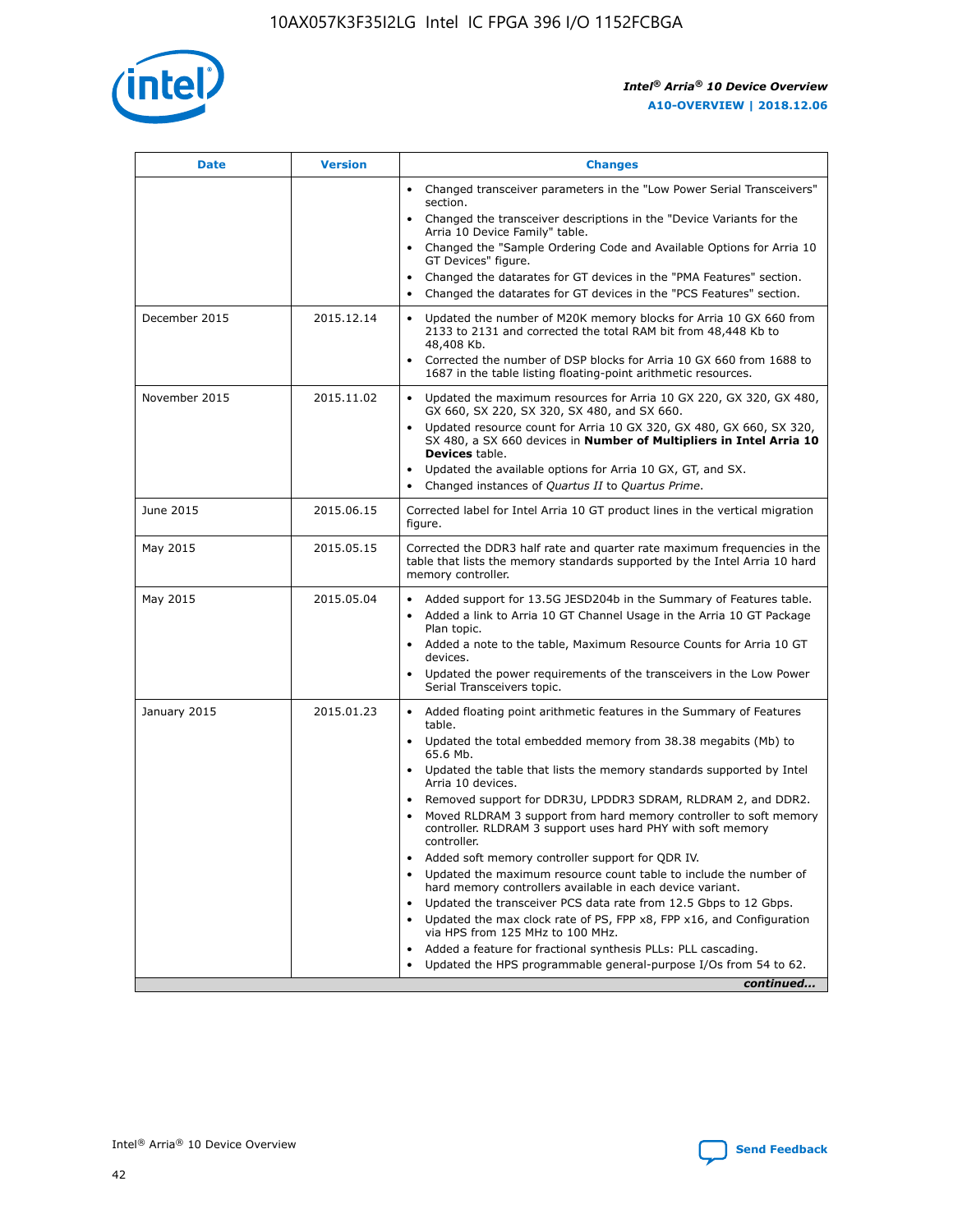| Date | Version | Changes |
| --- | --- | --- |
| | | • Changed transceiver parameters in the "Low Power Serial Transceivers" section.<br>• Changed the transceiver descriptions in the "Device Variants for the Arria 10 Device Family" table.<br>• Changed the "Sample Ordering Code and Available Options for Arria 10 GT Devices" figure.<br>• Changed the datarates for GT devices in the "PMA Features" section.<br>• Changed the datarates for GT devices in the "PCS Features" section. |
| December 2015 | 2015.12.14 | • Updated the number of M20K memory blocks for Arria 10 GX 660 from 2133 to 2131 and corrected the total RAM bit from 48,448 Kb to 48,408 Kb.<br>• Corrected the number of DSP blocks for Arria 10 GX 660 from 1688 to 1687 in the table listing floating-point arithmetic resources. |
| November 2015 | 2015.11.02 | • Updated the maximum resources for Arria 10 GX 220, GX 320, GX 480, GX 660, SX 220, SX 320, SX 480, and SX 660.<br>• Updated resource count for Arria 10 GX 320, GX 480, GX 660, SX 320, SX 480, a SX 660 devices in **Number of Multipliers in Intel Arria 10 Devices** table.<br>• Updated the available options for Arria 10 GX, GT, and SX.<br>• Changed instances of *Quartus II* to *Quartus Prime*. |
| June 2015 | 2015.06.15 | Corrected label for Intel Arria 10 GT product lines in the vertical migration figure. |
| May 2015 | 2015.05.15 | Corrected the DDR3 half rate and quarter rate maximum frequencies in the table that lists the memory standards supported by the Intel Arria 10 hard memory controller. |
| May 2015 | 2015.05.04 | • Added support for 13.5G JESD204b in the Summary of Features table.<br>• Added a link to Arria 10 GT Channel Usage in the Arria 10 GT Package Plan topic.<br>• Added a note to the table, Maximum Resource Counts for Arria 10 GT devices.<br>• Updated the power requirements of the transceivers in the Low Power Serial Transceivers topic. |
| January 2015 | 2015.01.23 | • Added floating point arithmetic features in the Summary of Features table.<br>• Updated the total embedded memory from 38.38 megabits (Mb) to 65.6 Mb.<br>• Updated the table that lists the memory standards supported by Intel Arria 10 devices.<br>• Removed support for DDR3U, LPDDR3 SDRAM, RLDRAM 2, and DDR2.<br>• Moved RLDRAM 3 support from hard memory controller to soft memory controller. RLDRAM 3 support uses hard PHY with soft memory controller.<br>• Added soft memory controller support for QDR IV.<br>• Updated the maximum resource count table to include the number of hard memory controllers available in each device variant.<br>• Updated the transceiver PCS data rate from 12.5 Gbps to 12 Gbps.<br>• Updated the max clock rate of PS, FPP x8, FPP x16, and Configuration via HPS from 125 MHz to 100 MHz.<br>• Added a feature for fractional synthesis PLLs: PLL cascading.<br>• Updated the HPS programmable general-purpose I/Os from 54 to 62. |

*continued...*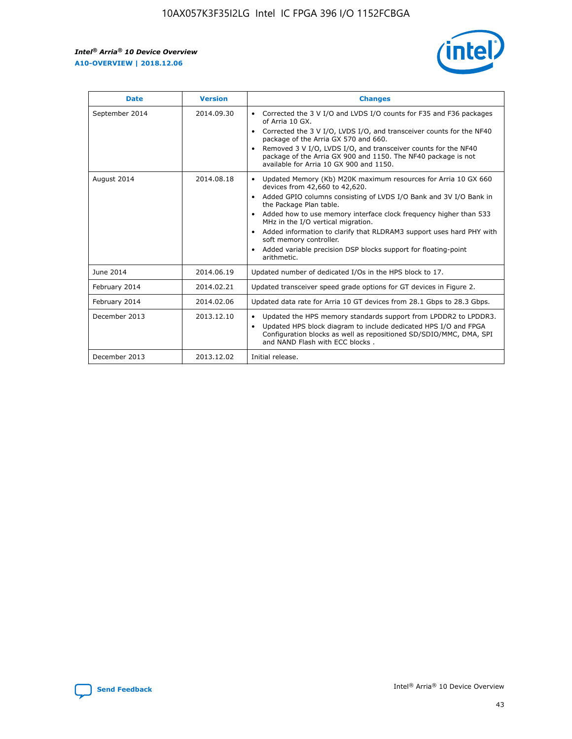| Date | Version | Changes |
| --- | --- | --- |
| September 2014 | 2014.09.30 | • Corrected the 3 V I/O and LVDS I/O counts for F35 and F36 packages of Arria 10 GX.<br>• Corrected the 3 V I/O, LVDS I/O, and transceiver counts for the NF40 package of the Arria GX 570 and 660.<br>• Removed 3 V I/O, LVDS I/O, and transceiver counts for the NF40 package of the Arria GX 900 and 1150. The NF40 package is not available for Arria 10 GX 900 and 1150. |
| August 2014 | 2014.08.18 | • Updated Memory (Kb) M20K maximum resources for Arria 10 GX 660 devices from 42,660 to 42,620.<br>• Added GPIO columns consisting of LVDS I/O Bank and 3V I/O Bank in the Package Plan table.<br>• Added how to use memory interface clock frequency higher than 533 MHz in the I/O vertical migration.<br>• Added information to clarify that RLDRAM3 support uses hard PHY with soft memory controller.<br>• Added variable precision DSP blocks support for floating-point arithmetic. |
| June 2014 | 2014.06.19 | Updated number of dedicated I/Os in the HPS block to 17. |
| February 2014 | 2014.02.21 | Updated transceiver speed grade options for GT devices in Figure 2. |
| February 2014 | 2014.02.06 | Updated data rate for Arria 10 GT devices from 28.1 Gbps to 28.3 Gbps. |
| December 2013 | 2013.12.10 | • Updated the HPS memory standards support from LPDDR2 to LPDDR3.<br>• Updated HPS block diagram to include dedicated HPS I/O and FPGA Configuration blocks as well as repositioned SD/SDIO/MMC, DMA, SPI and NAND Flash with ECC blocks . |
| December 2013 | 2013.12.02 | Initial release. |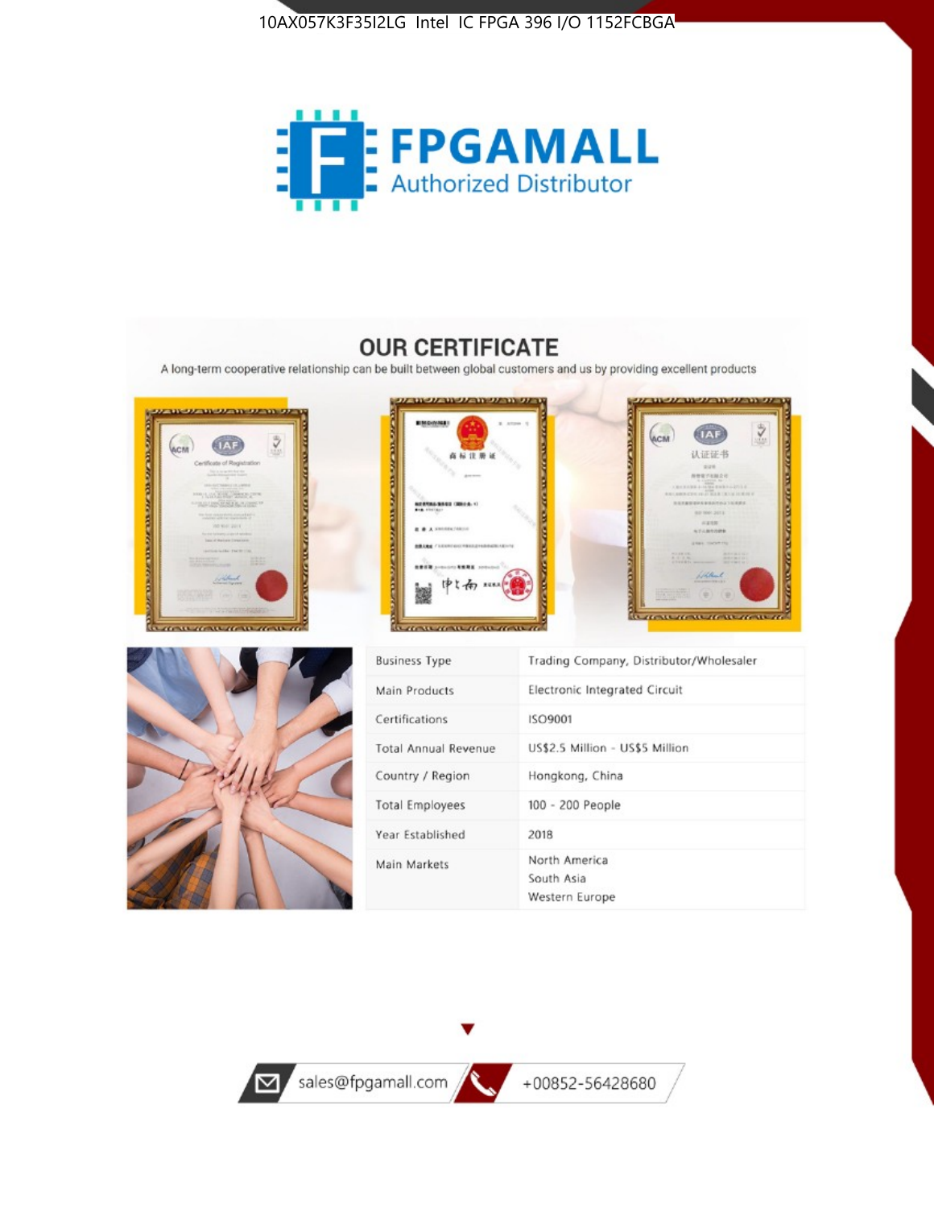FPGAMALL
Authorized Distributor

## OUR CERTIFICATE

A long-term cooperative relationship can be built between global customers and us by providing excellent products

| | |
|---|---|
| Business Type | Trading Company, Distributor/Wholesaler |
| Main Products | Electronic Integrated Circuit |
| Certifications | ISO9001 |
| Total Annual Revenue | US$2.5 Million - US$5 Million |
| Country / Region | Hongkong, China |
| Total Employees | 100 - 200 People |
| Year Established | 2018 |
| Main Markets | North America<br>South Asia<br>Western Europe |

sales@fpgamall.com

+00852-56428680